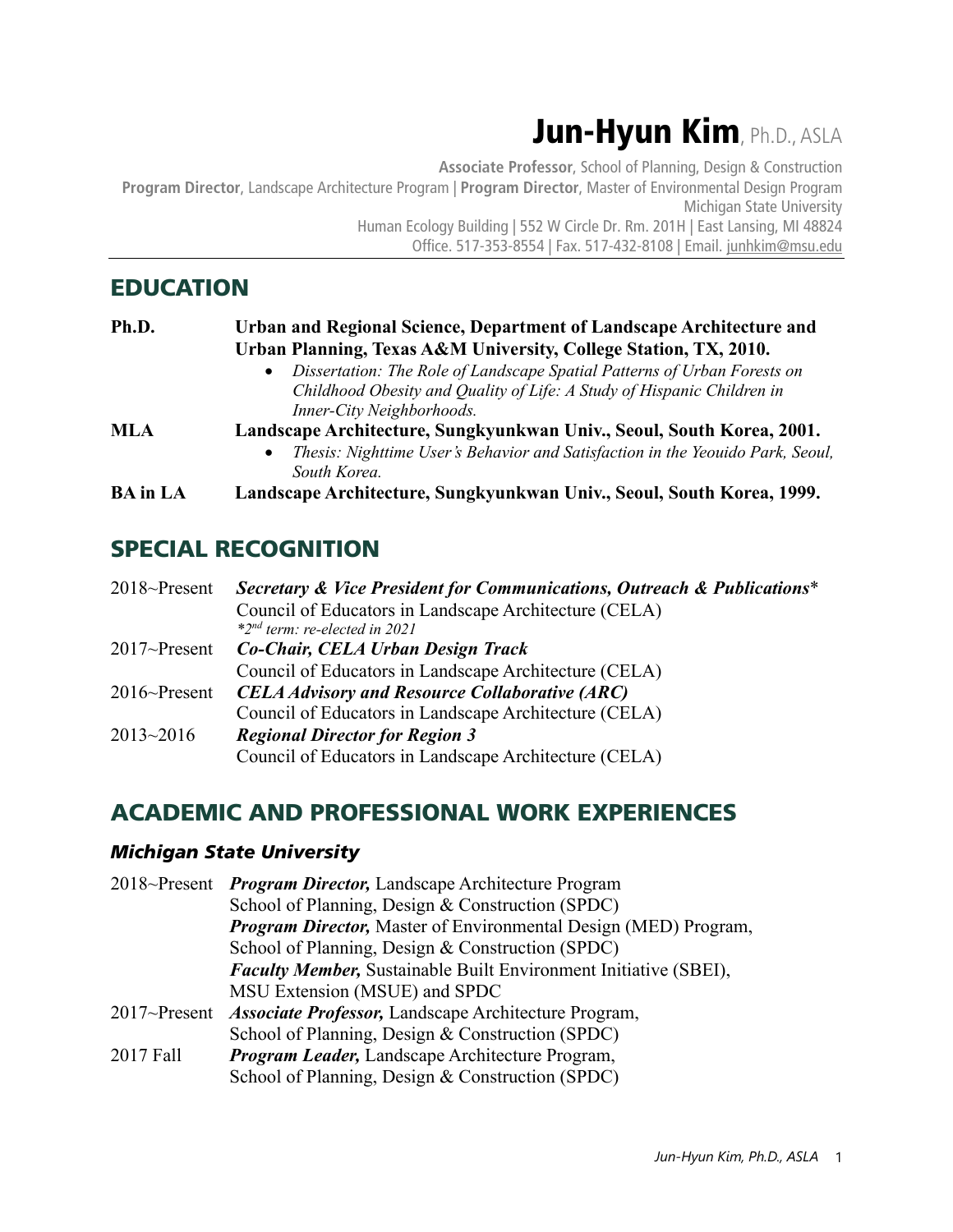# Jun-Hyun Kim, Ph.D., ASLA

**Associate Professor**, School of Planning, Design & Construction
**Program Director**, Landscape Architecture Program | **Program Director**, Master of Environmental Design Program
Michigan State University
Human Ecology Building | 552 W Circle Dr. Rm. 201H | East Lansing, MI 48824
Office. 517-353-8554 | Fax. 517-432-8108 | Email. junhkim@msu.edu

## EDUCATION

**Ph.D.** — **Urban and Regional Science, Department of Landscape Architecture and Urban Planning, Texas A&M University, College Station, TX, 2010.**

- *Dissertation: The Role of Landscape Spatial Patterns of Urban Forests on Childhood Obesity and Quality of Life: A Study of Hispanic Children in Inner-City Neighborhoods.*

**MLA** — **Landscape Architecture, Sungkyunkwan Univ., Seoul, South Korea, 2001.**

- *Thesis: Nighttime User's Behavior and Satisfaction in the Yeouido Park, Seoul, South Korea.*

**BA in LA** — **Landscape Architecture, Sungkyunkwan Univ., Seoul, South Korea, 1999.**

## SPECIAL RECOGNITION

2018~Present — ***Secretary & Vice President for Communications, Outreach & Publications****
Council of Educators in Landscape Architecture (CELA)
**2nd term: re-elected in 2021*

2017~Present — ***Co-Chair, CELA Urban Design Track***
Council of Educators in Landscape Architecture (CELA)

2016~Present — ***CELA Advisory and Resource Collaborative (ARC)***
Council of Educators in Landscape Architecture (CELA)

2013~2016 — ***Regional Director for Region 3***
Council of Educators in Landscape Architecture (CELA)

## ACADEMIC AND PROFESSIONAL WORK EXPERIENCES

### *Michigan State University*

2018~Present — ***Program Director,*** Landscape Architecture Program
School of Planning, Design & Construction (SPDC)
***Program Director,*** Master of Environmental Design (MED) Program,
School of Planning, Design & Construction (SPDC)
***Faculty Member,*** Sustainable Built Environment Initiative (SBEI),
MSU Extension (MSUE) and SPDC

2017~Present — ***Associate Professor,*** Landscape Architecture Program,
School of Planning, Design & Construction (SPDC)

2017 Fall — ***Program Leader,*** Landscape Architecture Program,
School of Planning, Design & Construction (SPDC)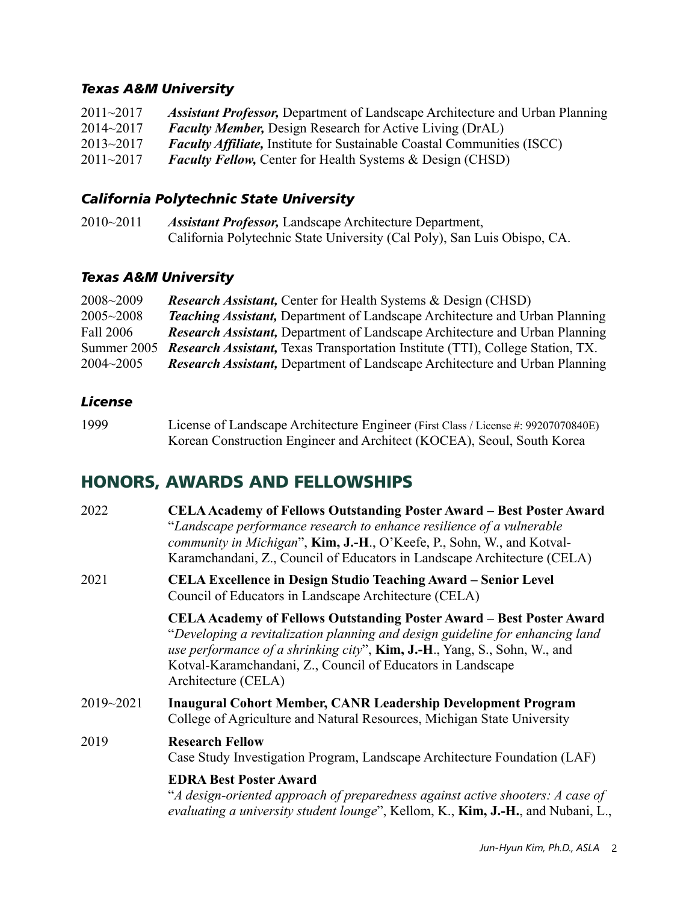### *Texas A&M University*

2011~2017 ***Assistant Professor,*** Department of Landscape Architecture and Urban Planning
2014~2017 ***Faculty Member,*** Design Research for Active Living (DrAL)
2013~2017 ***Faculty Affiliate,*** Institute for Sustainable Coastal Communities (ISCC)
2011~2017 ***Faculty Fellow,*** Center for Health Systems & Design (CHSD)

### *California Polytechnic State University*

2010~2011 ***Assistant Professor,*** Landscape Architecture Department, California Polytechnic State University (Cal Poly), San Luis Obispo, CA.

### *Texas A&M University*

2008~2009 ***Research Assistant,*** Center for Health Systems & Design (CHSD)
2005~2008 ***Teaching Assistant,*** Department of Landscape Architecture and Urban Planning
Fall 2006 ***Research Assistant,*** Department of Landscape Architecture and Urban Planning
Summer 2005 ***Research Assistant,*** Texas Transportation Institute (TTI), College Station, TX.
2004~2005 ***Research Assistant,*** Department of Landscape Architecture and Urban Planning

### *License*

1999 License of Landscape Architecture Engineer (First Class / License #: 99207070840E)
Korean Construction Engineer and Architect (KOCEA), Seoul, South Korea

## HONORS, AWARDS AND FELLOWSHIPS

2022 **CELA Academy of Fellows Outstanding Poster Award – Best Poster Award**
"*Landscape performance research to enhance resilience of a vulnerable community in Michigan*", **Kim, J.-H**., O'Keefe, P., Sohn, W., and Kotval-Karamchandani, Z., Council of Educators in Landscape Architecture (CELA)

2021 **CELA Excellence in Design Studio Teaching Award – Senior Level**
Council of Educators in Landscape Architecture (CELA)

**CELA Academy of Fellows Outstanding Poster Award – Best Poster Award**
"*Developing a revitalization planning and design guideline for enhancing land use performance of a shrinking city*", **Kim, J.-H**., Yang, S., Sohn, W., and Kotval-Karamchandani, Z., Council of Educators in Landscape Architecture (CELA)

2019~2021 **Inaugural Cohort Member, CANR Leadership Development Program**
College of Agriculture and Natural Resources, Michigan State University

2019 **Research Fellow**
Case Study Investigation Program, Landscape Architecture Foundation (LAF)

**EDRA Best Poster Award**
"*A design-oriented approach of preparedness against active shooters: A case of evaluating a university student lounge*", Kellom, K., **Kim, J.-H.**, and Nubani, L.,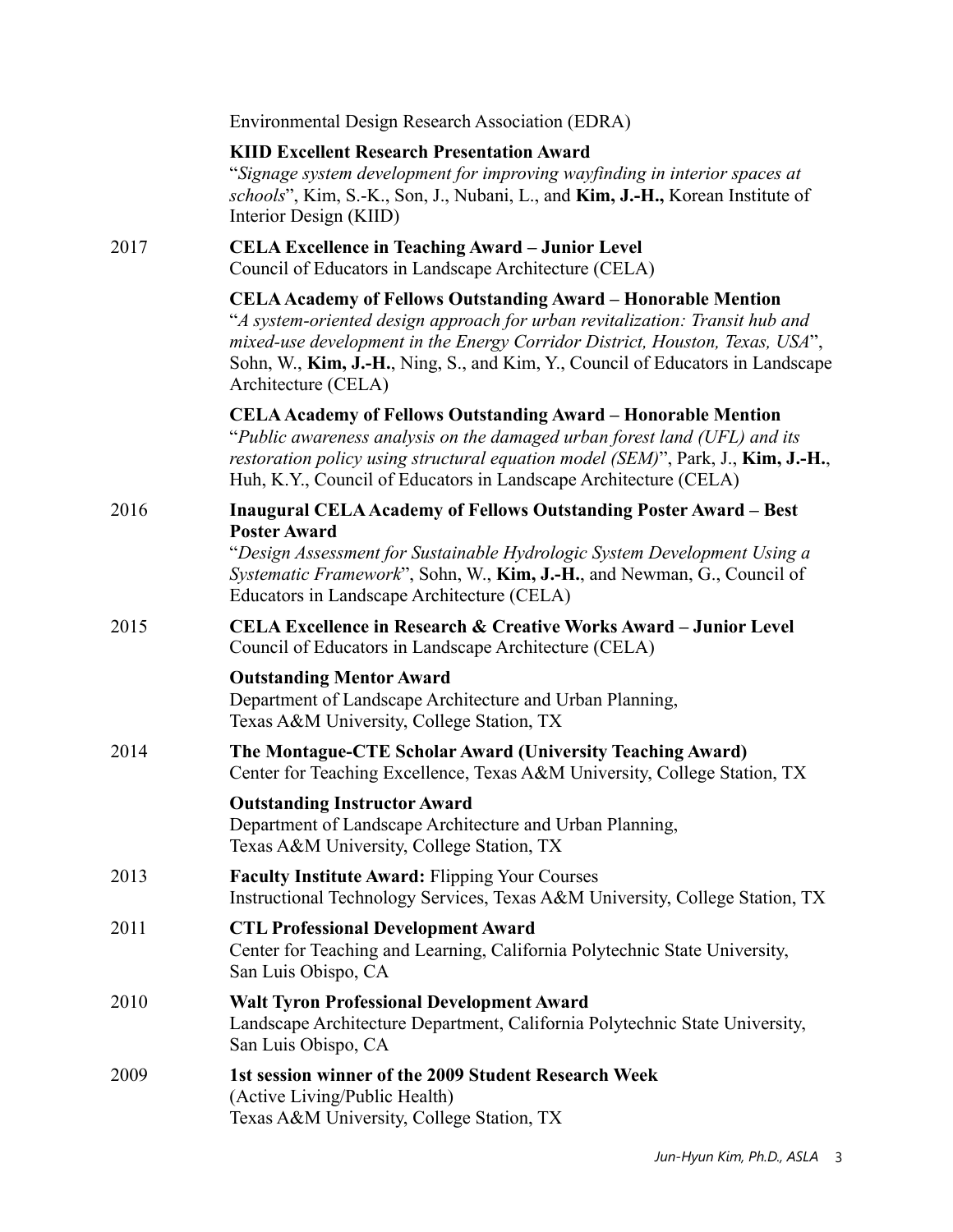Environmental Design Research Association (EDRA)

**KIID Excellent Research Presentation Award**
"*Signage system development for improving wayfinding in interior spaces at schools*", Kim, S.-K., Son, J., Nubani, L., and **Kim, J.-H.,** Korean Institute of Interior Design (KIID)

2017 **CELA Excellence in Teaching Award – Junior Level**
Council of Educators in Landscape Architecture (CELA)

**CELA Academy of Fellows Outstanding Award – Honorable Mention**
"*A system-oriented design approach for urban revitalization: Transit hub and mixed-use development in the Energy Corridor District, Houston, Texas, USA*", Sohn, W., **Kim, J.-H.**, Ning, S., and Kim, Y., Council of Educators in Landscape Architecture (CELA)

**CELA Academy of Fellows Outstanding Award – Honorable Mention**
"*Public awareness analysis on the damaged urban forest land (UFL) and its restoration policy using structural equation model (SEM)*", Park, J., **Kim, J.-H.**, Huh, K.Y., Council of Educators in Landscape Architecture (CELA)

2016 **Inaugural CELA Academy of Fellows Outstanding Poster Award – Best Poster Award**
"*Design Assessment for Sustainable Hydrologic System Development Using a Systematic Framework*", Sohn, W., **Kim, J.-H.**, and Newman, G., Council of Educators in Landscape Architecture (CELA)

2015 **CELA Excellence in Research & Creative Works Award – Junior Level**
Council of Educators in Landscape Architecture (CELA)

**Outstanding Mentor Award**
Department of Landscape Architecture and Urban Planning,
Texas A&M University, College Station, TX

2014 **The Montague-CTE Scholar Award (University Teaching Award)**
Center for Teaching Excellence, Texas A&M University, College Station, TX

**Outstanding Instructor Award**
Department of Landscape Architecture and Urban Planning,
Texas A&M University, College Station, TX

2013 **Faculty Institute Award:** Flipping Your Courses
Instructional Technology Services, Texas A&M University, College Station, TX

2011 **CTL Professional Development Award**
Center for Teaching and Learning, California Polytechnic State University, San Luis Obispo, CA

2010 **Walt Tyron Professional Development Award**
Landscape Architecture Department, California Polytechnic State University, San Luis Obispo, CA

2009 **1st session winner of the 2009 Student Research Week**
(Active Living/Public Health)
Texas A&M University, College Station, TX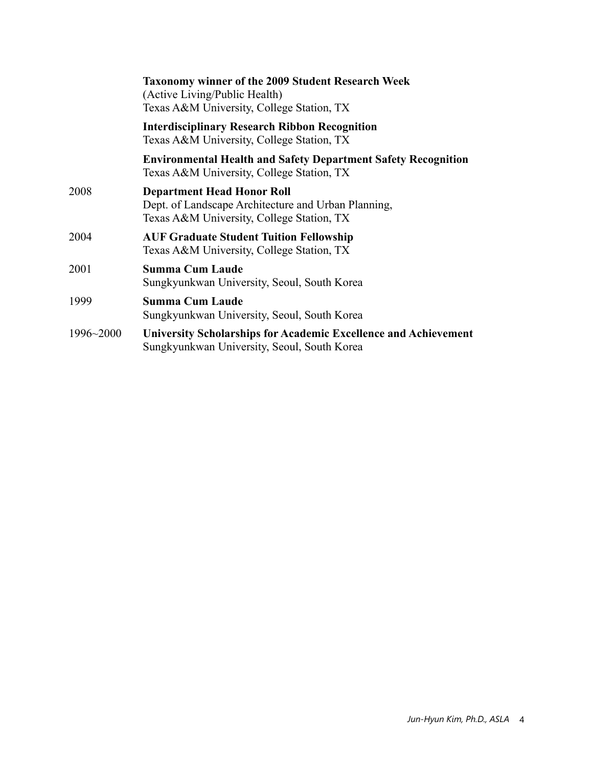| | |
|---|---|
| | **Taxonomy winner of the 2009 Student Research Week**<br>(Active Living/Public Health)<br>Texas A&M University, College Station, TX |
| | **Interdisciplinary Research Ribbon Recognition**<br>Texas A&M University, College Station, TX |
| | **Environmental Health and Safety Department Safety Recognition**<br>Texas A&M University, College Station, TX |
| 2008 | **Department Head Honor Roll**<br>Dept. of Landscape Architecture and Urban Planning,<br>Texas A&M University, College Station, TX |
| 2004 | **AUF Graduate Student Tuition Fellowship**<br>Texas A&M University, College Station, TX |
| 2001 | **Summa Cum Laude**<br>Sungkyunkwan University, Seoul, South Korea |
| 1999 | **Summa Cum Laude**<br>Sungkyunkwan University, Seoul, South Korea |
| 1996~2000 | **University Scholarships for Academic Excellence and Achievement**<br>Sungkyunkwan University, Seoul, South Korea |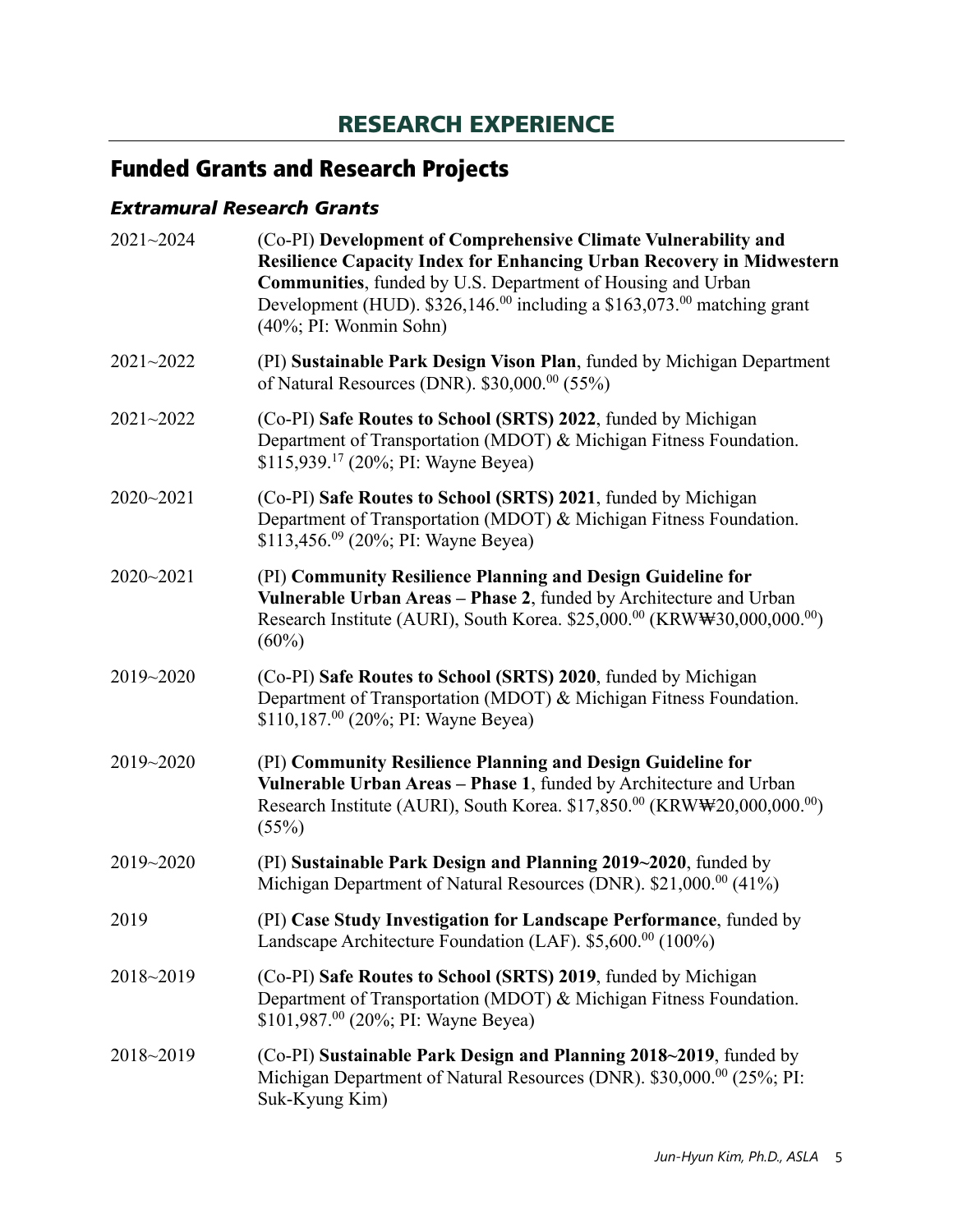# RESEARCH EXPERIENCE

## Funded Grants and Research Projects

### *Extramural Research Grants*

2021~2024 (Co-PI) **Development of Comprehensive Climate Vulnerability and Resilience Capacity Index for Enhancing Urban Recovery in Midwestern Communities**, funded by U.S. Department of Housing and Urban Development (HUD). $326,146.$^{00}$ including a $163,073.$^{00}$ matching grant (40%; PI: Wonmin Sohn)

2021~2022 (PI) **Sustainable Park Design Vison Plan**, funded by Michigan Department of Natural Resources (DNR). $30,000.$^{00}$ (55%)

2021~2022 (Co-PI) **Safe Routes to School (SRTS) 2022**, funded by Michigan Department of Transportation (MDOT) & Michigan Fitness Foundation. $115,939.$^{17}$ (20%; PI: Wayne Beyea)

2020~2021 (Co-PI) **Safe Routes to School (SRTS) 2021**, funded by Michigan Department of Transportation (MDOT) & Michigan Fitness Foundation. $113,456.$^{09}$ (20%; PI: Wayne Beyea)

2020~2021 (PI) **Community Resilience Planning and Design Guideline for Vulnerable Urban Areas – Phase 2**, funded by Architecture and Urban Research Institute (AURI), South Korea. $25,000.$^{00}$ (KRW₩30,000,000.$^{00}$) (60%)

2019~2020 (Co-PI) **Safe Routes to School (SRTS) 2020**, funded by Michigan Department of Transportation (MDOT) & Michigan Fitness Foundation. $110,187.$^{00}$ (20%; PI: Wayne Beyea)

2019~2020 (PI) **Community Resilience Planning and Design Guideline for Vulnerable Urban Areas – Phase 1**, funded by Architecture and Urban Research Institute (AURI), South Korea. $17,850.$^{00}$ (KRW₩20,000,000.$^{00}$) (55%)

2019~2020 (PI) **Sustainable Park Design and Planning 2019~2020**, funded by Michigan Department of Natural Resources (DNR). $21,000.$^{00}$ (41%)

2019 (PI) **Case Study Investigation for Landscape Performance**, funded by Landscape Architecture Foundation (LAF). $5,600.$^{00}$ (100%)

2018~2019 (Co-PI) **Safe Routes to School (SRTS) 2019**, funded by Michigan Department of Transportation (MDOT) & Michigan Fitness Foundation. $101,987.$^{00}$ (20%; PI: Wayne Beyea)

2018~2019 (Co-PI) **Sustainable Park Design and Planning 2018~2019**, funded by Michigan Department of Natural Resources (DNR). $30,000.$^{00}$ (25%; PI: Suk-Kyung Kim)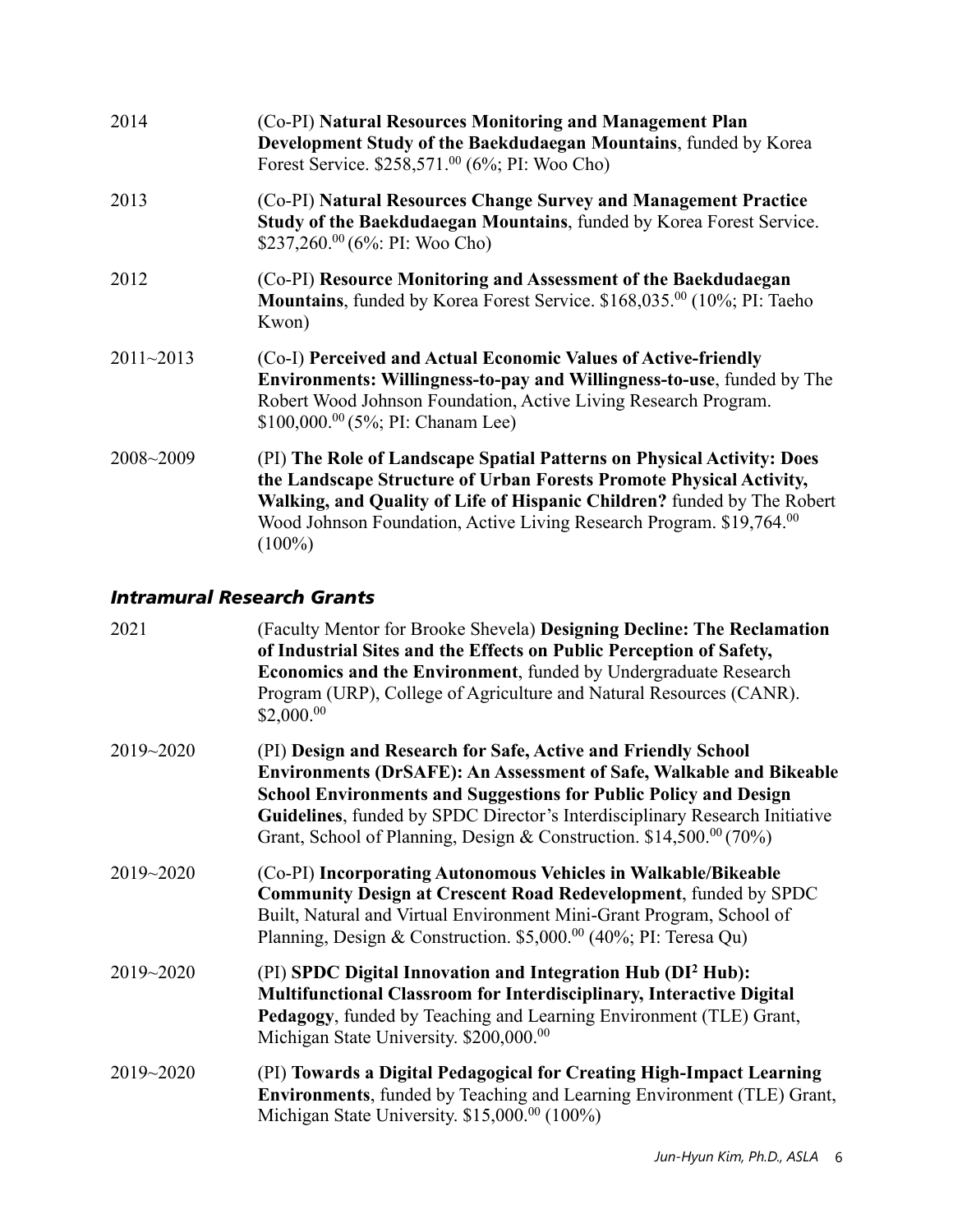2014 (Co-PI) **Natural Resources Monitoring and Management Plan Development Study of the Baekdudaegan Mountains**, funded by Korea Forest Service. \$258,571.$^{00}$ (6%; PI: Woo Cho)

2013 (Co-PI) **Natural Resources Change Survey and Management Practice Study of the Baekdudaegan Mountains**, funded by Korea Forest Service. \$237,260.$^{00}$ (6%: PI: Woo Cho)

2012 (Co-PI) **Resource Monitoring and Assessment of the Baekdudaegan Mountains**, funded by Korea Forest Service. \$168,035.$^{00}$ (10%; PI: Taeho Kwon)

2011~2013 (Co-I) **Perceived and Actual Economic Values of Active-friendly Environments: Willingness-to-pay and Willingness-to-use**, funded by The Robert Wood Johnson Foundation, Active Living Research Program. \$100,000.$^{00}$ (5%; PI: Chanam Lee)

2008~2009 (PI) **The Role of Landscape Spatial Patterns on Physical Activity: Does the Landscape Structure of Urban Forests Promote Physical Activity, Walking, and Quality of Life of Hispanic Children?** funded by The Robert Wood Johnson Foundation, Active Living Research Program. \$19,764.$^{00}$ (100%)

### *Intramural Research Grants*

2021 (Faculty Mentor for Brooke Shevela) **Designing Decline: The Reclamation of Industrial Sites and the Effects on Public Perception of Safety, Economics and the Environment**, funded by Undergraduate Research Program (URP), College of Agriculture and Natural Resources (CANR). \$2,000.$^{00}$

2019~2020 (PI) **Design and Research for Safe, Active and Friendly School Environments (DrSAFE): An Assessment of Safe, Walkable and Bikeable School Environments and Suggestions for Public Policy and Design Guidelines**, funded by SPDC Director's Interdisciplinary Research Initiative Grant, School of Planning, Design & Construction. \$14,500.$^{00}$ (70%)

2019~2020 (Co-PI) **Incorporating Autonomous Vehicles in Walkable/Bikeable Community Design at Crescent Road Redevelopment**, funded by SPDC Built, Natural and Virtual Environment Mini-Grant Program, School of Planning, Design & Construction. \$5,000.$^{00}$ (40%; PI: Teresa Qu)

2019~2020 (PI) **SPDC Digital Innovation and Integration Hub (DI$^2$ Hub): Multifunctional Classroom for Interdisciplinary, Interactive Digital Pedagogy**, funded by Teaching and Learning Environment (TLE) Grant, Michigan State University. \$200,000.$^{00}$

2019~2020 (PI) **Towards a Digital Pedagogical for Creating High-Impact Learning Environments**, funded by Teaching and Learning Environment (TLE) Grant, Michigan State University. \$15,000.$^{00}$ (100%)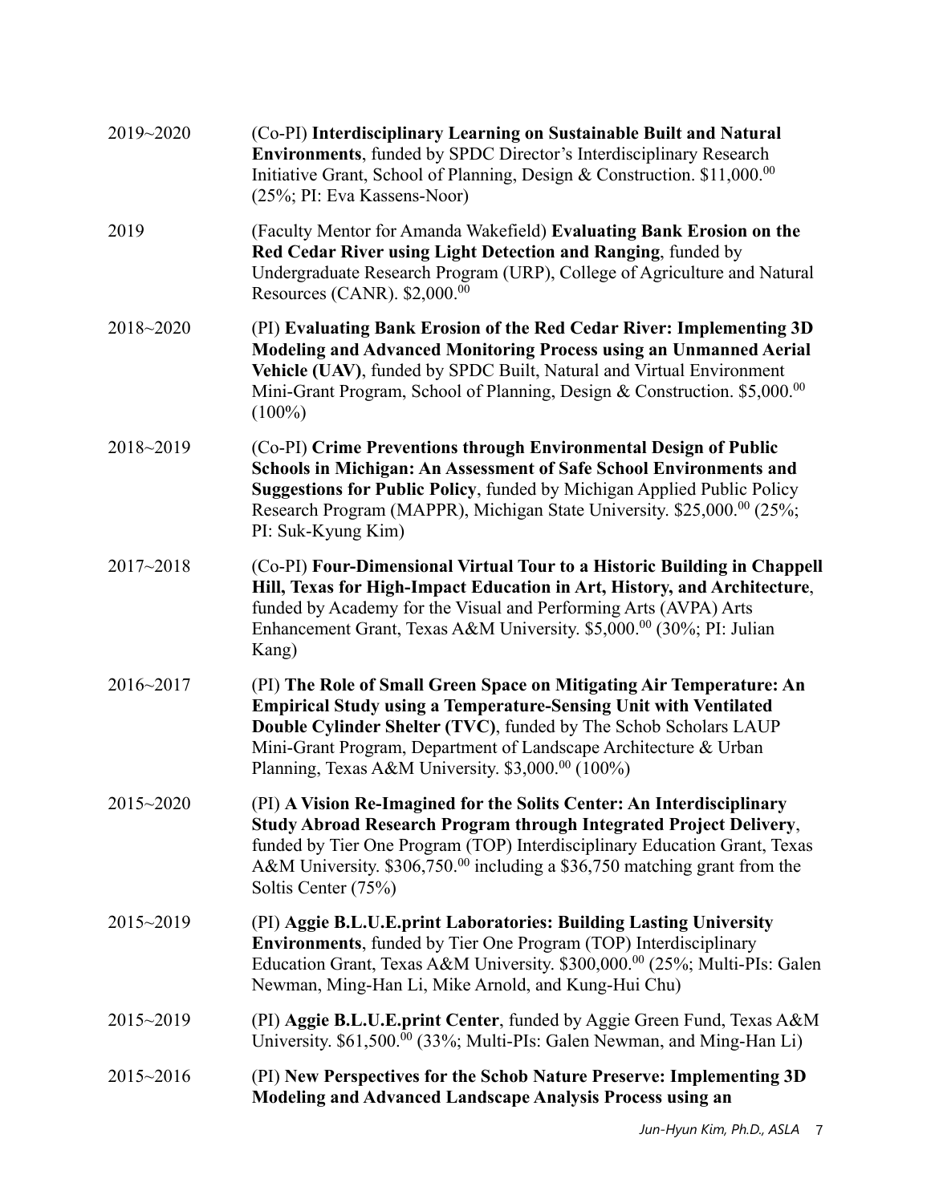2019~2020 (Co-PI) **Interdisciplinary Learning on Sustainable Built and Natural Environments**, funded by SPDC Director's Interdisciplinary Research Initiative Grant, School of Planning, Design & Construction. \$11,000.$^{00}$ (25%; PI: Eva Kassens-Noor)

2019 (Faculty Mentor for Amanda Wakefield) **Evaluating Bank Erosion on the Red Cedar River using Light Detection and Ranging**, funded by Undergraduate Research Program (URP), College of Agriculture and Natural Resources (CANR). \$2,000.$^{00}$

2018~2020 (PI) **Evaluating Bank Erosion of the Red Cedar River: Implementing 3D Modeling and Advanced Monitoring Process using an Unmanned Aerial Vehicle (UAV)**, funded by SPDC Built, Natural and Virtual Environment Mini-Grant Program, School of Planning, Design & Construction. \$5,000.$^{00}$ (100%)

2018~2019 (Co-PI) **Crime Preventions through Environmental Design of Public Schools in Michigan: An Assessment of Safe School Environments and Suggestions for Public Policy**, funded by Michigan Applied Public Policy Research Program (MAPPR), Michigan State University. \$25,000.$^{00}$ (25%; PI: Suk-Kyung Kim)

2017~2018 (Co-PI) **Four-Dimensional Virtual Tour to a Historic Building in Chappell Hill, Texas for High-Impact Education in Art, History, and Architecture**, funded by Academy for the Visual and Performing Arts (AVPA) Arts Enhancement Grant, Texas A&M University. \$5,000.$^{00}$ (30%; PI: Julian Kang)

2016~2017 (PI) **The Role of Small Green Space on Mitigating Air Temperature: An Empirical Study using a Temperature-Sensing Unit with Ventilated Double Cylinder Shelter (TVC)**, funded by The Schob Scholars LAUP Mini-Grant Program, Department of Landscape Architecture & Urban Planning, Texas A&M University. \$3,000.$^{00}$ (100%)

2015~2020 (PI) **A Vision Re-Imagined for the Solits Center: An Interdisciplinary Study Abroad Research Program through Integrated Project Delivery**, funded by Tier One Program (TOP) Interdisciplinary Education Grant, Texas A&M University. \$306,750.$^{00}$ including a \$36,750 matching grant from the Soltis Center (75%)

2015~2019 (PI) **Aggie B.L.U.E.print Laboratories: Building Lasting University Environments**, funded by Tier One Program (TOP) Interdisciplinary Education Grant, Texas A&M University. \$300,000.$^{00}$ (25%; Multi-PIs: Galen Newman, Ming-Han Li, Mike Arnold, and Kung-Hui Chu)

2015~2019 (PI) **Aggie B.L.U.E.print Center**, funded by Aggie Green Fund, Texas A&M University. \$61,500.$^{00}$ (33%; Multi-PIs: Galen Newman, and Ming-Han Li)

2015~2016 (PI) **New Perspectives for the Schob Nature Preserve: Implementing 3D Modeling and Advanced Landscape Analysis Process using an**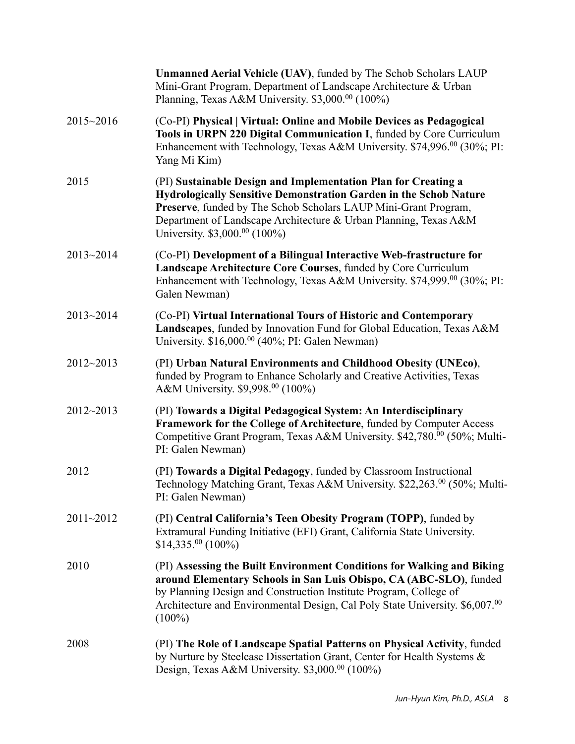| | |
|---|---|
| | **Unmanned Aerial Vehicle (UAV)**, funded by The Schob Scholars LAUP Mini-Grant Program, Department of Landscape Architecture & Urban Planning, Texas A&M University. \$3,000.$^{00}$ (100%) |
| 2015~2016 | (Co-PI) **Physical \| Virtual: Online and Mobile Devices as Pedagogical Tools in URPN 220 Digital Communication I**, funded by Core Curriculum Enhancement with Technology, Texas A&M University. \$74,996.$^{00}$ (30%; PI: Yang Mi Kim) |
| 2015 | (PI) **Sustainable Design and Implementation Plan for Creating a Hydrologically Sensitive Demonstration Garden in the Schob Nature Preserve**, funded by The Schob Scholars LAUP Mini-Grant Program, Department of Landscape Architecture & Urban Planning, Texas A&M University. \$3,000.$^{00}$ (100%) |
| 2013~2014 | (Co-PI) **Development of a Bilingual Interactive Web-frastructure for Landscape Architecture Core Courses**, funded by Core Curriculum Enhancement with Technology, Texas A&M University. \$74,999.$^{00}$ (30%; PI: Galen Newman) |
| 2013~2014 | (Co-PI) **Virtual International Tours of Historic and Contemporary Landscapes**, funded by Innovation Fund for Global Education, Texas A&M University. \$16,000.$^{00}$ (40%; PI: Galen Newman) |
| 2012~2013 | (PI) **Urban Natural Environments and Childhood Obesity (UNEco)**, funded by Program to Enhance Scholarly and Creative Activities, Texas A&M University. \$9,998.$^{00}$ (100%) |
| 2012~2013 | (PI) **Towards a Digital Pedagogical System: An Interdisciplinary Framework for the College of Architecture**, funded by Computer Access Competitive Grant Program, Texas A&M University. \$42,780.$^{00}$ (50%; Multi-PI: Galen Newman) |
| 2012 | (PI) **Towards a Digital Pedagogy**, funded by Classroom Instructional Technology Matching Grant, Texas A&M University. \$22,263.$^{00}$ (50%; Multi-PI: Galen Newman) |
| 2011~2012 | (PI) **Central California's Teen Obesity Program (TOPP)**, funded by Extramural Funding Initiative (EFI) Grant, California State University. \$14,335.$^{00}$ (100%) |
| 2010 | (PI) **Assessing the Built Environment Conditions for Walking and Biking around Elementary Schools in San Luis Obispo, CA (ABC-SLO)**, funded by Planning Design and Construction Institute Program, College of Architecture and Environmental Design, Cal Poly State University. \$6,007.$^{00}$ (100%) |
| 2008 | (PI) **The Role of Landscape Spatial Patterns on Physical Activity**, funded by Nurture by Steelcase Dissertation Grant, Center for Health Systems & Design, Texas A&M University. \$3,000.$^{00}$ (100%) |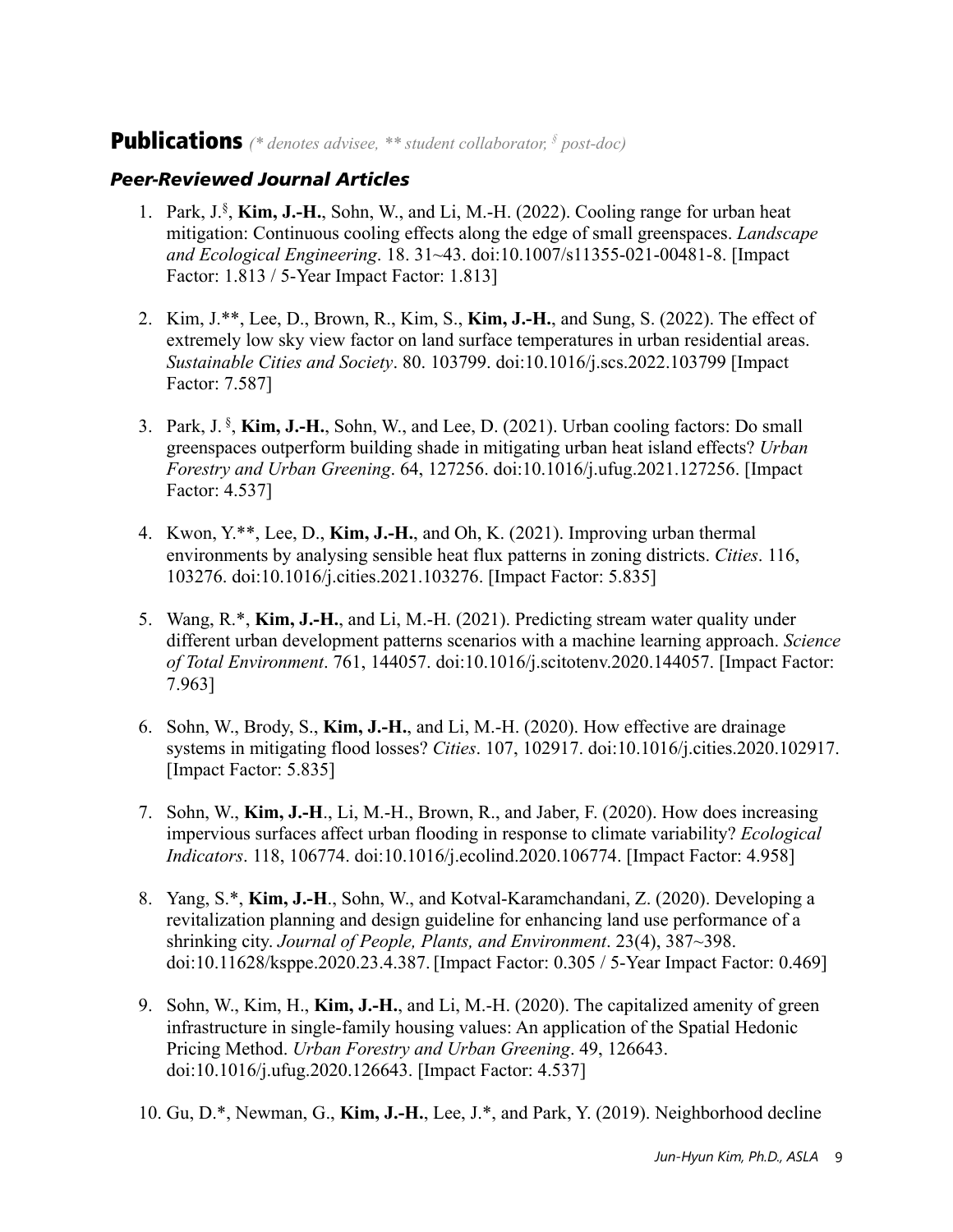## Publications *(* denotes advisee, ** student collaborator, § post-doc)*

### *Peer-Reviewed Journal Articles*

1. Park, J.§, **Kim, J.-H.**, Sohn, W., and Li, M.-H. (2022). Cooling range for urban heat mitigation: Continuous cooling effects along the edge of small greenspaces. *Landscape and Ecological Engineering*. 18. 31~43. doi:10.1007/s11355-021-00481-8. [Impact Factor: 1.813 / 5-Year Impact Factor: 1.813]

2. Kim, J.**, Lee, D., Brown, R., Kim, S., **Kim, J.-H.**, and Sung, S. (2022). The effect of extremely low sky view factor on land surface temperatures in urban residential areas. *Sustainable Cities and Society*. 80. 103799. doi:10.1016/j.scs.2022.103799 [Impact Factor: 7.587]

3. Park, J. §, **Kim, J.-H.**, Sohn, W., and Lee, D. (2021). Urban cooling factors: Do small greenspaces outperform building shade in mitigating urban heat island effects? *Urban Forestry and Urban Greening*. 64, 127256. doi:10.1016/j.ufug.2021.127256. [Impact Factor: 4.537]

4. Kwon, Y.**, Lee, D., **Kim, J.-H.**, and Oh, K. (2021). Improving urban thermal environments by analysing sensible heat flux patterns in zoning districts. *Cities*. 116, 103276. doi:10.1016/j.cities.2021.103276. [Impact Factor: 5.835]

5. Wang, R.*, **Kim, J.-H.**, and Li, M.-H. (2021). Predicting stream water quality under different urban development patterns scenarios with a machine learning approach. *Science of Total Environment*. 761, 144057. doi:10.1016/j.scitotenv.2020.144057. [Impact Factor: 7.963]

6. Sohn, W., Brody, S., **Kim, J.-H.**, and Li, M.-H. (2020). How effective are drainage systems in mitigating flood losses? *Cities*. 107, 102917. doi:10.1016/j.cities.2020.102917. [Impact Factor: 5.835]

7. Sohn, W., **Kim, J.-H**., Li, M.-H., Brown, R., and Jaber, F. (2020). How does increasing impervious surfaces affect urban flooding in response to climate variability? *Ecological Indicators*. 118, 106774. doi:10.1016/j.ecolind.2020.106774. [Impact Factor: 4.958]

8. Yang, S.*, **Kim, J.-H**., Sohn, W., and Kotval-Karamchandani, Z. (2020). Developing a revitalization planning and design guideline for enhancing land use performance of a shrinking city. *Journal of People, Plants, and Environment*. 23(4), 387~398. doi:10.11628/ksppe.2020.23.4.387. [Impact Factor: 0.305 / 5-Year Impact Factor: 0.469]

9. Sohn, W., Kim, H., **Kim, J.-H.**, and Li, M.-H. (2020). The capitalized amenity of green infrastructure in single-family housing values: An application of the Spatial Hedonic Pricing Method. *Urban Forestry and Urban Greening*. 49, 126643. doi:10.1016/j.ufug.2020.126643. [Impact Factor: 4.537]

10. Gu, D.*, Newman, G., **Kim, J.-H.**, Lee, J.*, and Park, Y. (2019). Neighborhood decline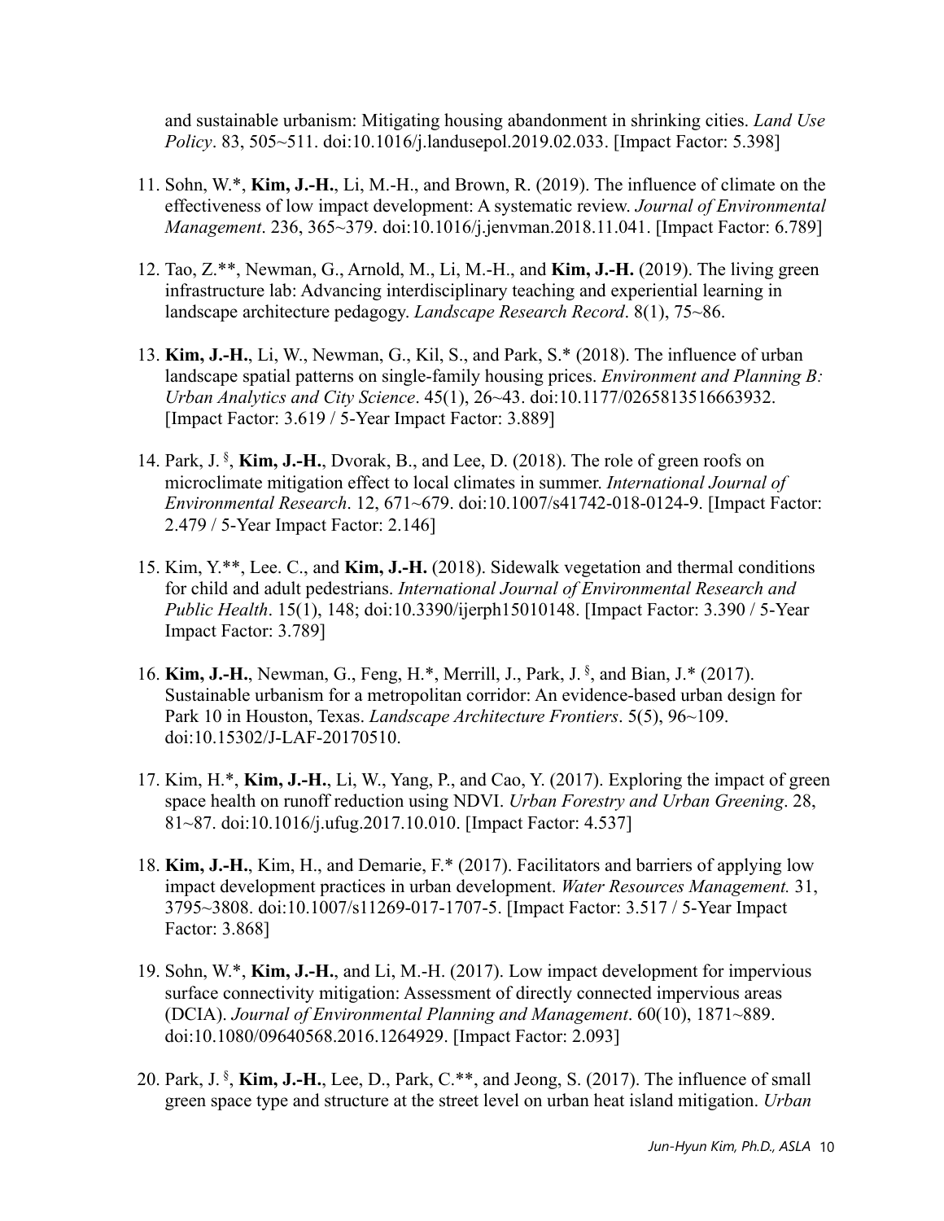and sustainable urbanism: Mitigating housing abandonment in shrinking cities. *Land Use Policy*. 83, 505~511. doi:10.1016/j.landusepol.2019.02.033. [Impact Factor: 5.398]

11. Sohn, W.*, **Kim, J.-H.**, Li, M.-H., and Brown, R. (2019). The influence of climate on the effectiveness of low impact development: A systematic review. *Journal of Environmental Management*. 236, 365~379. doi:10.1016/j.jenvman.2018.11.041. [Impact Factor: 6.789]

12. Tao, Z.**, Newman, G., Arnold, M., Li, M.-H., and **Kim, J.-H.** (2019). The living green infrastructure lab: Advancing interdisciplinary teaching and experiential learning in landscape architecture pedagogy. *Landscape Research Record*. 8(1), 75~86.

13. **Kim, J.-H.**, Li, W., Newman, G., Kil, S., and Park, S.* (2018). The influence of urban landscape spatial patterns on single-family housing prices. *Environment and Planning B: Urban Analytics and City Science*. 45(1), 26~43. doi:10.1177/0265813516663932. [Impact Factor: 3.619 / 5-Year Impact Factor: 3.889]

14. Park, J. §, **Kim, J.-H.**, Dvorak, B., and Lee, D. (2018). The role of green roofs on microclimate mitigation effect to local climates in summer. *International Journal of Environmental Research*. 12, 671~679. doi:10.1007/s41742-018-0124-9. [Impact Factor: 2.479 / 5-Year Impact Factor: 2.146]

15. Kim, Y.**, Lee. C., and **Kim, J.-H.** (2018). Sidewalk vegetation and thermal conditions for child and adult pedestrians. *International Journal of Environmental Research and Public Health*. 15(1), 148; doi:10.3390/ijerph15010148. [Impact Factor: 3.390 / 5-Year Impact Factor: 3.789]

16. **Kim, J.-H.**, Newman, G., Feng, H.*, Merrill, J., Park, J. §, and Bian, J.* (2017). Sustainable urbanism for a metropolitan corridor: An evidence-based urban design for Park 10 in Houston, Texas. *Landscape Architecture Frontiers*. 5(5), 96~109. doi:10.15302/J-LAF-20170510.

17. Kim, H.*, **Kim, J.-H.**, Li, W., Yang, P., and Cao, Y. (2017). Exploring the impact of green space health on runoff reduction using NDVI. *Urban Forestry and Urban Greening*. 28, 81~87. doi:10.1016/j.ufug.2017.10.010. [Impact Factor: 4.537]

18. **Kim, J.-H.**, Kim, H., and Demarie, F.* (2017). Facilitators and barriers of applying low impact development practices in urban development. *Water Resources Management.* 31, 3795~3808. doi:10.1007/s11269-017-1707-5. [Impact Factor: 3.517 / 5-Year Impact Factor: 3.868]

19. Sohn, W.*, **Kim, J.-H.**, and Li, M.-H. (2017). Low impact development for impervious surface connectivity mitigation: Assessment of directly connected impervious areas (DCIA). *Journal of Environmental Planning and Management*. 60(10), 1871~889. doi:10.1080/09640568.2016.1264929. [Impact Factor: 2.093]

20. Park, J. §, **Kim, J.-H.**, Lee, D., Park, C.**, and Jeong, S. (2017). The influence of small green space type and structure at the street level on urban heat island mitigation. *Urban*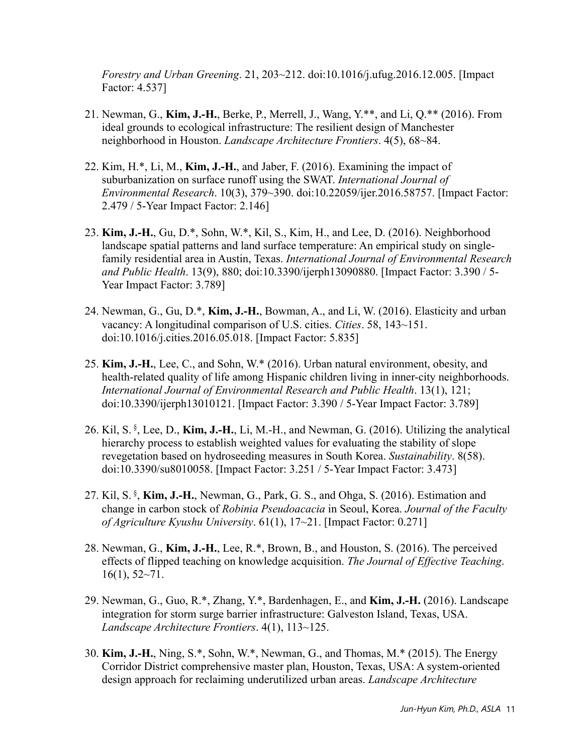*Forestry and Urban Greening*. 21, 203~212. doi:10.1016/j.ufug.2016.12.005. [Impact Factor: 4.537]

21. Newman, G., **Kim, J.-H.**, Berke, P., Merrell, J., Wang, Y.**, and Li, Q.** (2016). From ideal grounds to ecological infrastructure: The resilient design of Manchester neighborhood in Houston. *Landscape Architecture Frontiers*. 4(5), 68~84.

22. Kim, H.*, Li, M., **Kim, J.-H.**, and Jaber, F. (2016). Examining the impact of suburbanization on surface runoff using the SWAT. *International Journal of Environmental Research*. 10(3), 379~390. doi:10.22059/ijer.2016.58757. [Impact Factor: 2.479 / 5-Year Impact Factor: 2.146]

23. **Kim, J.-H.**, Gu, D.*, Sohn, W.*, Kil, S., Kim, H., and Lee, D. (2016). Neighborhood landscape spatial patterns and land surface temperature: An empirical study on single-family residential area in Austin, Texas. *International Journal of Environmental Research and Public Health*. 13(9), 880; doi:10.3390/ijerph13090880. [Impact Factor: 3.390 / 5-Year Impact Factor: 3.789]

24. Newman, G., Gu, D.*, **Kim, J.-H.**, Bowman, A., and Li, W. (2016). Elasticity and urban vacancy: A longitudinal comparison of U.S. cities. *Cities*. 58, 143~151. doi:10.1016/j.cities.2016.05.018. [Impact Factor: 5.835]

25. **Kim, J.-H.**, Lee, C., and Sohn, W.* (2016). Urban natural environment, obesity, and health-related quality of life among Hispanic children living in inner-city neighborhoods. *International Journal of Environmental Research and Public Health*. 13(1), 121; doi:10.3390/ijerph13010121. [Impact Factor: 3.390 / 5-Year Impact Factor: 3.789]

26. Kil, S. [§], Lee, D., **Kim, J.-H.**, Li, M.-H., and Newman, G. (2016). Utilizing the analytical hierarchy process to establish weighted values for evaluating the stability of slope revegetation based on hydroseeding measures in South Korea. *Sustainability*. 8(58). doi:10.3390/su8010058. [Impact Factor: 3.251 / 5-Year Impact Factor: 3.473]

27. Kil, S. [§], **Kim, J.-H.**, Newman, G., Park, G. S., and Ohga, S. (2016). Estimation and change in carbon stock of *Robinia Pseudoacacia* in Seoul, Korea. *Journal of the Faculty of Agriculture Kyushu University*. 61(1), 17~21. [Impact Factor: 0.271]

28. Newman, G., **Kim, J.-H.**, Lee, R.*, Brown, B., and Houston, S. (2016). The perceived effects of flipped teaching on knowledge acquisition. *The Journal of Effective Teaching*. 16(1), 52~71.

29. Newman, G., Guo, R.*, Zhang, Y.*, Bardenhagen, E., and **Kim, J.-H.** (2016). Landscape integration for storm surge barrier infrastructure: Galveston Island, Texas, USA. *Landscape Architecture Frontiers*. 4(1), 113~125.

30. **Kim, J.-H.**, Ning, S.*, Sohn, W.*, Newman, G., and Thomas, M.* (2015). The Energy Corridor District comprehensive master plan, Houston, Texas, USA: A system-oriented design approach for reclaiming underutilized urban areas. *Landscape Architecture*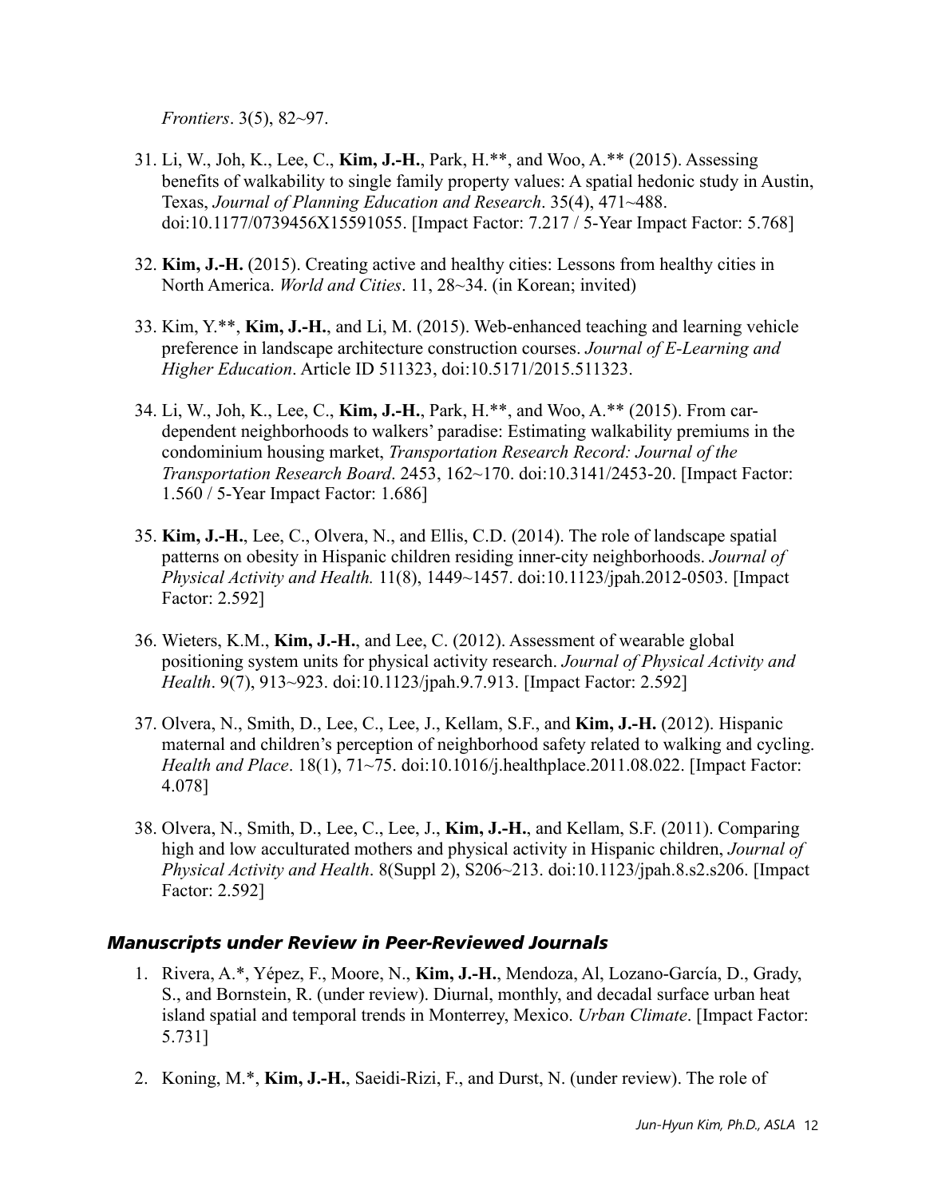*Frontiers*. 3(5), 82~97.

31. Li, W., Joh, K., Lee, C., **Kim, J.-H.**, Park, H.**, and Woo, A.** (2015). Assessing benefits of walkability to single family property values: A spatial hedonic study in Austin, Texas, *Journal of Planning Education and Research*. 35(4), 471~488. doi:10.1177/0739456X15591055. [Impact Factor: 7.217 / 5-Year Impact Factor: 5.768]

32. **Kim, J.-H.** (2015). Creating active and healthy cities: Lessons from healthy cities in North America. *World and Cities*. 11, 28~34. (in Korean; invited)

33. Kim, Y.**, **Kim, J.-H.**, and Li, M. (2015). Web-enhanced teaching and learning vehicle preference in landscape architecture construction courses. *Journal of E-Learning and Higher Education*. Article ID 511323, doi:10.5171/2015.511323.

34. Li, W., Joh, K., Lee, C., **Kim, J.-H.**, Park, H.**, and Woo, A.** (2015). From car-dependent neighborhoods to walkers' paradise: Estimating walkability premiums in the condominium housing market, *Transportation Research Record: Journal of the Transportation Research Board*. 2453, 162~170. doi:10.3141/2453-20. [Impact Factor: 1.560 / 5-Year Impact Factor: 1.686]

35. **Kim, J.-H.**, Lee, C., Olvera, N., and Ellis, C.D. (2014). The role of landscape spatial patterns on obesity in Hispanic children residing inner-city neighborhoods. *Journal of Physical Activity and Health.* 11(8), 1449~1457. doi:10.1123/jpah.2012-0503. [Impact Factor: 2.592]

36. Wieters, K.M., **Kim, J.-H.**, and Lee, C. (2012). Assessment of wearable global positioning system units for physical activity research. *Journal of Physical Activity and Health*. 9(7), 913~923. doi:10.1123/jpah.9.7.913. [Impact Factor: 2.592]

37. Olvera, N., Smith, D., Lee, C., Lee, J., Kellam, S.F., and **Kim, J.-H.** (2012). Hispanic maternal and children's perception of neighborhood safety related to walking and cycling. *Health and Place*. 18(1), 71~75. doi:10.1016/j.healthplace.2011.08.022. [Impact Factor: 4.078]

38. Olvera, N., Smith, D., Lee, C., Lee, J., **Kim, J.-H.**, and Kellam, S.F. (2011). Comparing high and low acculturated mothers and physical activity in Hispanic children, *Journal of Physical Activity and Health*. 8(Suppl 2), S206~213. doi:10.1123/jpah.8.s2.s206. [Impact Factor: 2.592]

### *Manuscripts under Review in Peer-Reviewed Journals*

1. Rivera, A.*, Yépez, F., Moore, N., **Kim, J.-H.**, Mendoza, Al, Lozano-García, D., Grady, S., and Bornstein, R. (under review). Diurnal, monthly, and decadal surface urban heat island spatial and temporal trends in Monterrey, Mexico. *Urban Climate*. [Impact Factor: 5.731]

2. Koning, M.*, **Kim, J.-H.**, Saeidi-Rizi, F., and Durst, N. (under review). The role of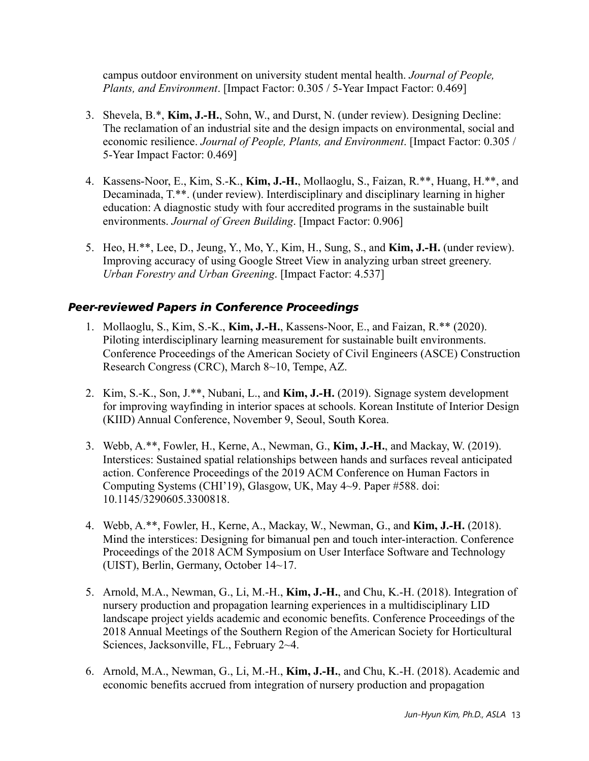campus outdoor environment on university student mental health. *Journal of People, Plants, and Environment*. [Impact Factor: 0.305 / 5-Year Impact Factor: 0.469]

3. Shevela, B.*, **Kim, J.-H.**, Sohn, W., and Durst, N. (under review). Designing Decline: The reclamation of an industrial site and the design impacts on environmental, social and economic resilience. *Journal of People, Plants, and Environment*. [Impact Factor: 0.305 / 5-Year Impact Factor: 0.469]

4. Kassens-Noor, E., Kim, S.-K., **Kim, J.-H.**, Mollaoglu, S., Faizan, R.**, Huang, H.**, and Decaminada, T.**. (under review). Interdisciplinary and disciplinary learning in higher education: A diagnostic study with four accredited programs in the sustainable built environments. *Journal of Green Building*. [Impact Factor: 0.906]

5. Heo, H.**, Lee, D., Jeung, Y., Mo, Y., Kim, H., Sung, S., and **Kim, J.-H.** (under review). Improving accuracy of using Google Street View in analyzing urban street greenery. *Urban Forestry and Urban Greening*. [Impact Factor: 4.537]

### *Peer-reviewed Papers in Conference Proceedings*

1. Mollaoglu, S., Kim, S.-K., **Kim, J.-H.**, Kassens-Noor, E., and Faizan, R.** (2020). Piloting interdisciplinary learning measurement for sustainable built environments. Conference Proceedings of the American Society of Civil Engineers (ASCE) Construction Research Congress (CRC), March 8~10, Tempe, AZ.

2. Kim, S.-K., Son, J.**, Nubani, L., and **Kim, J.-H.** (2019). Signage system development for improving wayfinding in interior spaces at schools. Korean Institute of Interior Design (KIID) Annual Conference, November 9, Seoul, South Korea.

3. Webb, A.**, Fowler, H., Kerne, A., Newman, G., **Kim, J.-H.**, and Mackay, W. (2019). Interstices: Sustained spatial relationships between hands and surfaces reveal anticipated action. Conference Proceedings of the 2019 ACM Conference on Human Factors in Computing Systems (CHI'19), Glasgow, UK, May 4~9. Paper #588. doi: 10.1145/3290605.3300818.

4. Webb, A.**, Fowler, H., Kerne, A., Mackay, W., Newman, G., and **Kim, J.-H.** (2018). Mind the interstices: Designing for bimanual pen and touch inter-interaction. Conference Proceedings of the 2018 ACM Symposium on User Interface Software and Technology (UIST), Berlin, Germany, October 14~17.

5. Arnold, M.A., Newman, G., Li, M.-H., **Kim, J.-H.**, and Chu, K.-H. (2018). Integration of nursery production and propagation learning experiences in a multidisciplinary LID landscape project yields academic and economic benefits. Conference Proceedings of the 2018 Annual Meetings of the Southern Region of the American Society for Horticultural Sciences, Jacksonville, FL., February 2~4.

6. Arnold, M.A., Newman, G., Li, M.-H., **Kim, J.-H.**, and Chu, K.-H. (2018). Academic and economic benefits accrued from integration of nursery production and propagation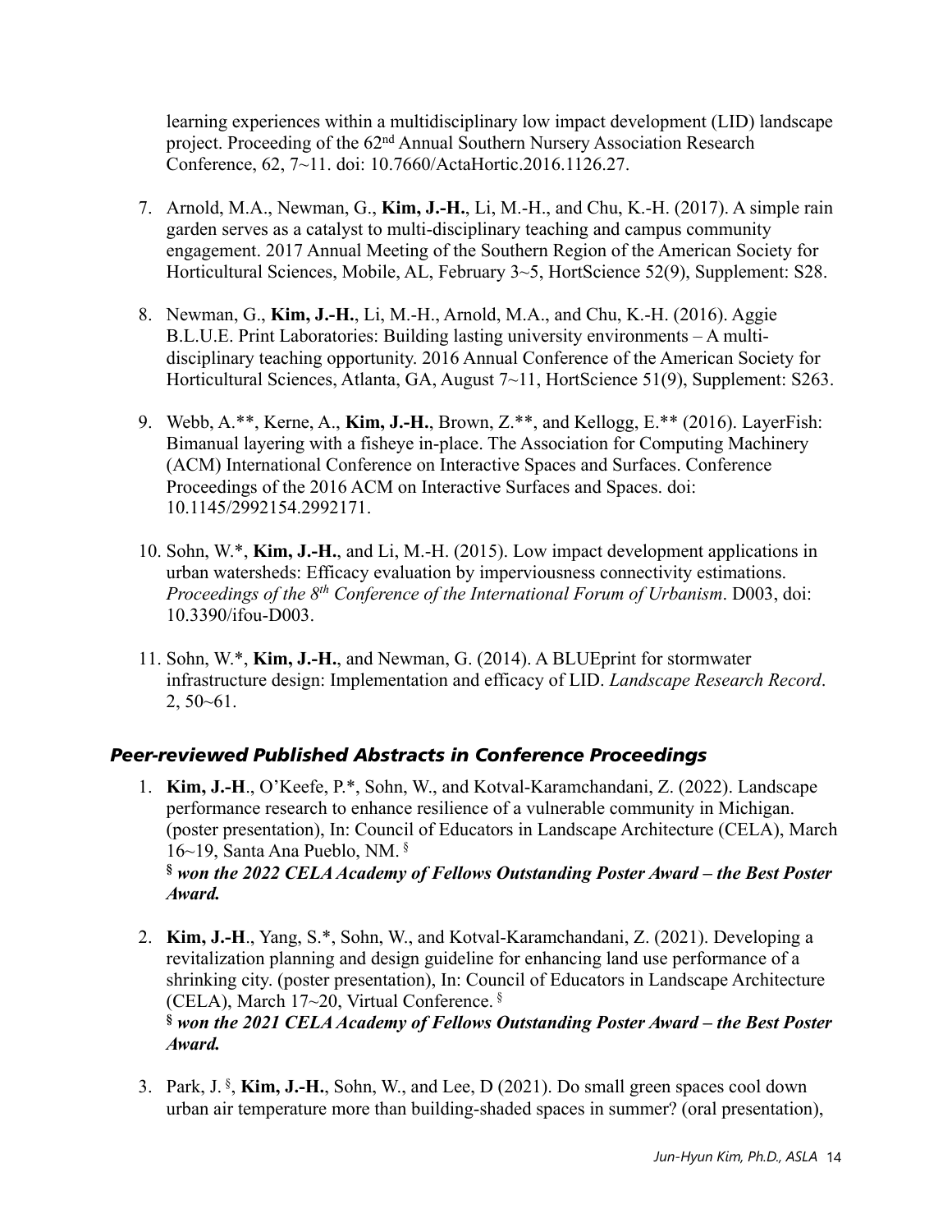learning experiences within a multidisciplinary low impact development (LID) landscape project. Proceeding of the 62nd Annual Southern Nursery Association Research Conference, 62, 7~11. doi: 10.7660/ActaHortic.2016.1126.27.

7. Arnold, M.A., Newman, G., **Kim, J.-H.**, Li, M.-H., and Chu, K.-H. (2017). A simple rain garden serves as a catalyst to multi-disciplinary teaching and campus community engagement. 2017 Annual Meeting of the Southern Region of the American Society for Horticultural Sciences, Mobile, AL, February 3~5, HortScience 52(9), Supplement: S28.

8. Newman, G., **Kim, J.-H.**, Li, M.-H., Arnold, M.A., and Chu, K.-H. (2016). Aggie B.L.U.E. Print Laboratories: Building lasting university environments – A multi-disciplinary teaching opportunity. 2016 Annual Conference of the American Society for Horticultural Sciences, Atlanta, GA, August 7~11, HortScience 51(9), Supplement: S263.

9. Webb, A.**, Kerne, A., **Kim, J.-H.**, Brown, Z.**, and Kellogg, E.** (2016). LayerFish: Bimanual layering with a fisheye in-place. The Association for Computing Machinery (ACM) International Conference on Interactive Spaces and Surfaces. Conference Proceedings of the 2016 ACM on Interactive Surfaces and Spaces. doi: 10.1145/2992154.2992171.

10. Sohn, W.*, **Kim, J.-H.**, and Li, M.-H. (2015). Low impact development applications in urban watersheds: Efficacy evaluation by imperviousness connectivity estimations. *Proceedings of the 8th Conference of the International Forum of Urbanism*. D003, doi: 10.3390/ifou-D003.

11. Sohn, W.*, **Kim, J.-H.**, and Newman, G. (2014). A BLUEprint for stormwater infrastructure design: Implementation and efficacy of LID. *Landscape Research Record*. 2, 50~61.

### *Peer-reviewed Published Abstracts in Conference Proceedings*

1. **Kim, J.-H**., O'Keefe, P.*, Sohn, W., and Kotval-Karamchandani, Z. (2022). Landscape performance research to enhance resilience of a vulnerable community in Michigan. (poster presentation), In: Council of Educators in Landscape Architecture (CELA), March 16~19, Santa Ana Pueblo, NM. §
   ***§ won the 2022 CELA Academy of Fellows Outstanding Poster Award – the Best Poster Award.***

2. **Kim, J.-H**., Yang, S.*, Sohn, W., and Kotval-Karamchandani, Z. (2021). Developing a revitalization planning and design guideline for enhancing land use performance of a shrinking city. (poster presentation), In: Council of Educators in Landscape Architecture (CELA), March 17~20, Virtual Conference. §
   ***§ won the 2021 CELA Academy of Fellows Outstanding Poster Award – the Best Poster Award.***

3. Park, J. §, **Kim, J.-H.**, Sohn, W., and Lee, D (2021). Do small green spaces cool down urban air temperature more than building-shaded spaces in summer? (oral presentation),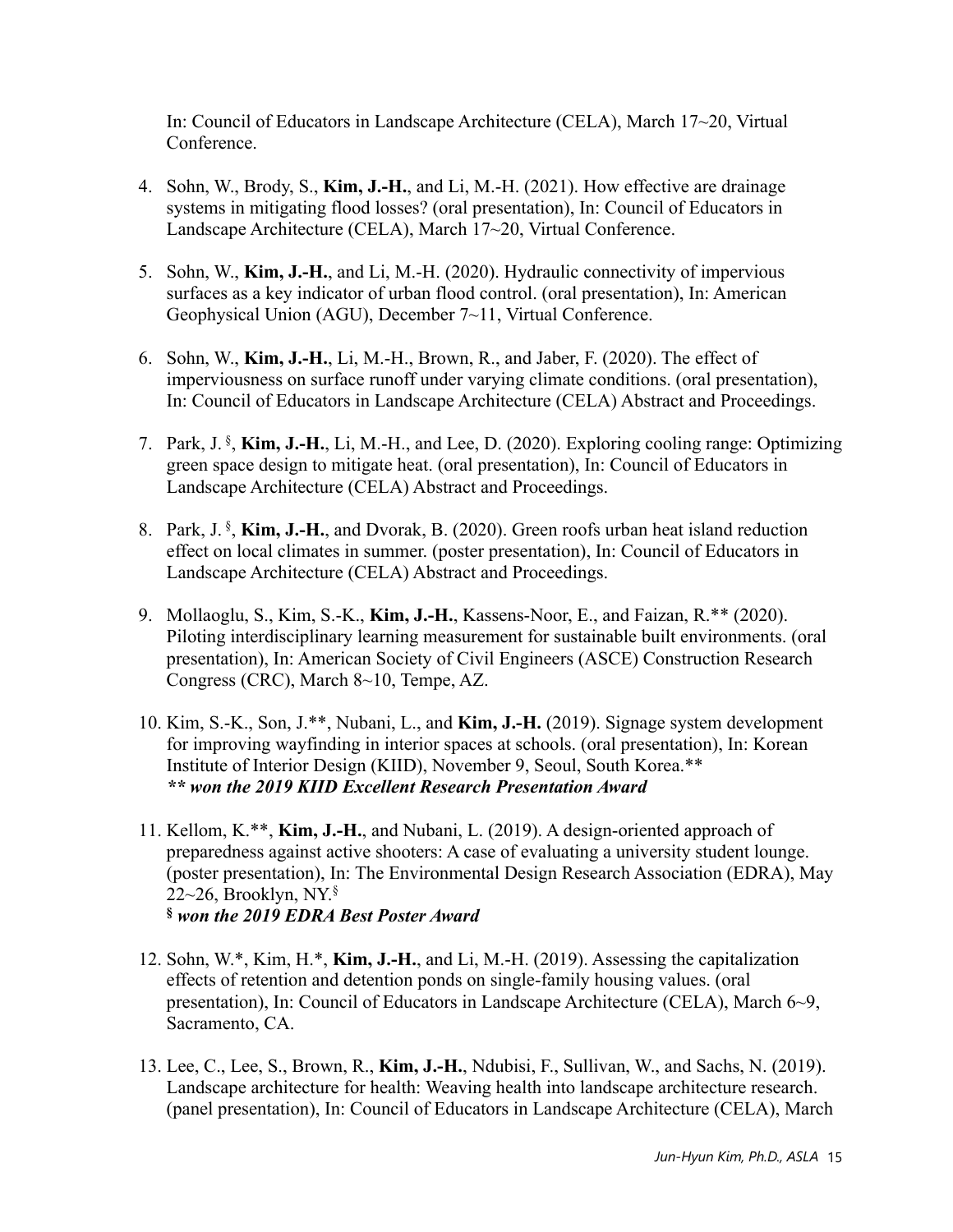In: Council of Educators in Landscape Architecture (CELA), March 17~20, Virtual Conference.

4. Sohn, W., Brody, S., **Kim, J.-H.**, and Li, M.-H. (2021). How effective are drainage systems in mitigating flood losses? (oral presentation), In: Council of Educators in Landscape Architecture (CELA), March 17~20, Virtual Conference.

5. Sohn, W., **Kim, J.-H.**, and Li, M.-H. (2020). Hydraulic connectivity of impervious surfaces as a key indicator of urban flood control. (oral presentation), In: American Geophysical Union (AGU), December 7~11, Virtual Conference.

6. Sohn, W., **Kim, J.-H.**, Li, M.-H., Brown, R., and Jaber, F. (2020). The effect of imperviousness on surface runoff under varying climate conditions. (oral presentation), In: Council of Educators in Landscape Architecture (CELA) Abstract and Proceedings.

7. Park, J. §, **Kim, J.-H.**, Li, M.-H., and Lee, D. (2020). Exploring cooling range: Optimizing green space design to mitigate heat. (oral presentation), In: Council of Educators in Landscape Architecture (CELA) Abstract and Proceedings.

8. Park, J. §, **Kim, J.-H.**, and Dvorak, B. (2020). Green roofs urban heat island reduction effect on local climates in summer. (poster presentation), In: Council of Educators in Landscape Architecture (CELA) Abstract and Proceedings.

9. Mollaoglu, S., Kim, S.-K., **Kim, J.-H.**, Kassens-Noor, E., and Faizan, R.** (2020). Piloting interdisciplinary learning measurement for sustainable built environments. (oral presentation), In: American Society of Civil Engineers (ASCE) Construction Research Congress (CRC), March 8~10, Tempe, AZ.

10. Kim, S.-K., Son, J.**, Nubani, L., and **Kim, J.-H.** (2019). Signage system development for improving wayfinding in interior spaces at schools. (oral presentation), In: Korean Institute of Interior Design (KIID), November 9, Seoul, South Korea.**
    ***\*\* won the 2019 KIID Excellent Research Presentation Award***

11. Kellom, K.**, **Kim, J.-H.**, and Nubani, L. (2019). A design-oriented approach of preparedness against active shooters: A case of evaluating a university student lounge. (poster presentation), In: The Environmental Design Research Association (EDRA), May 22~26, Brooklyn, NY.§
    ***§ won the 2019 EDRA Best Poster Award***

12. Sohn, W.*, Kim, H.*, **Kim, J.-H.**, and Li, M.-H. (2019). Assessing the capitalization effects of retention and detention ponds on single-family housing values. (oral presentation), In: Council of Educators in Landscape Architecture (CELA), March 6~9, Sacramento, CA.

13. Lee, C., Lee, S., Brown, R., **Kim, J.-H.**, Ndubisi, F., Sullivan, W., and Sachs, N. (2019). Landscape architecture for health: Weaving health into landscape architecture research. (panel presentation), In: Council of Educators in Landscape Architecture (CELA), March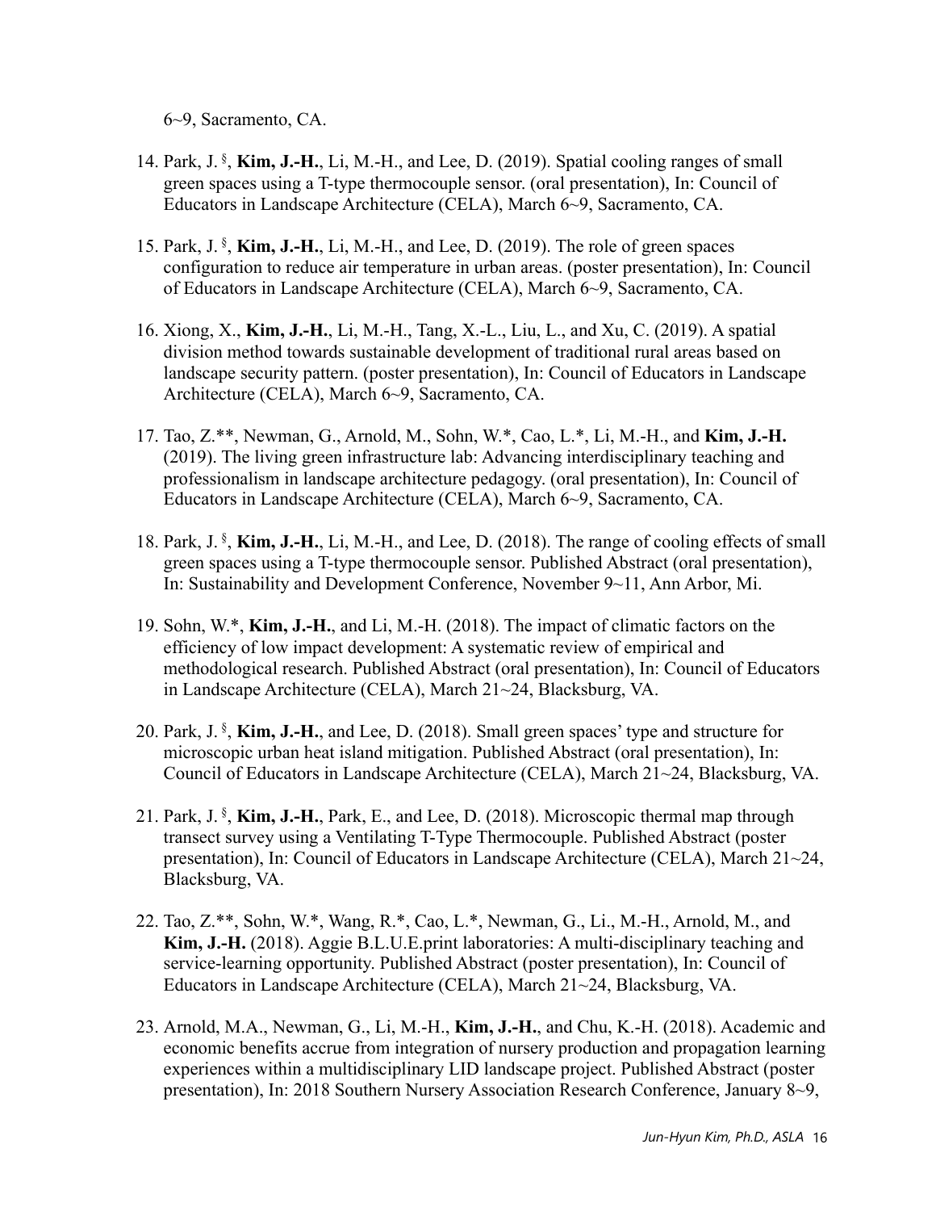6~9, Sacramento, CA.

14. Park, J. §, **Kim, J.-H.**, Li, M.-H., and Lee, D. (2019). Spatial cooling ranges of small green spaces using a T-type thermocouple sensor. (oral presentation), In: Council of Educators in Landscape Architecture (CELA), March 6~9, Sacramento, CA.

15. Park, J. §, **Kim, J.-H.**, Li, M.-H., and Lee, D. (2019). The role of green spaces configuration to reduce air temperature in urban areas. (poster presentation), In: Council of Educators in Landscape Architecture (CELA), March 6~9, Sacramento, CA.

16. Xiong, X., **Kim, J.-H.**, Li, M.-H., Tang, X.-L., Liu, L., and Xu, C. (2019). A spatial division method towards sustainable development of traditional rural areas based on landscape security pattern. (poster presentation), In: Council of Educators in Landscape Architecture (CELA), March 6~9, Sacramento, CA.

17. Tao, Z.**, Newman, G., Arnold, M., Sohn, W.*, Cao, L.*, Li, M.-H., and **Kim, J.-H.** (2019). The living green infrastructure lab: Advancing interdisciplinary teaching and professionalism in landscape architecture pedagogy. (oral presentation), In: Council of Educators in Landscape Architecture (CELA), March 6~9, Sacramento, CA.

18. Park, J. §, **Kim, J.-H.**, Li, M.-H., and Lee, D. (2018). The range of cooling effects of small green spaces using a T-type thermocouple sensor. Published Abstract (oral presentation), In: Sustainability and Development Conference, November 9~11, Ann Arbor, Mi.

19. Sohn, W.*, **Kim, J.-H.**, and Li, M.-H. (2018). The impact of climatic factors on the efficiency of low impact development: A systematic review of empirical and methodological research. Published Abstract (oral presentation), In: Council of Educators in Landscape Architecture (CELA), March 21~24, Blacksburg, VA.

20. Park, J. §, **Kim, J.-H.**, and Lee, D. (2018). Small green spaces' type and structure for microscopic urban heat island mitigation. Published Abstract (oral presentation), In: Council of Educators in Landscape Architecture (CELA), March 21~24, Blacksburg, VA.

21. Park, J. §, **Kim, J.-H.**, Park, E., and Lee, D. (2018). Microscopic thermal map through transect survey using a Ventilating T-Type Thermocouple. Published Abstract (poster presentation), In: Council of Educators in Landscape Architecture (CELA), March 21~24, Blacksburg, VA.

22. Tao, Z.**, Sohn, W.*, Wang, R.*, Cao, L.*, Newman, G., Li., M.-H., Arnold, M., and **Kim, J.-H.** (2018). Aggie B.L.U.E.print laboratories: A multi-disciplinary teaching and service-learning opportunity. Published Abstract (poster presentation), In: Council of Educators in Landscape Architecture (CELA), March 21~24, Blacksburg, VA.

23. Arnold, M.A., Newman, G., Li, M.-H., **Kim, J.-H.**, and Chu, K.-H. (2018). Academic and economic benefits accrue from integration of nursery production and propagation learning experiences within a multidisciplinary LID landscape project. Published Abstract (poster presentation), In: 2018 Southern Nursery Association Research Conference, January 8~9,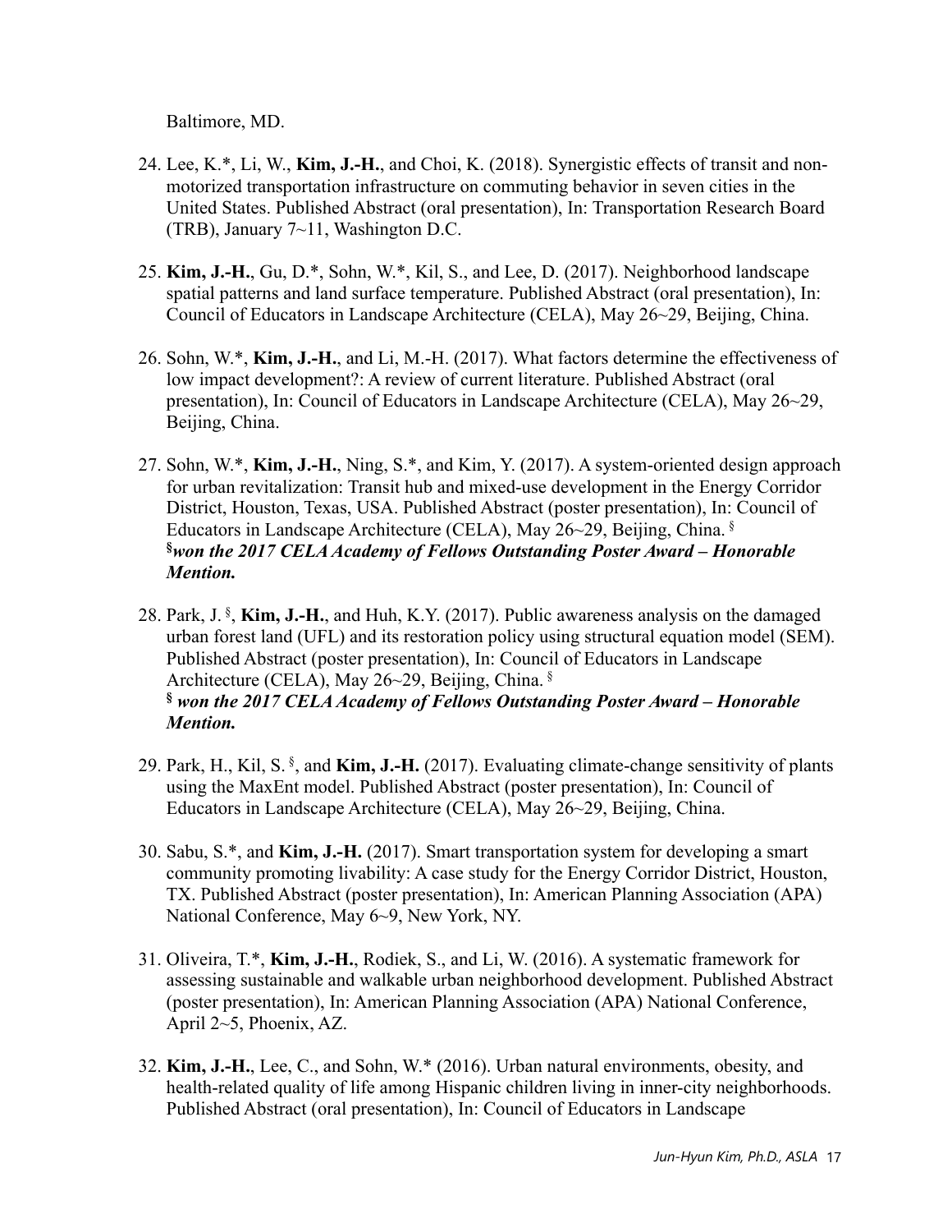Baltimore, MD.

24. Lee, K.*, Li, W., **Kim, J.-H.**, and Choi, K. (2018). Synergistic effects of transit and non-motorized transportation infrastructure on commuting behavior in seven cities in the United States. Published Abstract (oral presentation), In: Transportation Research Board (TRB), January 7~11, Washington D.C.

25. **Kim, J.-H.**, Gu, D.*, Sohn, W.*, Kil, S., and Lee, D. (2017). Neighborhood landscape spatial patterns and land surface temperature. Published Abstract (oral presentation), In: Council of Educators in Landscape Architecture (CELA), May 26~29, Beijing, China.

26. Sohn, W.*, **Kim, J.-H.**, and Li, M.-H. (2017). What factors determine the effectiveness of low impact development?: A review of current literature. Published Abstract (oral presentation), In: Council of Educators in Landscape Architecture (CELA), May 26~29, Beijing, China.

27. Sohn, W.*, **Kim, J.-H.**, Ning, S.*, and Kim, Y. (2017). A system-oriented design approach for urban revitalization: Transit hub and mixed-use development in the Energy Corridor District, Houston, Texas, USA. Published Abstract (poster presentation), In: Council of Educators in Landscape Architecture (CELA), May 26~29, Beijing, China. §
**§*won the 2017 CELA Academy of Fellows Outstanding Poster Award – Honorable Mention.***

28. Park, J. §, **Kim, J.-H.**, and Huh, K.Y. (2017). Public awareness analysis on the damaged urban forest land (UFL) and its restoration policy using structural equation model (SEM). Published Abstract (poster presentation), In: Council of Educators in Landscape Architecture (CELA), May 26~29, Beijing, China. §
**§ *won the 2017 CELA Academy of Fellows Outstanding Poster Award – Honorable Mention.***

29. Park, H., Kil, S. §, and **Kim, J.-H.** (2017). Evaluating climate-change sensitivity of plants using the MaxEnt model. Published Abstract (poster presentation), In: Council of Educators in Landscape Architecture (CELA), May 26~29, Beijing, China.

30. Sabu, S.*, and **Kim, J.-H.** (2017). Smart transportation system for developing a smart community promoting livability: A case study for the Energy Corridor District, Houston, TX. Published Abstract (poster presentation), In: American Planning Association (APA) National Conference, May 6~9, New York, NY.

31. Oliveira, T.*, **Kim, J.-H.**, Rodiek, S., and Li, W. (2016). A systematic framework for assessing sustainable and walkable urban neighborhood development. Published Abstract (poster presentation), In: American Planning Association (APA) National Conference, April 2~5, Phoenix, AZ.

32. **Kim, J.-H.**, Lee, C., and Sohn, W.* (2016). Urban natural environments, obesity, and health-related quality of life among Hispanic children living in inner-city neighborhoods. Published Abstract (oral presentation), In: Council of Educators in Landscape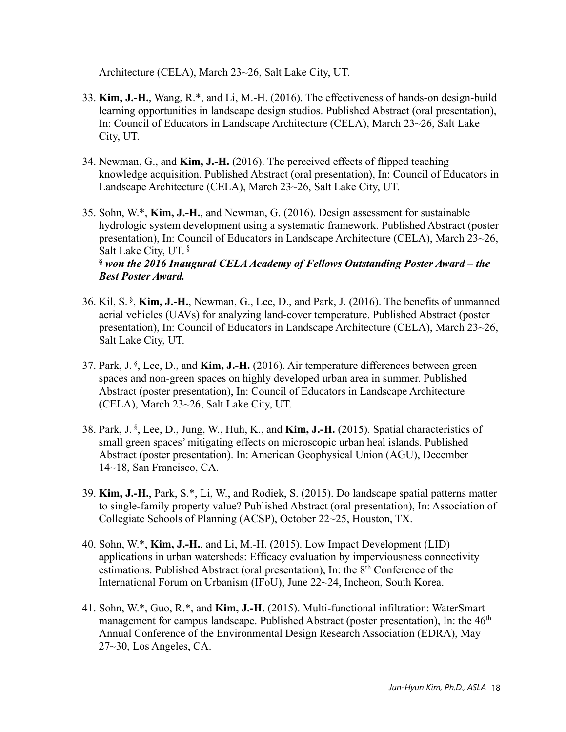Architecture (CELA), March 23~26, Salt Lake City, UT.

33. **Kim, J.-H.**, Wang, R.*, and Li, M.-H. (2016). The effectiveness of hands-on design-build learning opportunities in landscape design studios. Published Abstract (oral presentation), In: Council of Educators in Landscape Architecture (CELA), March 23~26, Salt Lake City, UT.

34. Newman, G., and **Kim, J.-H.** (2016). The perceived effects of flipped teaching knowledge acquisition. Published Abstract (oral presentation), In: Council of Educators in Landscape Architecture (CELA), March 23~26, Salt Lake City, UT.

35. Sohn, W.*, **Kim, J.-H.**, and Newman, G. (2016). Design assessment for sustainable hydrologic system development using a systematic framework. Published Abstract (poster presentation), In: Council of Educators in Landscape Architecture (CELA), March 23~26, Salt Lake City, UT. §
    **§ *won the 2016 Inaugural CELA Academy of Fellows Outstanding Poster Award – the Best Poster Award.***

36. Kil, S. §, **Kim, J.-H.**, Newman, G., Lee, D., and Park, J. (2016). The benefits of unmanned aerial vehicles (UAVs) for analyzing land-cover temperature. Published Abstract (poster presentation), In: Council of Educators in Landscape Architecture (CELA), March 23~26, Salt Lake City, UT.

37. Park, J. §, Lee, D., and **Kim, J.-H.** (2016). Air temperature differences between green spaces and non-green spaces on highly developed urban area in summer. Published Abstract (poster presentation), In: Council of Educators in Landscape Architecture (CELA), March 23~26, Salt Lake City, UT.

38. Park, J. §, Lee, D., Jung, W., Huh, K., and **Kim, J.-H.** (2015). Spatial characteristics of small green spaces' mitigating effects on microscopic urban heal islands. Published Abstract (poster presentation). In: American Geophysical Union (AGU), December 14~18, San Francisco, CA.

39. **Kim, J.-H.**, Park, S.*, Li, W., and Rodiek, S. (2015). Do landscape spatial patterns matter to single-family property value? Published Abstract (oral presentation), In: Association of Collegiate Schools of Planning (ACSP), October 22~25, Houston, TX.

40. Sohn, W.*, **Kim, J.-H.**, and Li, M.-H. (2015). Low Impact Development (LID) applications in urban watersheds: Efficacy evaluation by imperviousness connectivity estimations. Published Abstract (oral presentation), In: the 8th Conference of the International Forum on Urbanism (IFoU), June 22~24, Incheon, South Korea.

41. Sohn, W.*, Guo, R.*, and **Kim, J.-H.** (2015). Multi-functional infiltration: WaterSmart management for campus landscape. Published Abstract (poster presentation), In: the 46th Annual Conference of the Environmental Design Research Association (EDRA), May 27~30, Los Angeles, CA.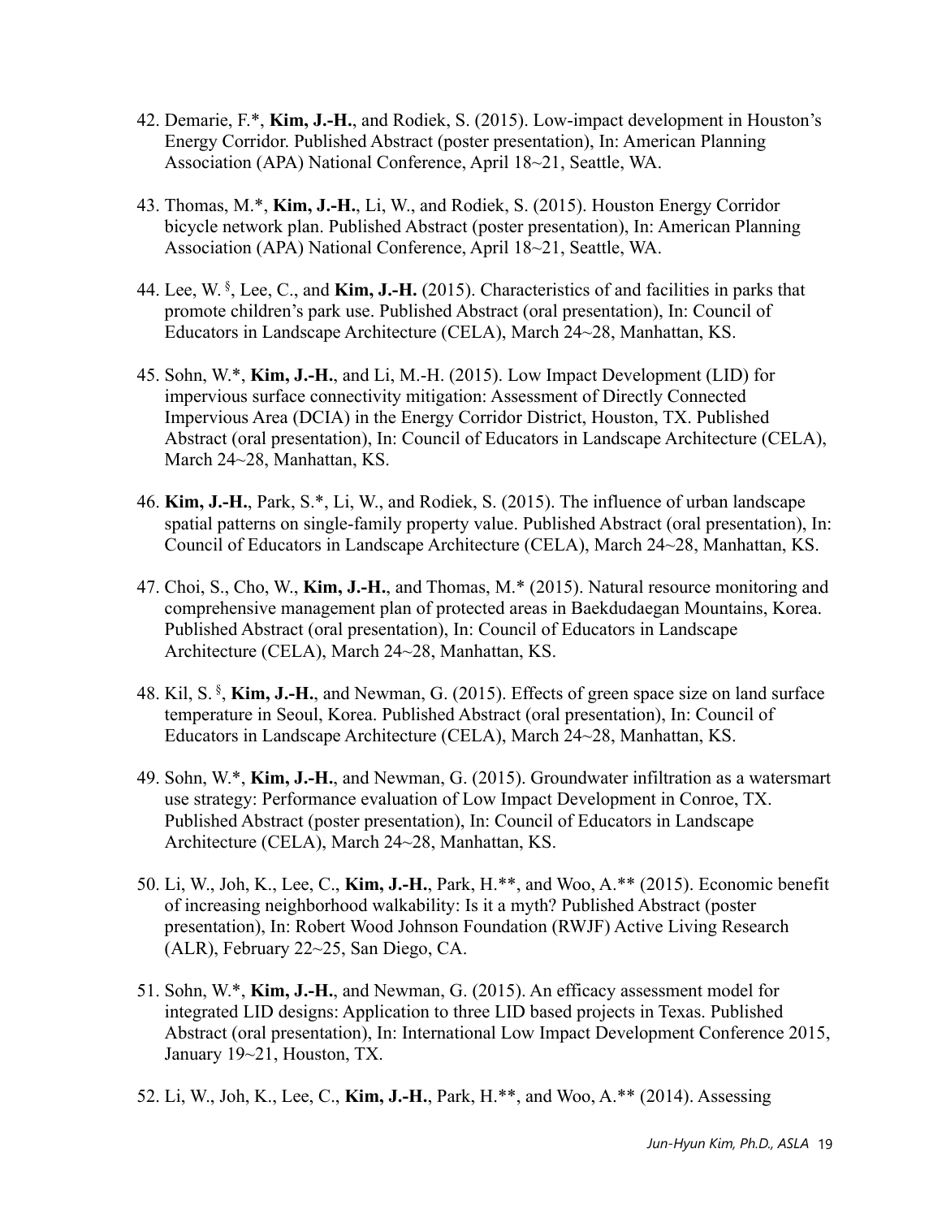42. Demarie, F.*, **Kim, J.-H.**, and Rodiek, S. (2015). Low-impact development in Houston's Energy Corridor. Published Abstract (poster presentation), In: American Planning Association (APA) National Conference, April 18~21, Seattle, WA.

43. Thomas, M.*, **Kim, J.-H.**, Li, W., and Rodiek, S. (2015). Houston Energy Corridor bicycle network plan. Published Abstract (poster presentation), In: American Planning Association (APA) National Conference, April 18~21, Seattle, WA.

44. Lee, W. [§], Lee, C., and **Kim, J.-H.** (2015). Characteristics of and facilities in parks that promote children's park use. Published Abstract (oral presentation), In: Council of Educators in Landscape Architecture (CELA), March 24~28, Manhattan, KS.

45. Sohn, W.*, **Kim, J.-H.**, and Li, M.-H. (2015). Low Impact Development (LID) for impervious surface connectivity mitigation: Assessment of Directly Connected Impervious Area (DCIA) in the Energy Corridor District, Houston, TX. Published Abstract (oral presentation), In: Council of Educators in Landscape Architecture (CELA), March 24~28, Manhattan, KS.

46. **Kim, J.-H.**, Park, S.*, Li, W., and Rodiek, S. (2015). The influence of urban landscape spatial patterns on single-family property value. Published Abstract (oral presentation), In: Council of Educators in Landscape Architecture (CELA), March 24~28, Manhattan, KS.

47. Choi, S., Cho, W., **Kim, J.-H.**, and Thomas, M.* (2015). Natural resource monitoring and comprehensive management plan of protected areas in Baekdudaegan Mountains, Korea. Published Abstract (oral presentation), In: Council of Educators in Landscape Architecture (CELA), March 24~28, Manhattan, KS.

48. Kil, S. [§], **Kim, J.-H.**, and Newman, G. (2015). Effects of green space size on land surface temperature in Seoul, Korea. Published Abstract (oral presentation), In: Council of Educators in Landscape Architecture (CELA), March 24~28, Manhattan, KS.

49. Sohn, W.*, **Kim, J.-H.**, and Newman, G. (2015). Groundwater infiltration as a watersmart use strategy: Performance evaluation of Low Impact Development in Conroe, TX. Published Abstract (poster presentation), In: Council of Educators in Landscape Architecture (CELA), March 24~28, Manhattan, KS.

50. Li, W., Joh, K., Lee, C., **Kim, J.-H.**, Park, H.**, and Woo, A.** (2015). Economic benefit of increasing neighborhood walkability: Is it a myth? Published Abstract (poster presentation), In: Robert Wood Johnson Foundation (RWJF) Active Living Research (ALR), February 22~25, San Diego, CA.

51. Sohn, W.*, **Kim, J.-H.**, and Newman, G. (2015). An efficacy assessment model for integrated LID designs: Application to three LID based projects in Texas. Published Abstract (oral presentation), In: International Low Impact Development Conference 2015, January 19~21, Houston, TX.

52. Li, W., Joh, K., Lee, C., **Kim, J.-H.**, Park, H.**, and Woo, A.** (2014). Assessing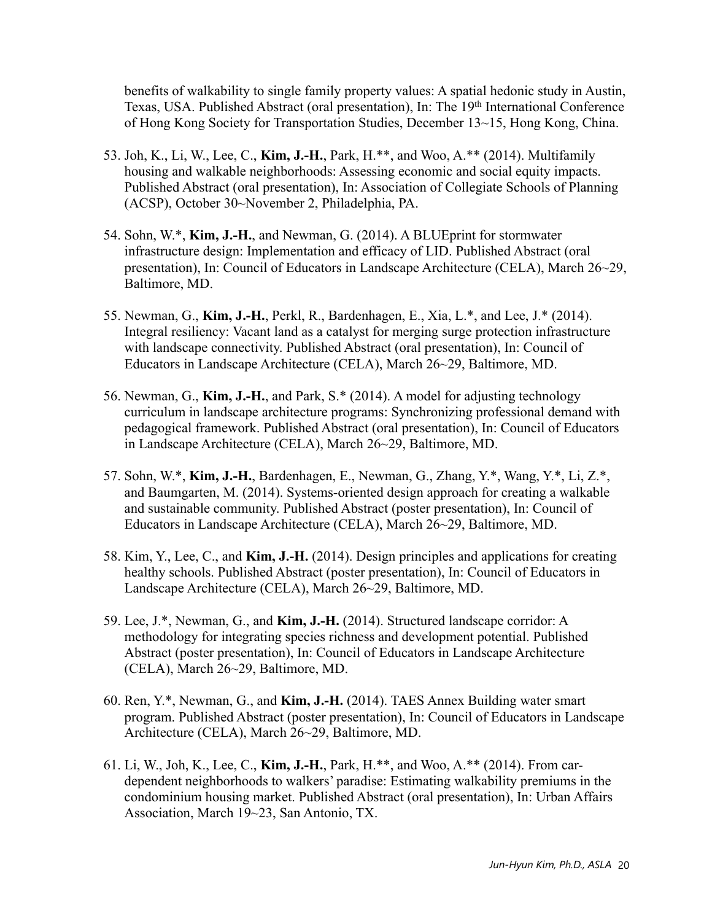benefits of walkability to single family property values: A spatial hedonic study in Austin, Texas, USA. Published Abstract (oral presentation), In: The 19th International Conference of Hong Kong Society for Transportation Studies, December 13~15, Hong Kong, China.

53. Joh, K., Li, W., Lee, C., **Kim, J.-H.**, Park, H.**, and Woo, A.** (2014). Multifamily housing and walkable neighborhoods: Assessing economic and social equity impacts. Published Abstract (oral presentation), In: Association of Collegiate Schools of Planning (ACSP), October 30~November 2, Philadelphia, PA.

54. Sohn, W.*, **Kim, J.-H.**, and Newman, G. (2014). A BLUEprint for stormwater infrastructure design: Implementation and efficacy of LID. Published Abstract (oral presentation), In: Council of Educators in Landscape Architecture (CELA), March 26~29, Baltimore, MD.

55. Newman, G., **Kim, J.-H.**, Perkl, R., Bardenhagen, E., Xia, L.*, and Lee, J.* (2014). Integral resiliency: Vacant land as a catalyst for merging surge protection infrastructure with landscape connectivity. Published Abstract (oral presentation), In: Council of Educators in Landscape Architecture (CELA), March 26~29, Baltimore, MD.

56. Newman, G., **Kim, J.-H.**, and Park, S.* (2014). A model for adjusting technology curriculum in landscape architecture programs: Synchronizing professional demand with pedagogical framework. Published Abstract (oral presentation), In: Council of Educators in Landscape Architecture (CELA), March 26~29, Baltimore, MD.

57. Sohn, W.*, **Kim, J.-H.**, Bardenhagen, E., Newman, G., Zhang, Y.*, Wang, Y.*, Li, Z.*, and Baumgarten, M. (2014). Systems-oriented design approach for creating a walkable and sustainable community. Published Abstract (poster presentation), In: Council of Educators in Landscape Architecture (CELA), March 26~29, Baltimore, MD.

58. Kim, Y., Lee, C., and **Kim, J.-H.** (2014). Design principles and applications for creating healthy schools. Published Abstract (poster presentation), In: Council of Educators in Landscape Architecture (CELA), March 26~29, Baltimore, MD.

59. Lee, J.*, Newman, G., and **Kim, J.-H.** (2014). Structured landscape corridor: A methodology for integrating species richness and development potential. Published Abstract (poster presentation), In: Council of Educators in Landscape Architecture (CELA), March 26~29, Baltimore, MD.

60. Ren, Y.*, Newman, G., and **Kim, J.-H.** (2014). TAES Annex Building water smart program. Published Abstract (poster presentation), In: Council of Educators in Landscape Architecture (CELA), March 26~29, Baltimore, MD.

61. Li, W., Joh, K., Lee, C., **Kim, J.-H.**, Park, H.**, and Woo, A.** (2014). From car-dependent neighborhoods to walkers' paradise: Estimating walkability premiums in the condominium housing market. Published Abstract (oral presentation), In: Urban Affairs Association, March 19~23, San Antonio, TX.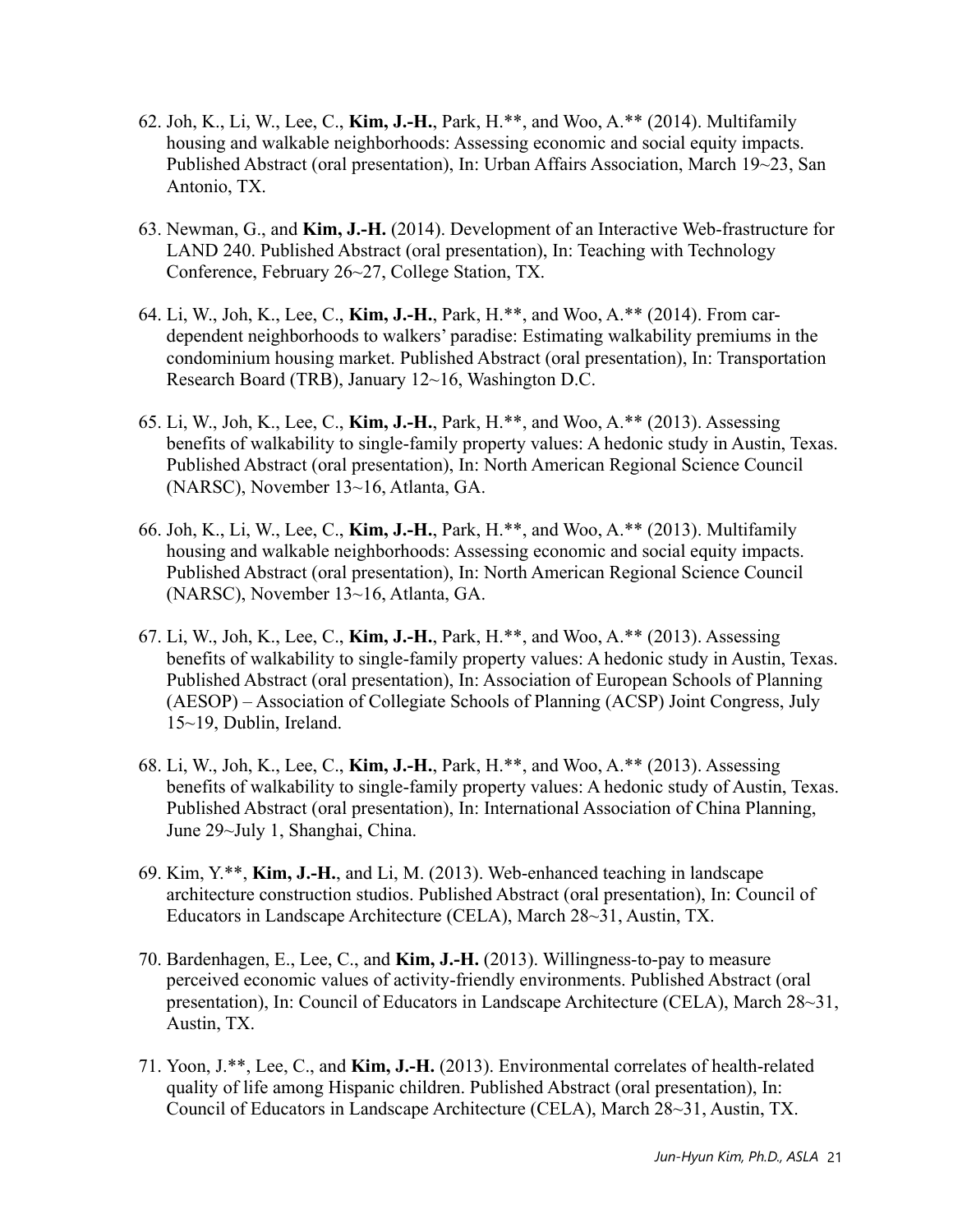62. Joh, K., Li, W., Lee, C., **Kim, J.-H.**, Park, H.**, and Woo, A.** (2014). Multifamily housing and walkable neighborhoods: Assessing economic and social equity impacts. Published Abstract (oral presentation), In: Urban Affairs Association, March 19~23, San Antonio, TX.

63. Newman, G., and **Kim, J.-H.** (2014). Development of an Interactive Web-frastructure for LAND 240. Published Abstract (oral presentation), In: Teaching with Technology Conference, February 26~27, College Station, TX.

64. Li, W., Joh, K., Lee, C., **Kim, J.-H.**, Park, H.**, and Woo, A.** (2014). From car-dependent neighborhoods to walkers' paradise: Estimating walkability premiums in the condominium housing market. Published Abstract (oral presentation), In: Transportation Research Board (TRB), January 12~16, Washington D.C.

65. Li, W., Joh, K., Lee, C., **Kim, J.-H.**, Park, H.**, and Woo, A.** (2013). Assessing benefits of walkability to single-family property values: A hedonic study in Austin, Texas. Published Abstract (oral presentation), In: North American Regional Science Council (NARSC), November 13~16, Atlanta, GA.

66. Joh, K., Li, W., Lee, C., **Kim, J.-H.**, Park, H.**, and Woo, A.** (2013). Multifamily housing and walkable neighborhoods: Assessing economic and social equity impacts. Published Abstract (oral presentation), In: North American Regional Science Council (NARSC), November 13~16, Atlanta, GA.

67. Li, W., Joh, K., Lee, C., **Kim, J.-H.**, Park, H.**, and Woo, A.** (2013). Assessing benefits of walkability to single-family property values: A hedonic study in Austin, Texas. Published Abstract (oral presentation), In: Association of European Schools of Planning (AESOP) – Association of Collegiate Schools of Planning (ACSP) Joint Congress, July 15~19, Dublin, Ireland.

68. Li, W., Joh, K., Lee, C., **Kim, J.-H.**, Park, H.**, and Woo, A.** (2013). Assessing benefits of walkability to single-family property values: A hedonic study of Austin, Texas. Published Abstract (oral presentation), In: International Association of China Planning, June 29~July 1, Shanghai, China.

69. Kim, Y.**, **Kim, J.-H.**, and Li, M. (2013). Web-enhanced teaching in landscape architecture construction studios. Published Abstract (oral presentation), In: Council of Educators in Landscape Architecture (CELA), March 28~31, Austin, TX.

70. Bardenhagen, E., Lee, C., and **Kim, J.-H.** (2013). Willingness-to-pay to measure perceived economic values of activity-friendly environments. Published Abstract (oral presentation), In: Council of Educators in Landscape Architecture (CELA), March 28~31, Austin, TX.

71. Yoon, J.**, Lee, C., and **Kim, J.-H.** (2013). Environmental correlates of health-related quality of life among Hispanic children. Published Abstract (oral presentation), In: Council of Educators in Landscape Architecture (CELA), March 28~31, Austin, TX.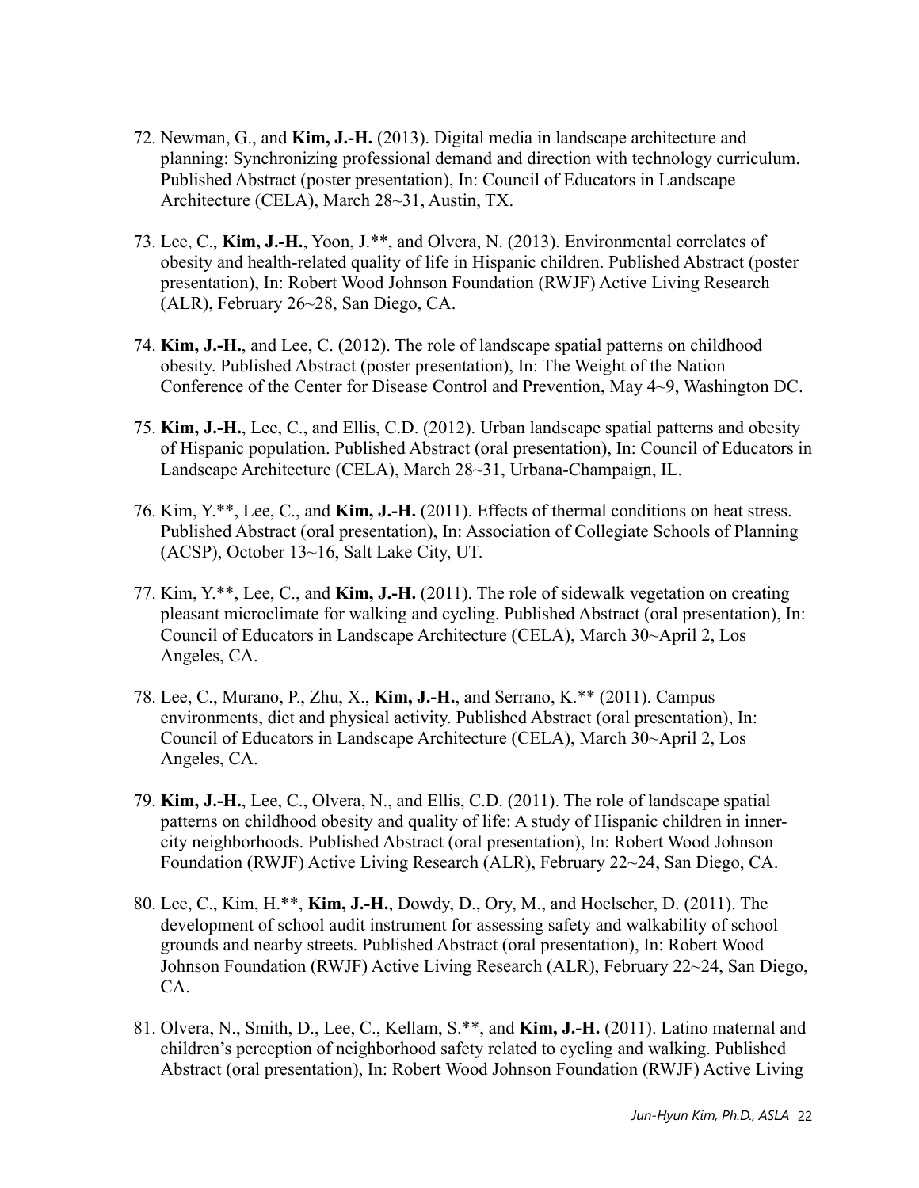72. Newman, G., and **Kim, J.-H.** (2013). Digital media in landscape architecture and planning: Synchronizing professional demand and direction with technology curriculum. Published Abstract (poster presentation), In: Council of Educators in Landscape Architecture (CELA), March 28~31, Austin, TX.

73. Lee, C., **Kim, J.-H.**, Yoon, J.**, and Olvera, N. (2013). Environmental correlates of obesity and health-related quality of life in Hispanic children. Published Abstract (poster presentation), In: Robert Wood Johnson Foundation (RWJF) Active Living Research (ALR), February 26~28, San Diego, CA.

74. **Kim, J.-H.**, and Lee, C. (2012). The role of landscape spatial patterns on childhood obesity. Published Abstract (poster presentation), In: The Weight of the Nation Conference of the Center for Disease Control and Prevention, May 4~9, Washington DC.

75. **Kim, J.-H.**, Lee, C., and Ellis, C.D. (2012). Urban landscape spatial patterns and obesity of Hispanic population. Published Abstract (oral presentation), In: Council of Educators in Landscape Architecture (CELA), March 28~31, Urbana-Champaign, IL.

76. Kim, Y.**, Lee, C., and **Kim, J.-H.** (2011). Effects of thermal conditions on heat stress. Published Abstract (oral presentation), In: Association of Collegiate Schools of Planning (ACSP), October 13~16, Salt Lake City, UT.

77. Kim, Y.**, Lee, C., and **Kim, J.-H.** (2011). The role of sidewalk vegetation on creating pleasant microclimate for walking and cycling. Published Abstract (oral presentation), In: Council of Educators in Landscape Architecture (CELA), March 30~April 2, Los Angeles, CA.

78. Lee, C., Murano, P., Zhu, X., **Kim, J.-H.**, and Serrano, K.** (2011). Campus environments, diet and physical activity. Published Abstract (oral presentation), In: Council of Educators in Landscape Architecture (CELA), March 30~April 2, Los Angeles, CA.

79. **Kim, J.-H.**, Lee, C., Olvera, N., and Ellis, C.D. (2011). The role of landscape spatial patterns on childhood obesity and quality of life: A study of Hispanic children in inner-city neighborhoods. Published Abstract (oral presentation), In: Robert Wood Johnson Foundation (RWJF) Active Living Research (ALR), February 22~24, San Diego, CA.

80. Lee, C., Kim, H.**, **Kim, J.-H.**, Dowdy, D., Ory, M., and Hoelscher, D. (2011). The development of school audit instrument for assessing safety and walkability of school grounds and nearby streets. Published Abstract (oral presentation), In: Robert Wood Johnson Foundation (RWJF) Active Living Research (ALR), February 22~24, San Diego, CA.

81. Olvera, N., Smith, D., Lee, C., Kellam, S.**, and **Kim, J.-H.** (2011). Latino maternal and children's perception of neighborhood safety related to cycling and walking. Published Abstract (oral presentation), In: Robert Wood Johnson Foundation (RWJF) Active Living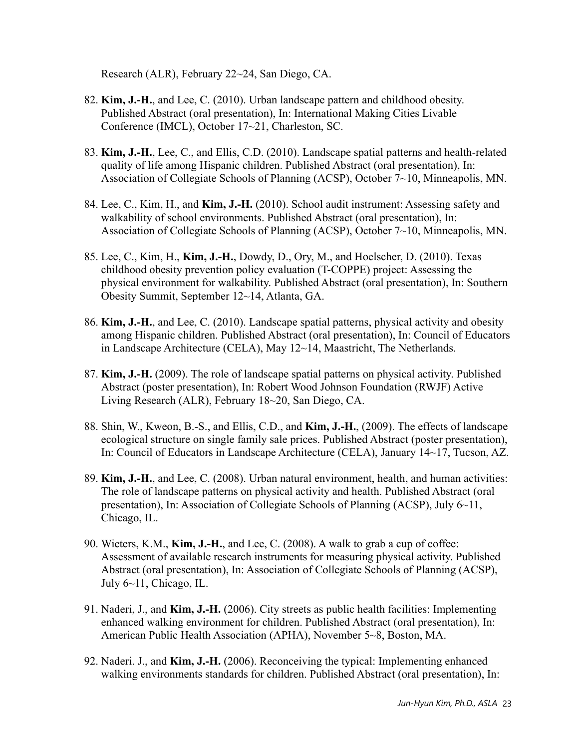Research (ALR), February 22~24, San Diego, CA.

82. **Kim, J.-H.**, and Lee, C. (2010). Urban landscape pattern and childhood obesity. Published Abstract (oral presentation), In: International Making Cities Livable Conference (IMCL), October 17~21, Charleston, SC.

83. **Kim, J.-H.**, Lee, C., and Ellis, C.D. (2010). Landscape spatial patterns and health-related quality of life among Hispanic children. Published Abstract (oral presentation), In: Association of Collegiate Schools of Planning (ACSP), October 7~10, Minneapolis, MN.

84. Lee, C., Kim, H., and **Kim, J.-H.** (2010). School audit instrument: Assessing safety and walkability of school environments. Published Abstract (oral presentation), In: Association of Collegiate Schools of Planning (ACSP), October 7~10, Minneapolis, MN.

85. Lee, C., Kim, H., **Kim, J.-H.**, Dowdy, D., Ory, M., and Hoelscher, D. (2010). Texas childhood obesity prevention policy evaluation (T-COPPE) project: Assessing the physical environment for walkability. Published Abstract (oral presentation), In: Southern Obesity Summit, September 12~14, Atlanta, GA.

86. **Kim, J.-H.**, and Lee, C. (2010). Landscape spatial patterns, physical activity and obesity among Hispanic children. Published Abstract (oral presentation), In: Council of Educators in Landscape Architecture (CELA), May 12~14, Maastricht, The Netherlands.

87. **Kim, J.-H.** (2009). The role of landscape spatial patterns on physical activity. Published Abstract (poster presentation), In: Robert Wood Johnson Foundation (RWJF) Active Living Research (ALR), February 18~20, San Diego, CA.

88. Shin, W., Kweon, B.-S., and Ellis, C.D., and **Kim, J.-H.**, (2009). The effects of landscape ecological structure on single family sale prices. Published Abstract (poster presentation), In: Council of Educators in Landscape Architecture (CELA), January 14~17, Tucson, AZ.

89. **Kim, J.-H.**, and Lee, C. (2008). Urban natural environment, health, and human activities: The role of landscape patterns on physical activity and health. Published Abstract (oral presentation), In: Association of Collegiate Schools of Planning (ACSP), July 6~11, Chicago, IL.

90. Wieters, K.M., **Kim, J.-H.**, and Lee, C. (2008). A walk to grab a cup of coffee: Assessment of available research instruments for measuring physical activity. Published Abstract (oral presentation), In: Association of Collegiate Schools of Planning (ACSP), July 6~11, Chicago, IL.

91. Naderi, J., and **Kim, J.-H.** (2006). City streets as public health facilities: Implementing enhanced walking environment for children. Published Abstract (oral presentation), In: American Public Health Association (APHA), November 5~8, Boston, MA.

92. Naderi. J., and **Kim, J.-H.** (2006). Reconceiving the typical: Implementing enhanced walking environments standards for children. Published Abstract (oral presentation), In: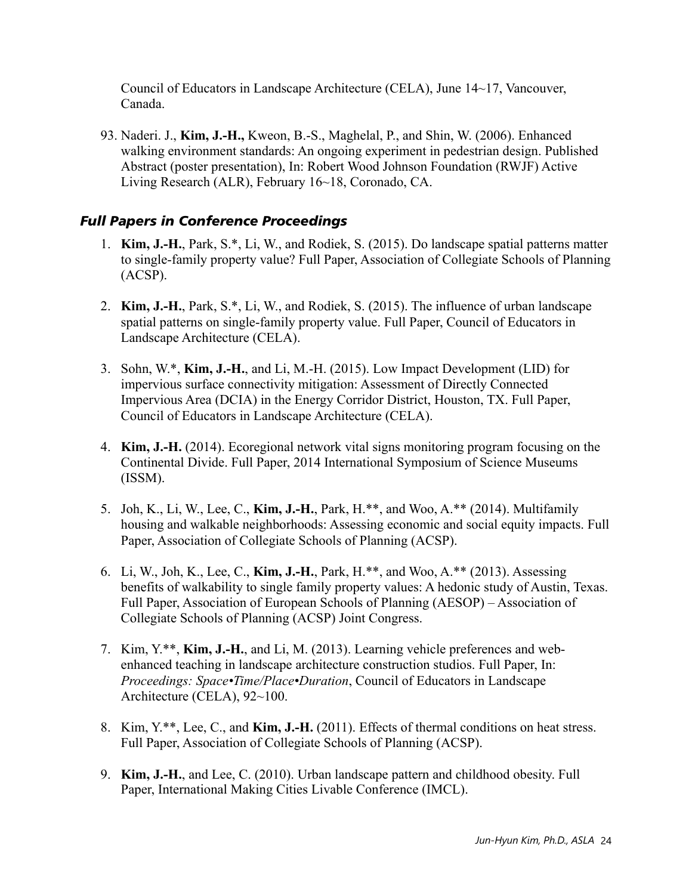Council of Educators in Landscape Architecture (CELA), June 14~17, Vancouver, Canada.

93. Naderi. J., **Kim, J.-H.,** Kweon, B.-S., Maghelal, P., and Shin, W. (2006). Enhanced walking environment standards: An ongoing experiment in pedestrian design. Published Abstract (poster presentation), In: Robert Wood Johnson Foundation (RWJF) Active Living Research (ALR), February 16~18, Coronado, CA.

### *Full Papers in Conference Proceedings*

1. **Kim, J.-H.**, Park, S.*, Li, W., and Rodiek, S. (2015). Do landscape spatial patterns matter to single-family property value? Full Paper, Association of Collegiate Schools of Planning (ACSP).

2. **Kim, J.-H.**, Park, S.*, Li, W., and Rodiek, S. (2015). The influence of urban landscape spatial patterns on single-family property value. Full Paper, Council of Educators in Landscape Architecture (CELA).

3. Sohn, W.*, **Kim, J.-H.**, and Li, M.-H. (2015). Low Impact Development (LID) for impervious surface connectivity mitigation: Assessment of Directly Connected Impervious Area (DCIA) in the Energy Corridor District, Houston, TX. Full Paper, Council of Educators in Landscape Architecture (CELA).

4. **Kim, J.-H.** (2014). Ecoregional network vital signs monitoring program focusing on the Continental Divide. Full Paper, 2014 International Symposium of Science Museums (ISSM).

5. Joh, K., Li, W., Lee, C., **Kim, J.-H.**, Park, H.**, and Woo, A.** (2014). Multifamily housing and walkable neighborhoods: Assessing economic and social equity impacts. Full Paper, Association of Collegiate Schools of Planning (ACSP).

6. Li, W., Joh, K., Lee, C., **Kim, J.-H.**, Park, H.**, and Woo, A.** (2013). Assessing benefits of walkability to single family property values: A hedonic study of Austin, Texas. Full Paper, Association of European Schools of Planning (AESOP) – Association of Collegiate Schools of Planning (ACSP) Joint Congress.

7. Kim, Y.**, **Kim, J.-H.**, and Li, M. (2013). Learning vehicle preferences and web-enhanced teaching in landscape architecture construction studios. Full Paper, In: *Proceedings: Space•Time/Place•Duration*, Council of Educators in Landscape Architecture (CELA), 92~100.

8. Kim, Y.**, Lee, C., and **Kim, J.-H.** (2011). Effects of thermal conditions on heat stress. Full Paper, Association of Collegiate Schools of Planning (ACSP).

9. **Kim, J.-H.**, and Lee, C. (2010). Urban landscape pattern and childhood obesity. Full Paper, International Making Cities Livable Conference (IMCL).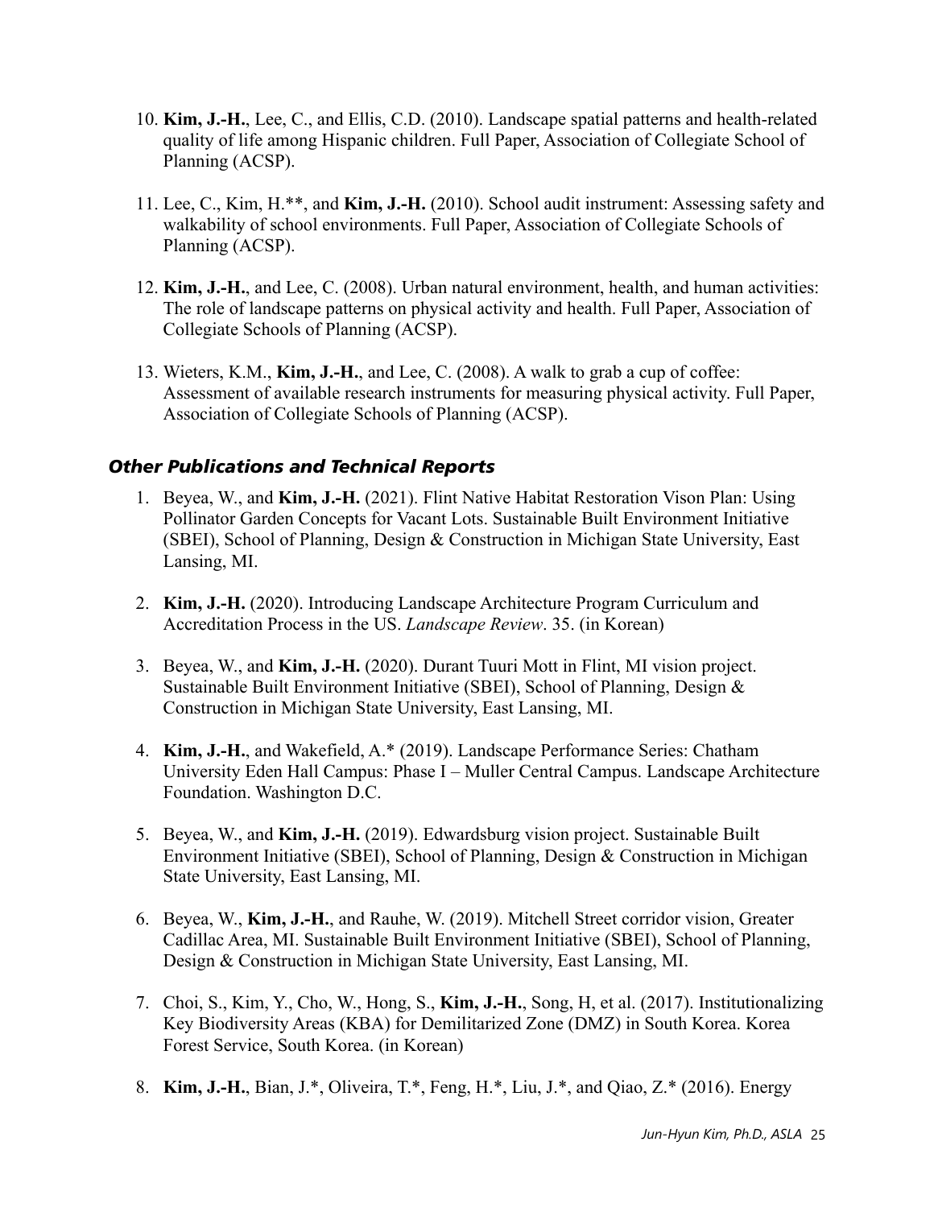10. **Kim, J.-H.**, Lee, C., and Ellis, C.D. (2010). Landscape spatial patterns and health-related quality of life among Hispanic children. Full Paper, Association of Collegiate School of Planning (ACSP).

11. Lee, C., Kim, H.**, and **Kim, J.-H.** (2010). School audit instrument: Assessing safety and walkability of school environments. Full Paper, Association of Collegiate Schools of Planning (ACSP).

12. **Kim, J.-H.**, and Lee, C. (2008). Urban natural environment, health, and human activities: The role of landscape patterns on physical activity and health. Full Paper, Association of Collegiate Schools of Planning (ACSP).

13. Wieters, K.M., **Kim, J.-H.**, and Lee, C. (2008). A walk to grab a cup of coffee: Assessment of available research instruments for measuring physical activity. Full Paper, Association of Collegiate Schools of Planning (ACSP).

### *Other Publications and Technical Reports*

1. Beyea, W., and **Kim, J.-H.** (2021). Flint Native Habitat Restoration Vison Plan: Using Pollinator Garden Concepts for Vacant Lots. Sustainable Built Environment Initiative (SBEI), School of Planning, Design & Construction in Michigan State University, East Lansing, MI.

2. **Kim, J.-H.** (2020). Introducing Landscape Architecture Program Curriculum and Accreditation Process in the US. *Landscape Review*. 35. (in Korean)

3. Beyea, W., and **Kim, J.-H.** (2020). Durant Tuuri Mott in Flint, MI vision project. Sustainable Built Environment Initiative (SBEI), School of Planning, Design & Construction in Michigan State University, East Lansing, MI.

4. **Kim, J.-H.**, and Wakefield, A.* (2019). Landscape Performance Series: Chatham University Eden Hall Campus: Phase I – Muller Central Campus. Landscape Architecture Foundation. Washington D.C.

5. Beyea, W., and **Kim, J.-H.** (2019). Edwardsburg vision project. Sustainable Built Environment Initiative (SBEI), School of Planning, Design & Construction in Michigan State University, East Lansing, MI.

6. Beyea, W., **Kim, J.-H.**, and Rauhe, W. (2019). Mitchell Street corridor vision, Greater Cadillac Area, MI. Sustainable Built Environment Initiative (SBEI), School of Planning, Design & Construction in Michigan State University, East Lansing, MI.

7. Choi, S., Kim, Y., Cho, W., Hong, S., **Kim, J.-H.**, Song, H, et al. (2017). Institutionalizing Key Biodiversity Areas (KBA) for Demilitarized Zone (DMZ) in South Korea. Korea Forest Service, South Korea. (in Korean)

8. **Kim, J.-H.**, Bian, J.*, Oliveira, T.*, Feng, H.*, Liu, J.*, and Qiao, Z.* (2016). Energy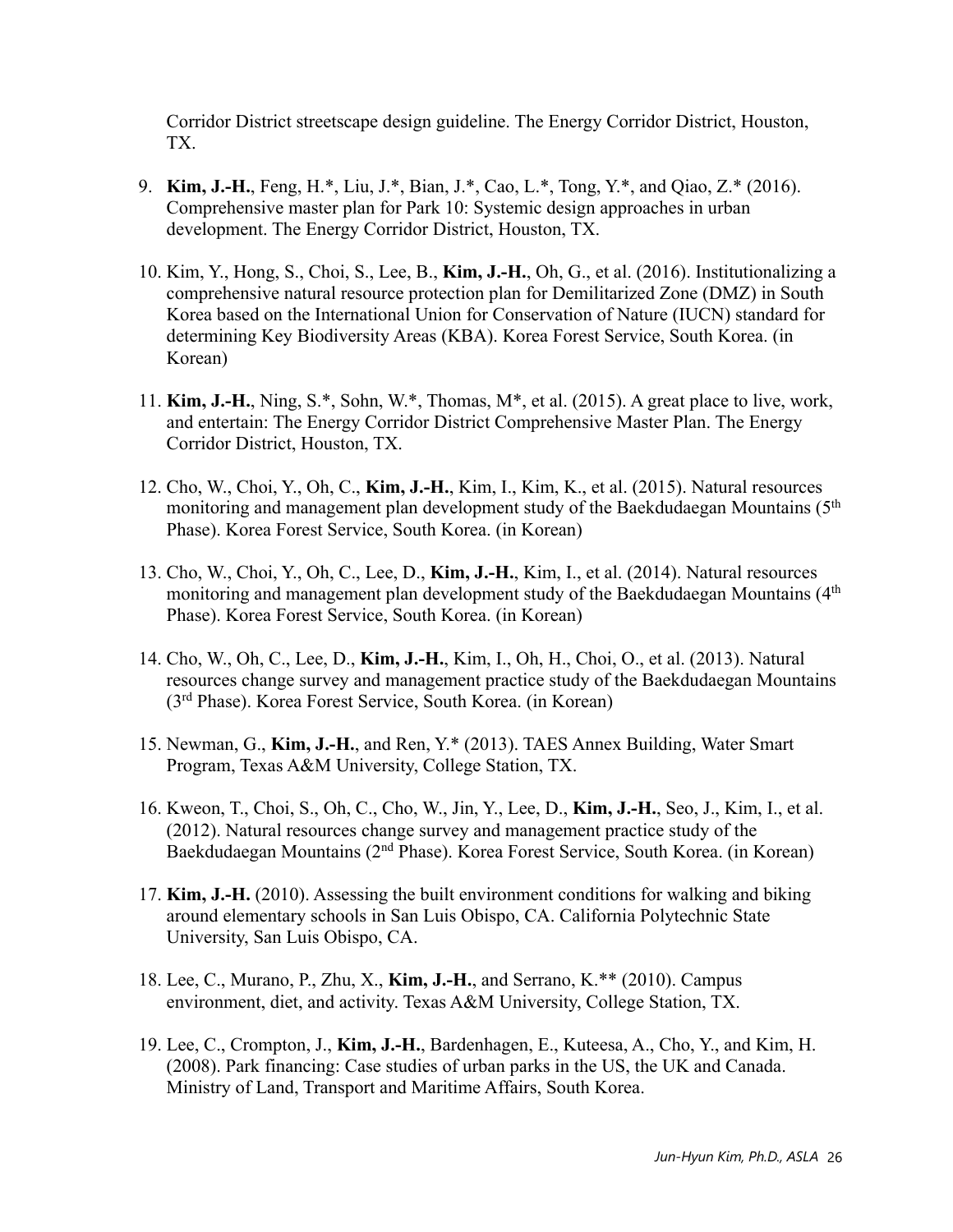Corridor District streetscape design guideline. The Energy Corridor District, Houston, TX.

9. **Kim, J.-H.**, Feng, H.*, Liu, J.*, Bian, J.*, Cao, L.*, Tong, Y.*, and Qiao, Z.* (2016). Comprehensive master plan for Park 10: Systemic design approaches in urban development. The Energy Corridor District, Houston, TX.

10. Kim, Y., Hong, S., Choi, S., Lee, B., **Kim, J.-H.**, Oh, G., et al. (2016). Institutionalizing a comprehensive natural resource protection plan for Demilitarized Zone (DMZ) in South Korea based on the International Union for Conservation of Nature (IUCN) standard for determining Key Biodiversity Areas (KBA). Korea Forest Service, South Korea. (in Korean)

11. **Kim, J.-H.**, Ning, S.*, Sohn, W.*, Thomas, M*, et al. (2015). A great place to live, work, and entertain: The Energy Corridor District Comprehensive Master Plan. The Energy Corridor District, Houston, TX.

12. Cho, W., Choi, Y., Oh, C., **Kim, J.-H.**, Kim, I., Kim, K., et al. (2015). Natural resources monitoring and management plan development study of the Baekdudaegan Mountains (5th Phase). Korea Forest Service, South Korea. (in Korean)

13. Cho, W., Choi, Y., Oh, C., Lee, D., **Kim, J.-H.**, Kim, I., et al. (2014). Natural resources monitoring and management plan development study of the Baekdudaegan Mountains (4th Phase). Korea Forest Service, South Korea. (in Korean)

14. Cho, W., Oh, C., Lee, D., **Kim, J.-H.**, Kim, I., Oh, H., Choi, O., et al. (2013). Natural resources change survey and management practice study of the Baekdudaegan Mountains (3rd Phase). Korea Forest Service, South Korea. (in Korean)

15. Newman, G., **Kim, J.-H.**, and Ren, Y.* (2013). TAES Annex Building, Water Smart Program, Texas A&M University, College Station, TX.

16. Kweon, T., Choi, S., Oh, C., Cho, W., Jin, Y., Lee, D., **Kim, J.-H.**, Seo, J., Kim, I., et al. (2012). Natural resources change survey and management practice study of the Baekdudaegan Mountains (2nd Phase). Korea Forest Service, South Korea. (in Korean)

17. **Kim, J.-H.** (2010). Assessing the built environment conditions for walking and biking around elementary schools in San Luis Obispo, CA. California Polytechnic State University, San Luis Obispo, CA.

18. Lee, C., Murano, P., Zhu, X., **Kim, J.-H.**, and Serrano, K.** (2010). Campus environment, diet, and activity. Texas A&M University, College Station, TX.

19. Lee, C., Crompton, J., **Kim, J.-H.**, Bardenhagen, E., Kuteesa, A., Cho, Y., and Kim, H. (2008). Park financing: Case studies of urban parks in the US, the UK and Canada. Ministry of Land, Transport and Maritime Affairs, South Korea.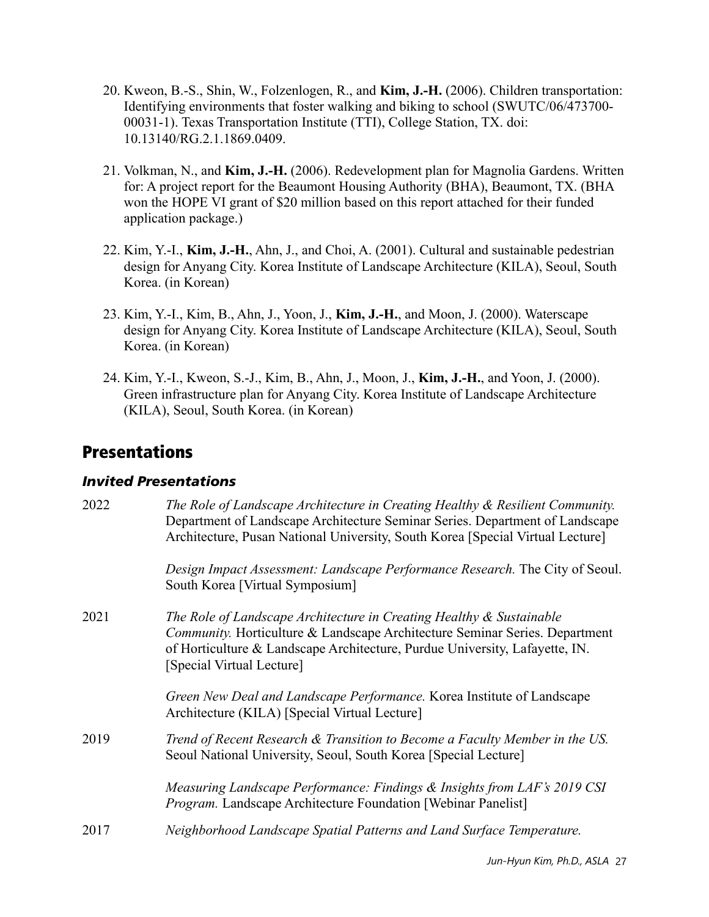20. Kweon, B.-S., Shin, W., Folzenlogen, R., and **Kim, J.-H.** (2006). Children transportation: Identifying environments that foster walking and biking to school (SWUTC/06/473700-00031-1). Texas Transportation Institute (TTI), College Station, TX. doi: 10.13140/RG.2.1.1869.0409.

21. Volkman, N., and **Kim, J.-H.** (2006). Redevelopment plan for Magnolia Gardens. Written for: A project report for the Beaumont Housing Authority (BHA), Beaumont, TX. (BHA won the HOPE VI grant of $20 million based on this report attached for their funded application package.)

22. Kim, Y.-I., **Kim, J.-H.**, Ahn, J., and Choi, A. (2001). Cultural and sustainable pedestrian design for Anyang City. Korea Institute of Landscape Architecture (KILA), Seoul, South Korea. (in Korean)

23. Kim, Y.-I., Kim, B., Ahn, J., Yoon, J., **Kim, J.-H.**, and Moon, J. (2000). Waterscape design for Anyang City. Korea Institute of Landscape Architecture (KILA), Seoul, South Korea. (in Korean)

24. Kim, Y.-I., Kweon, S.-J., Kim, B., Ahn, J., Moon, J., **Kim, J.-H.**, and Yoon, J. (2000). Green infrastructure plan for Anyang City. Korea Institute of Landscape Architecture (KILA), Seoul, South Korea. (in Korean)

## Presentations

### *Invited Presentations*

2022

*The Role of Landscape Architecture in Creating Healthy & Resilient Community.* Department of Landscape Architecture Seminar Series. Department of Landscape Architecture, Pusan National University, South Korea [Special Virtual Lecture]

*Design Impact Assessment: Landscape Performance Research.* The City of Seoul. South Korea [Virtual Symposium]

2021

*The Role of Landscape Architecture in Creating Healthy & Sustainable Community.* Horticulture & Landscape Architecture Seminar Series. Department of Horticulture & Landscape Architecture, Purdue University, Lafayette, IN. [Special Virtual Lecture]

*Green New Deal and Landscape Performance.* Korea Institute of Landscape Architecture (KILA) [Special Virtual Lecture]

2019

*Trend of Recent Research & Transition to Become a Faculty Member in the US.* Seoul National University, Seoul, South Korea [Special Lecture]

*Measuring Landscape Performance: Findings & Insights from LAF's 2019 CSI Program.* Landscape Architecture Foundation [Webinar Panelist]

2017

*Neighborhood Landscape Spatial Patterns and Land Surface Temperature.*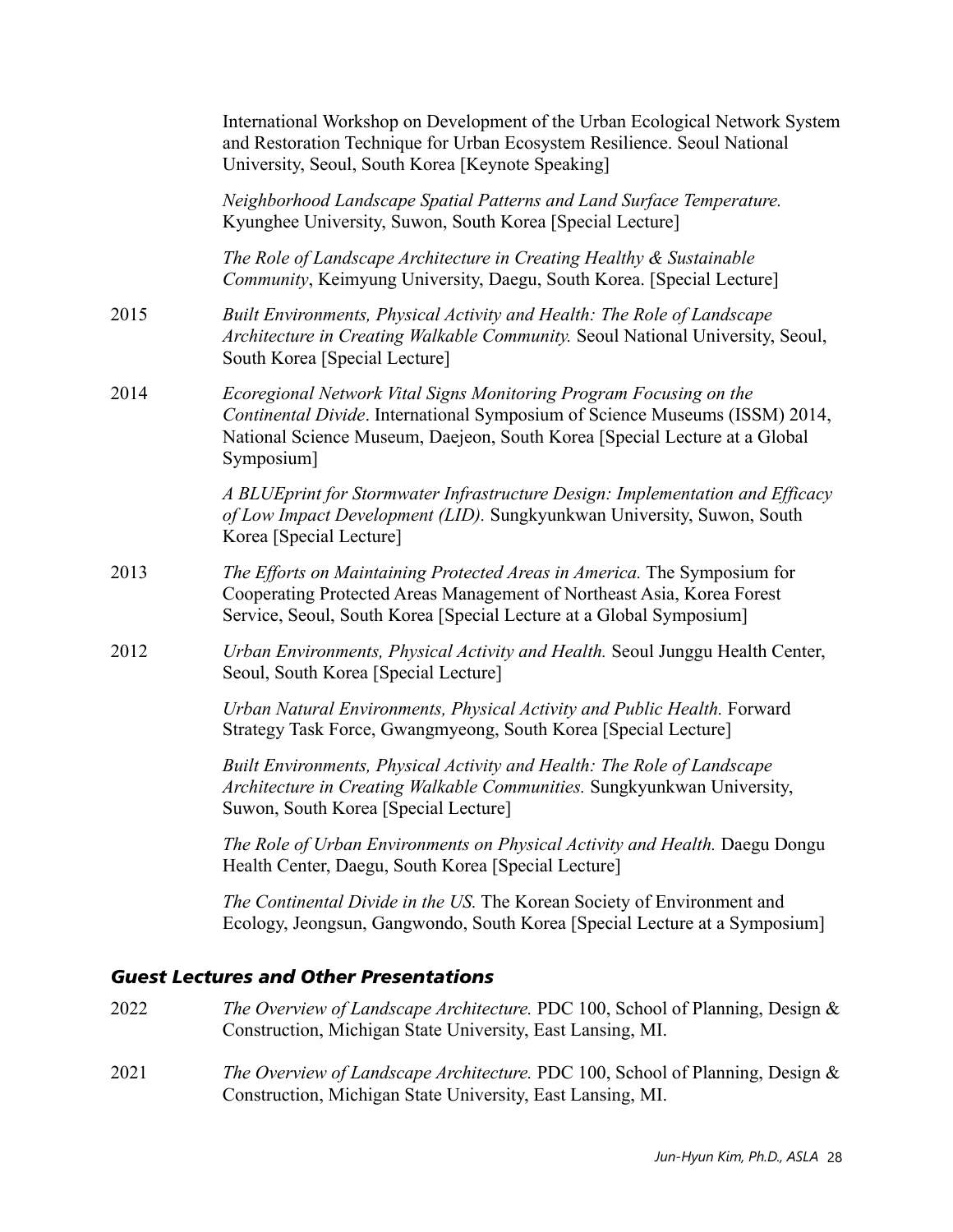International Workshop on Development of the Urban Ecological Network System and Restoration Technique for Urban Ecosystem Resilience. Seoul National University, Seoul, South Korea [Keynote Speaking]

*Neighborhood Landscape Spatial Patterns and Land Surface Temperature.* Kyunghee University, Suwon, South Korea [Special Lecture]

*The Role of Landscape Architecture in Creating Healthy & Sustainable Community*, Keimyung University, Daegu, South Korea. [Special Lecture]

2015 *Built Environments, Physical Activity and Health: The Role of Landscape Architecture in Creating Walkable Community.* Seoul National University, Seoul, South Korea [Special Lecture]

2014 *Ecoregional Network Vital Signs Monitoring Program Focusing on the Continental Divide*. International Symposium of Science Museums (ISSM) 2014, National Science Museum, Daejeon, South Korea [Special Lecture at a Global Symposium]

*A BLUEprint for Stormwater Infrastructure Design: Implementation and Efficacy of Low Impact Development (LID).* Sungkyunkwan University, Suwon, South Korea [Special Lecture]

2013 *The Efforts on Maintaining Protected Areas in America.* The Symposium for Cooperating Protected Areas Management of Northeast Asia, Korea Forest Service, Seoul, South Korea [Special Lecture at a Global Symposium]

2012 *Urban Environments, Physical Activity and Health.* Seoul Junggu Health Center, Seoul, South Korea [Special Lecture]

*Urban Natural Environments, Physical Activity and Public Health.* Forward Strategy Task Force, Gwangmyeong, South Korea [Special Lecture]

*Built Environments, Physical Activity and Health: The Role of Landscape Architecture in Creating Walkable Communities.* Sungkyunkwan University, Suwon, South Korea [Special Lecture]

*The Role of Urban Environments on Physical Activity and Health.* Daegu Dongu Health Center, Daegu, South Korea [Special Lecture]

*The Continental Divide in the US.* The Korean Society of Environment and Ecology, Jeongsun, Gangwondo, South Korea [Special Lecture at a Symposium]

### *Guest Lectures and Other Presentations*

2022 *The Overview of Landscape Architecture.* PDC 100, School of Planning, Design & Construction, Michigan State University, East Lansing, MI.

2021 *The Overview of Landscape Architecture.* PDC 100, School of Planning, Design & Construction, Michigan State University, East Lansing, MI.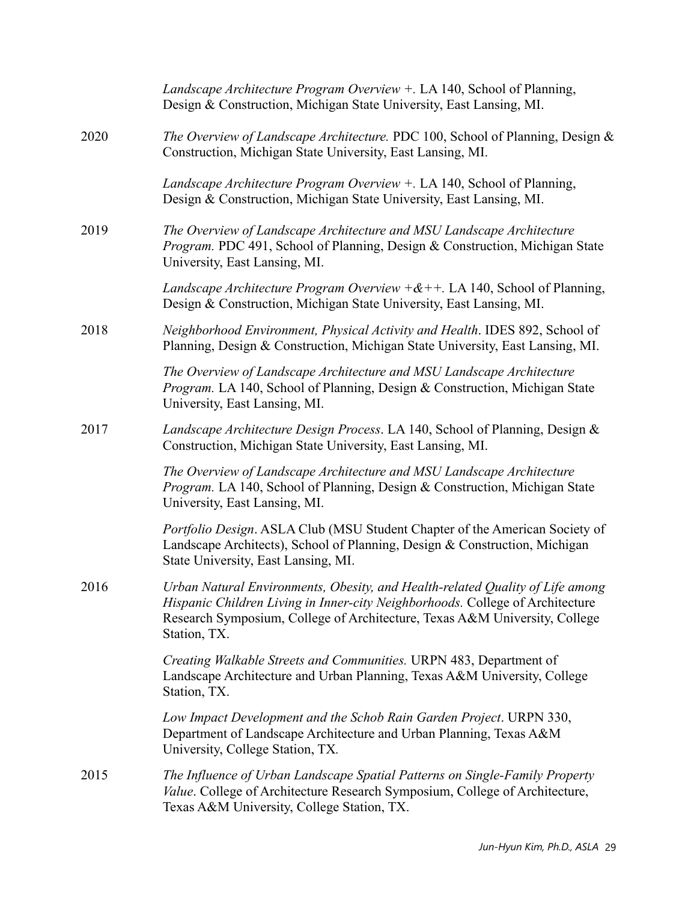*Landscape Architecture Program Overview +.* LA 140, School of Planning, Design & Construction, Michigan State University, East Lansing, MI.

2020 *The Overview of Landscape Architecture.* PDC 100, School of Planning, Design & Construction, Michigan State University, East Lansing, MI.

*Landscape Architecture Program Overview +.* LA 140, School of Planning, Design & Construction, Michigan State University, East Lansing, MI.

2019 *The Overview of Landscape Architecture and MSU Landscape Architecture Program.* PDC 491, School of Planning, Design & Construction, Michigan State University, East Lansing, MI.

*Landscape Architecture Program Overview +&++.* LA 140, School of Planning, Design & Construction, Michigan State University, East Lansing, MI.

2018 *Neighborhood Environment, Physical Activity and Health*. IDES 892, School of Planning, Design & Construction, Michigan State University, East Lansing, MI.

*The Overview of Landscape Architecture and MSU Landscape Architecture Program.* LA 140, School of Planning, Design & Construction, Michigan State University, East Lansing, MI.

2017 *Landscape Architecture Design Process*. LA 140, School of Planning, Design & Construction, Michigan State University, East Lansing, MI.

*The Overview of Landscape Architecture and MSU Landscape Architecture Program.* LA 140, School of Planning, Design & Construction, Michigan State University, East Lansing, MI.

*Portfolio Design*. ASLA Club (MSU Student Chapter of the American Society of Landscape Architects), School of Planning, Design & Construction, Michigan State University, East Lansing, MI.

2016 *Urban Natural Environments, Obesity, and Health-related Quality of Life among Hispanic Children Living in Inner-city Neighborhoods.* College of Architecture Research Symposium, College of Architecture, Texas A&M University, College Station, TX.

*Creating Walkable Streets and Communities.* URPN 483, Department of Landscape Architecture and Urban Planning, Texas A&M University, College Station, TX.

*Low Impact Development and the Schob Rain Garden Project*. URPN 330, Department of Landscape Architecture and Urban Planning, Texas A&M University, College Station, TX.

2015 *The Influence of Urban Landscape Spatial Patterns on Single-Family Property Value*. College of Architecture Research Symposium, College of Architecture, Texas A&M University, College Station, TX.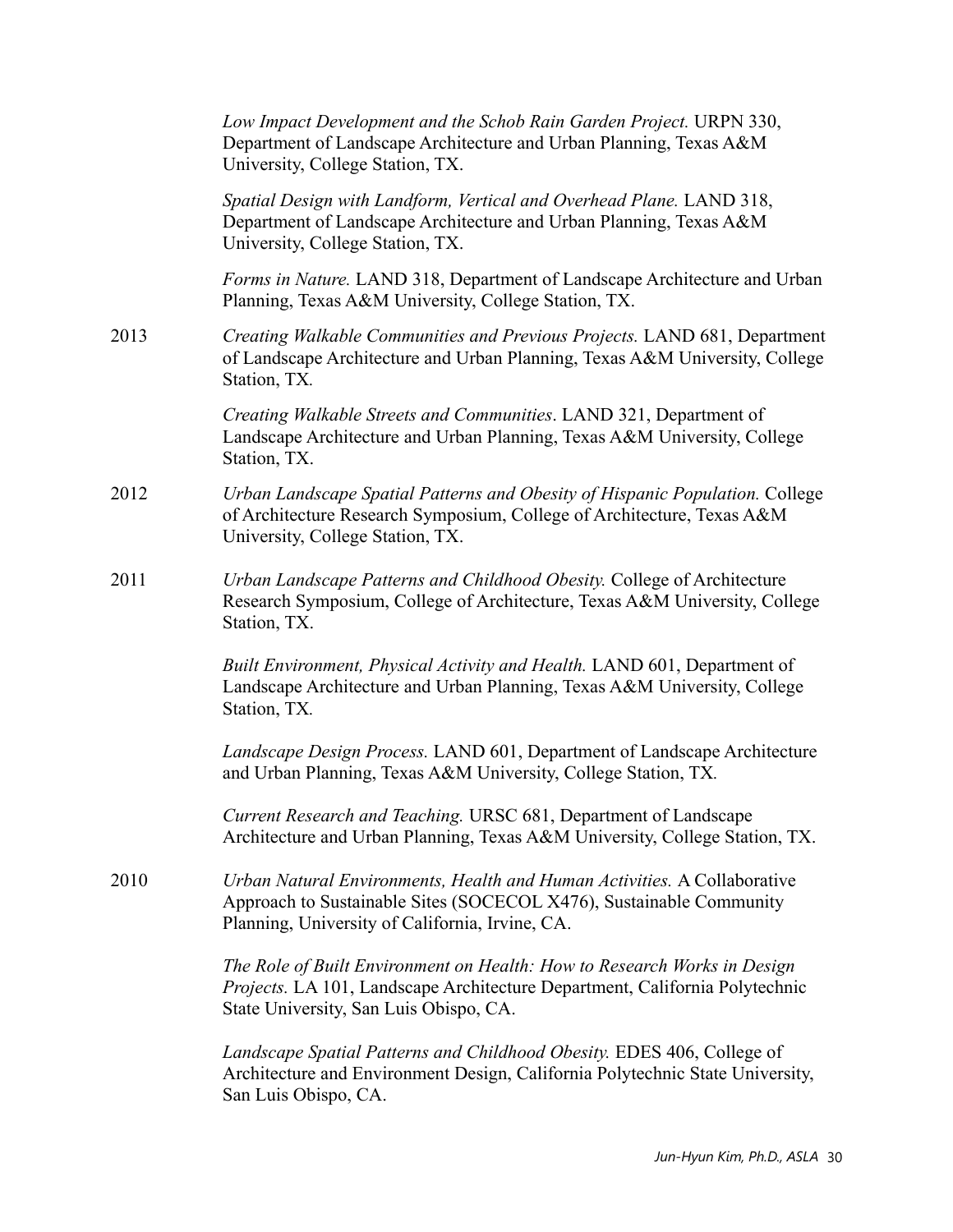*Low Impact Development and the Schob Rain Garden Project.* URPN 330, Department of Landscape Architecture and Urban Planning, Texas A&M University, College Station, TX.

*Spatial Design with Landform, Vertical and Overhead Plane.* LAND 318, Department of Landscape Architecture and Urban Planning, Texas A&M University, College Station, TX.

*Forms in Nature.* LAND 318, Department of Landscape Architecture and Urban Planning, Texas A&M University, College Station, TX.

2013 *Creating Walkable Communities and Previous Projects.* LAND 681, Department of Landscape Architecture and Urban Planning, Texas A&M University, College Station, TX.

*Creating Walkable Streets and Communities*. LAND 321, Department of Landscape Architecture and Urban Planning, Texas A&M University, College Station, TX.

2012 *Urban Landscape Spatial Patterns and Obesity of Hispanic Population.* College of Architecture Research Symposium, College of Architecture, Texas A&M University, College Station, TX.

2011 *Urban Landscape Patterns and Childhood Obesity.* College of Architecture Research Symposium, College of Architecture, Texas A&M University, College Station, TX.

*Built Environment, Physical Activity and Health.* LAND 601, Department of Landscape Architecture and Urban Planning, Texas A&M University, College Station, TX.

*Landscape Design Process.* LAND 601, Department of Landscape Architecture and Urban Planning, Texas A&M University, College Station, TX.

*Current Research and Teaching.* URSC 681, Department of Landscape Architecture and Urban Planning, Texas A&M University, College Station, TX.

2010 *Urban Natural Environments, Health and Human Activities.* A Collaborative Approach to Sustainable Sites (SOCECOL X476), Sustainable Community Planning, University of California, Irvine, CA.

*The Role of Built Environment on Health: How to Research Works in Design Projects.* LA 101, Landscape Architecture Department, California Polytechnic State University, San Luis Obispo, CA.

*Landscape Spatial Patterns and Childhood Obesity.* EDES 406, College of Architecture and Environment Design, California Polytechnic State University, San Luis Obispo, CA.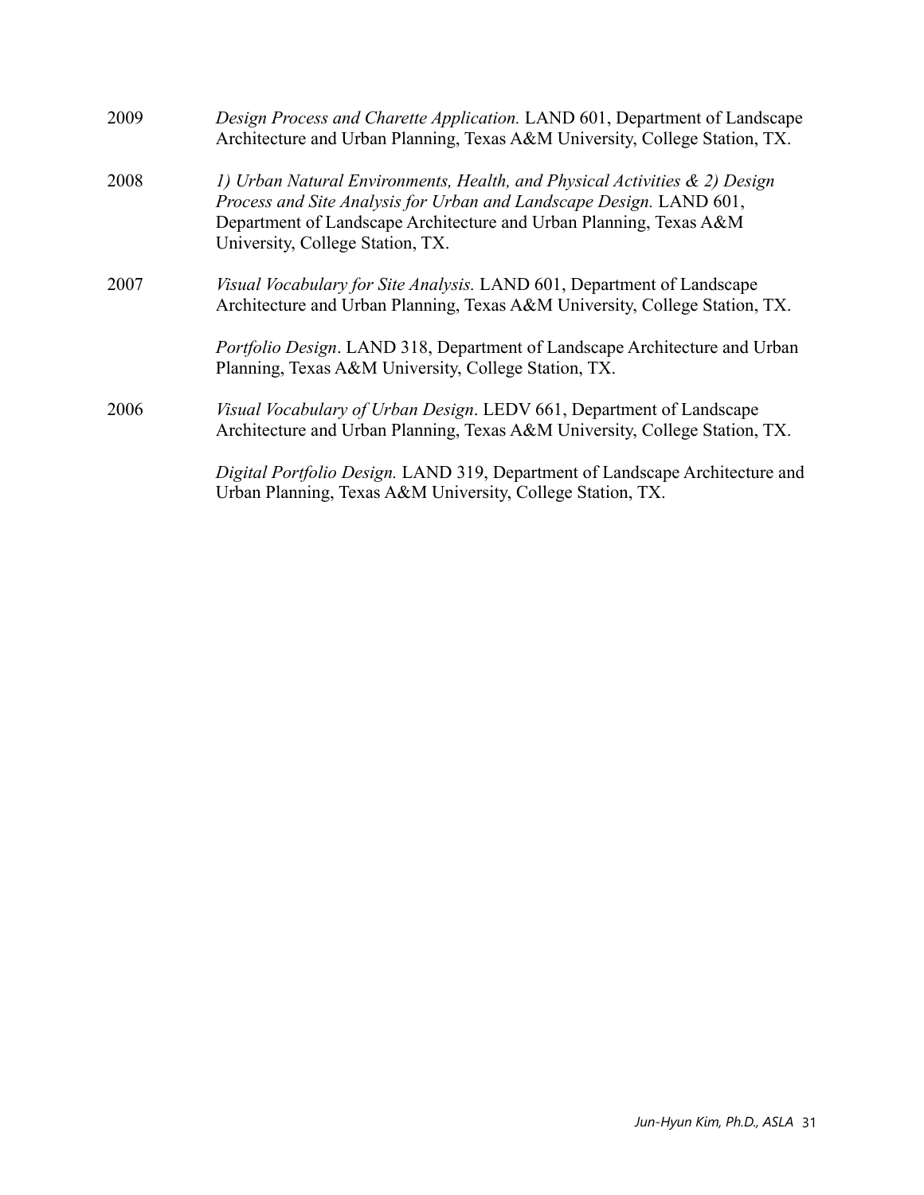2009 *Design Process and Charette Application.* LAND 601, Department of Landscape Architecture and Urban Planning, Texas A&M University, College Station, TX.

2008 *1) Urban Natural Environments, Health, and Physical Activities & 2) Design Process and Site Analysis for Urban and Landscape Design.* LAND 601, Department of Landscape Architecture and Urban Planning, Texas A&M University, College Station, TX.

2007 *Visual Vocabulary for Site Analysis.* LAND 601, Department of Landscape Architecture and Urban Planning, Texas A&M University, College Station, TX.

*Portfolio Design*. LAND 318, Department of Landscape Architecture and Urban Planning, Texas A&M University, College Station, TX.

2006 *Visual Vocabulary of Urban Design*. LEDV 661, Department of Landscape Architecture and Urban Planning, Texas A&M University, College Station, TX.

*Digital Portfolio Design.* LAND 319, Department of Landscape Architecture and Urban Planning, Texas A&M University, College Station, TX.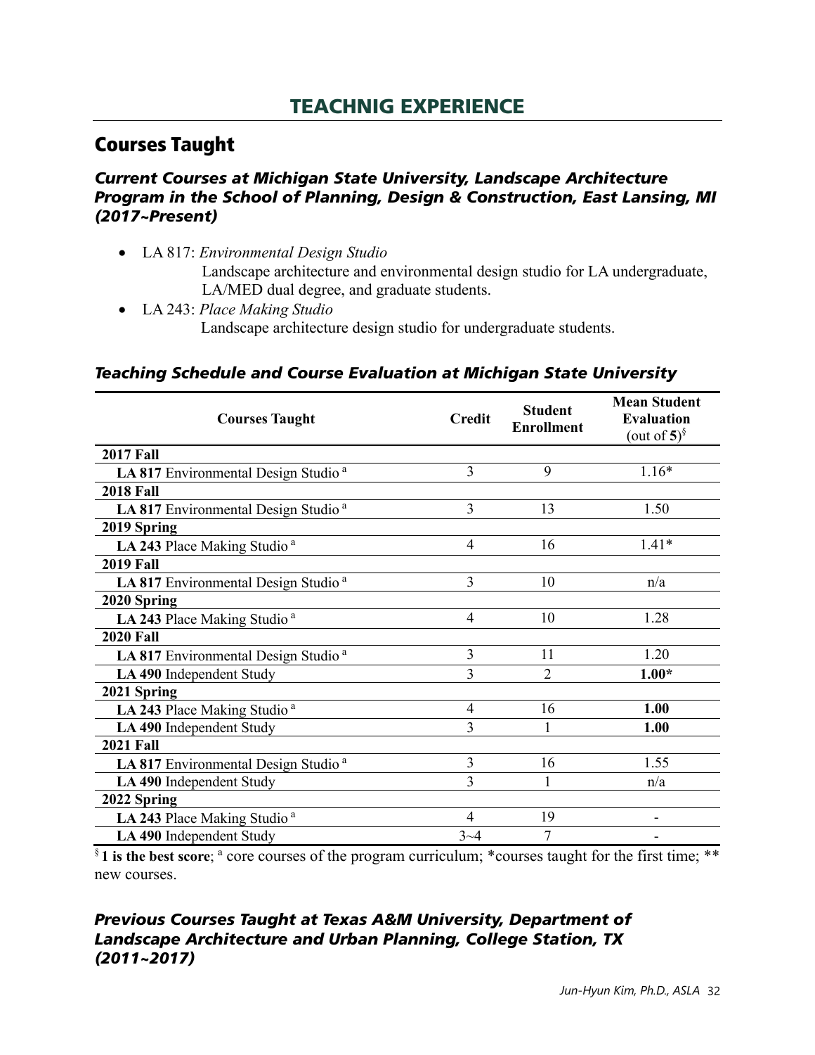# TEACHNIG EXPERIENCE

## Courses Taught

### *Current Courses at Michigan State University, Landscape Architecture Program in the School of Planning, Design & Construction, East Lansing, MI (2017~Present)*

- LA 817: *Environmental Design Studio*
  Landscape architecture and environmental design studio for LA undergraduate, LA/MED dual degree, and graduate students.
- LA 243: *Place Making Studio*
  Landscape architecture design studio for undergraduate students.

### *Teaching Schedule and Course Evaluation at Michigan State University*

| Courses Taught | Credit | Student Enrollment | Mean Student Evaluation (out of **5**)[§] |
|---|---|---|---|
| **2017 Fall** | | | |
| **LA 817** Environmental Design Studio [a] | 3 | 9 | 1.16* |
| **2018 Fall** | | | |
| **LA 817** Environmental Design Studio [a] | 3 | 13 | 1.50 |
| **2019 Spring** | | | |
| **LA 243** Place Making Studio [a] | 4 | 16 | 1.41* |
| **2019 Fall** | | | |
| **LA 817** Environmental Design Studio [a] | 3 | 10 | n/a |
| **2020 Spring** | | | |
| **LA 243** Place Making Studio [a] | 4 | 10 | 1.28 |
| **2020 Fall** | | | |
| **LA 817** Environmental Design Studio [a] | 3 | 11 | 1.20 |
| **LA 490** Independent Study | 3 | 2 | **1.00*** |
| **2021 Spring** | | | |
| **LA 243** Place Making Studio [a] | 4 | 16 | **1.00** |
| **LA 490** Independent Study | 3 | 1 | **1.00** |
| **2021 Fall** | | | |
| **LA 817** Environmental Design Studio [a] | 3 | 16 | 1.55 |
| **LA 490** Independent Study | 3 | 1 | n/a |
| **2022 Spring** | | | |
| **LA 243** Place Making Studio [a] | 4 | 19 | - |
| **LA 490** Independent Study | 3~4 | 7 | - |

[§] **1 is the best score**; [a] core courses of the program curriculum; *courses taught for the first time; ** new courses.

### *Previous Courses Taught at Texas A&M University, Department of Landscape Architecture and Urban Planning, College Station, TX (2011~2017)*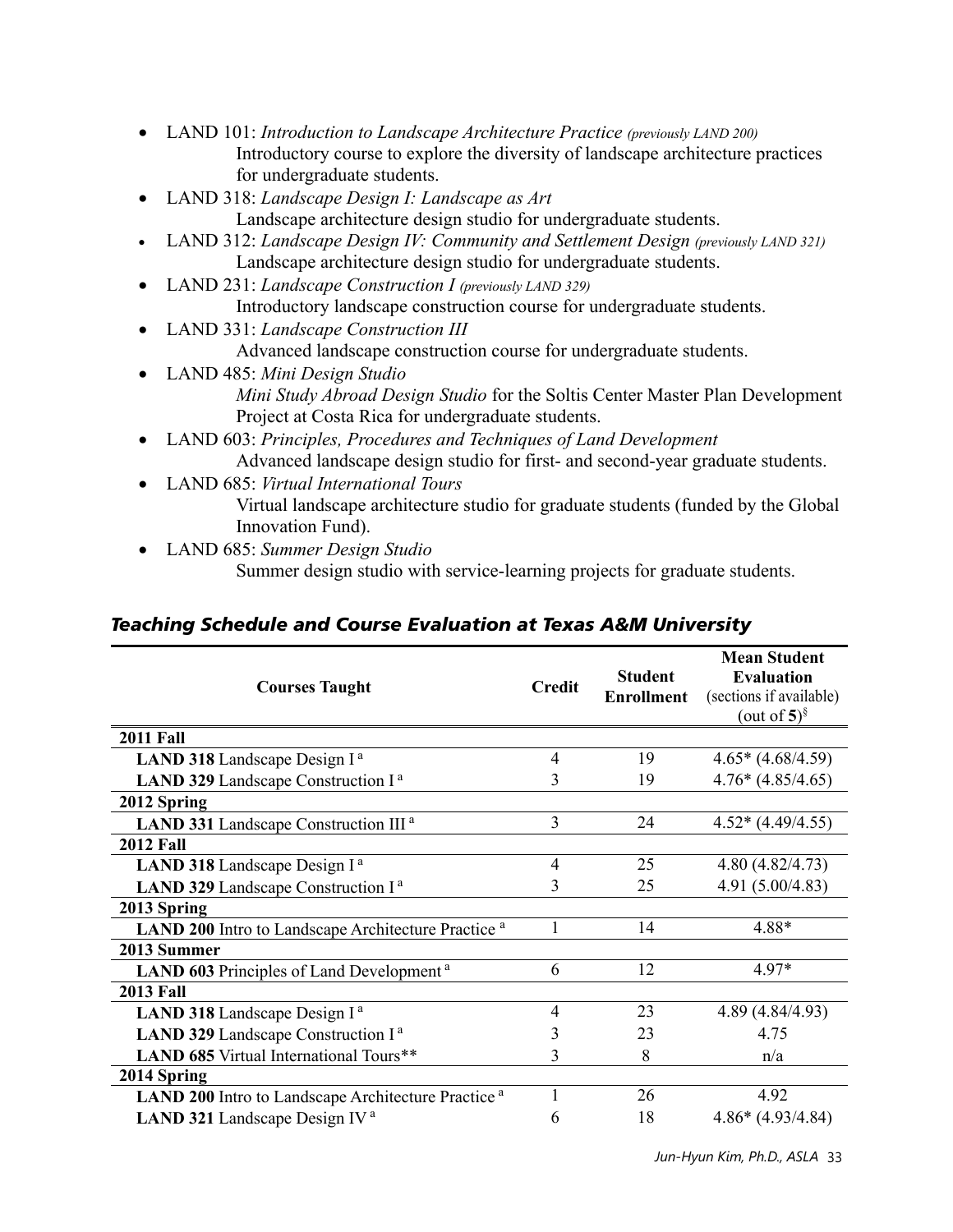- LAND 101: *Introduction to Landscape Architecture Practice* *(previously LAND 200)*
  Introductory course to explore the diversity of landscape architecture practices for undergraduate students.
- LAND 318: *Landscape Design I: Landscape as Art*
  Landscape architecture design studio for undergraduate students.
- LAND 312: *Landscape Design IV: Community and Settlement Design* *(previously LAND 321)*
  Landscape architecture design studio for undergraduate students.
- LAND 231: *Landscape Construction I* *(previously LAND 329)*
  Introductory landscape construction course for undergraduate students.
- LAND 331: *Landscape Construction III*
  Advanced landscape construction course for undergraduate students.
- LAND 485: *Mini Design Studio*
  *Mini Study Abroad Design Studio* for the Soltis Center Master Plan Development Project at Costa Rica for undergraduate students.
- LAND 603: *Principles, Procedures and Techniques of Land Development*
  Advanced landscape design studio for first- and second-year graduate students.
- LAND 685: *Virtual International Tours*
  Virtual landscape architecture studio for graduate students (funded by the Global Innovation Fund).
- LAND 685: *Summer Design Studio*
  Summer design studio with service-learning projects for graduate students.

## *Teaching Schedule and Course Evaluation at Texas A&M University*

| Courses Taught | Credit | Student Enrollment | Mean Student Evaluation (sections if available) (out of **5**)[§] |
|---|---|---|---|
| **2011 Fall** | | | |
| **LAND 318** Landscape Design I [a] | 4 | 19 | 4.65* (4.68/4.59) |
| **LAND 329** Landscape Construction I [a] | 3 | 19 | 4.76* (4.85/4.65) |
| **2012 Spring** | | | |
| **LAND 331** Landscape Construction III [a] | 3 | 24 | 4.52* (4.49/4.55) |
| **2012 Fall** | | | |
| **LAND 318** Landscape Design I [a] | 4 | 25 | 4.80 (4.82/4.73) |
| **LAND 329** Landscape Construction I [a] | 3 | 25 | 4.91 (5.00/4.83) |
| **2013 Spring** | | | |
| **LAND 200** Intro to Landscape Architecture Practice [a] | 1 | 14 | 4.88* |
| **2013 Summer** | | | |
| **LAND 603** Principles of Land Development [a] | 6 | 12 | 4.97* |
| **2013 Fall** | | | |
| **LAND 318** Landscape Design I [a] | 4 | 23 | 4.89 (4.84/4.93) |
| **LAND 329** Landscape Construction I [a] | 3 | 23 | 4.75 |
| **LAND 685** Virtual International Tours** | 3 | 8 | n/a |
| **2014 Spring** | | | |
| **LAND 200** Intro to Landscape Architecture Practice [a] | 1 | 26 | 4.92 |
| **LAND 321** Landscape Design IV [a] | 6 | 18 | 4.86* (4.93/4.84) |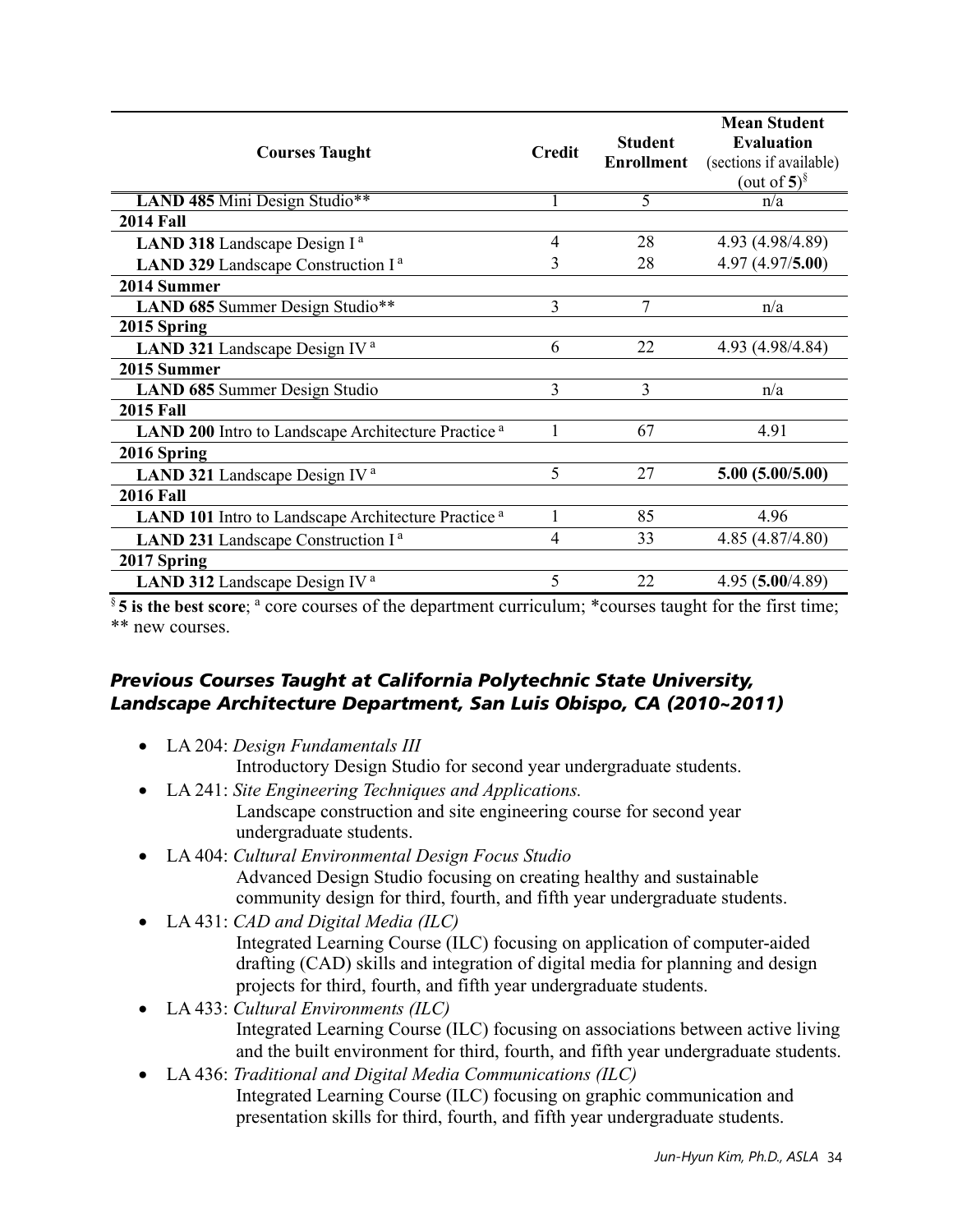| Courses Taught | Credit | Student Enrollment | Mean Student Evaluation (sections if available) (out of **5**)[§] |
|---|---|---|---|
| **LAND 485** Mini Design Studio** | 1 | 5 | n/a |
| **2014 Fall** | | | |
| **LAND 318** Landscape Design I [a] | 4 | 28 | 4.93 (4.98/4.89) |
| **LAND 329** Landscape Construction I [a] | 3 | 28 | 4.97 (4.97/**5.00**) |
| **2014 Summer** | | | |
| **LAND 685** Summer Design Studio** | 3 | 7 | n/a |
| **2015 Spring** | | | |
| **LAND 321** Landscape Design IV [a] | 6 | 22 | 4.93 (4.98/4.84) |
| **2015 Summer** | | | |
| **LAND 685** Summer Design Studio | 3 | 3 | n/a |
| **2015 Fall** | | | |
| **LAND 200** Intro to Landscape Architecture Practice [a] | 1 | 67 | 4.91 |
| **2016 Spring** | | | |
| **LAND 321** Landscape Design IV [a] | 5 | 27 | **5.00 (5.00/5.00)** |
| **2016 Fall** | | | |
| **LAND 101** Intro to Landscape Architecture Practice [a] | 1 | 85 | 4.96 |
| **LAND 231** Landscape Construction I [a] | 4 | 33 | 4.85 (4.87/4.80) |
| **2017 Spring** | | | |
| **LAND 312** Landscape Design IV [a] | 5 | 22 | 4.95 (**5.00**/4.89) |

[§] **5 is the best score**; [a] core courses of the department curriculum; *courses taught for the first time; ** new courses.

### *Previous Courses Taught at California Polytechnic State University, Landscape Architecture Department, San Luis Obispo, CA (2010~2011)*

- LA 204: *Design Fundamentals III*
  Introductory Design Studio for second year undergraduate students.
- LA 241: *Site Engineering Techniques and Applications.*
  Landscape construction and site engineering course for second year undergraduate students.
- LA 404: *Cultural Environmental Design Focus Studio*
  Advanced Design Studio focusing on creating healthy and sustainable community design for third, fourth, and fifth year undergraduate students.
- LA 431: *CAD and Digital Media (ILC)*
  Integrated Learning Course (ILC) focusing on application of computer-aided drafting (CAD) skills and integration of digital media for planning and design projects for third, fourth, and fifth year undergraduate students.
- LA 433: *Cultural Environments (ILC)*
  Integrated Learning Course (ILC) focusing on associations between active living and the built environment for third, fourth, and fifth year undergraduate students.
- LA 436: *Traditional and Digital Media Communications (ILC)*
  Integrated Learning Course (ILC) focusing on graphic communication and presentation skills for third, fourth, and fifth year undergraduate students.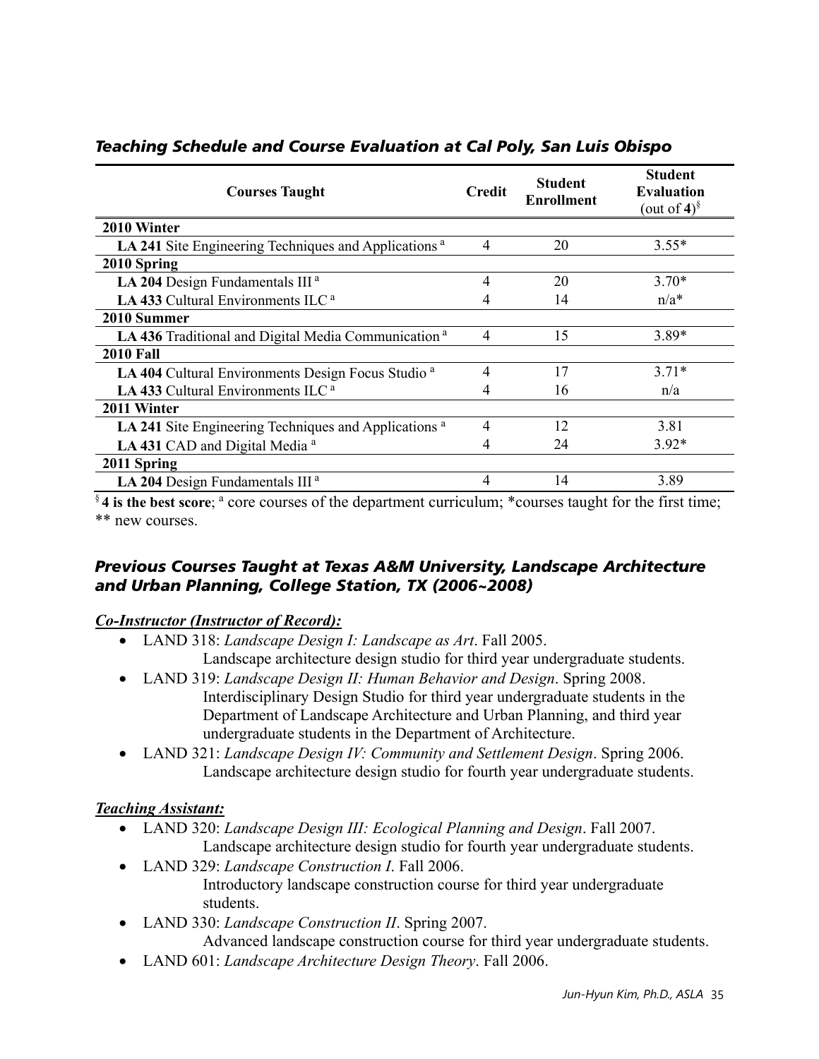### *Teaching Schedule and Course Evaluation at Cal Poly, San Luis Obispo*

| Courses Taught | Credit | Student Enrollment | Student Evaluation (out of **4**)[§] |
|---|---|---|---|
| **2010 Winter** | | | |
| **LA 241** Site Engineering Techniques and Applications [a] | 4 | 20 | 3.55* |
| **2010 Spring** | | | |
| **LA 204** Design Fundamentals III [a] | 4 | 20 | 3.70* |
| **LA 433** Cultural Environments ILC [a] | 4 | 14 | n/a* |
| **2010 Summer** | | | |
| **LA 436** Traditional and Digital Media Communication [a] | 4 | 15 | 3.89* |
| **2010 Fall** | | | |
| **LA 404** Cultural Environments Design Focus Studio [a] | 4 | 17 | 3.71* |
| **LA 433** Cultural Environments ILC [a] | 4 | 16 | n/a |
| **2011 Winter** | | | |
| **LA 241** Site Engineering Techniques and Applications [a] | 4 | 12 | 3.81 |
| **LA 431** CAD and Digital Media [a] | 4 | 24 | 3.92* |
| **2011 Spring** | | | |
| **LA 204** Design Fundamentals III [a] | 4 | 14 | 3.89 |

[§] **4 is the best score**; [a] core courses of the department curriculum; *courses taught for the first time; ** new courses.

### *Previous Courses Taught at Texas A&M University, Landscape Architecture and Urban Planning, College Station, TX (2006~2008)*

***Co-Instructor (Instructor of Record):***

- LAND 318: *Landscape Design I: Landscape as Art*. Fall 2005.
  Landscape architecture design studio for third year undergraduate students.
- LAND 319: *Landscape Design II: Human Behavior and Design*. Spring 2008.
  Interdisciplinary Design Studio for third year undergraduate students in the Department of Landscape Architecture and Urban Planning, and third year undergraduate students in the Department of Architecture.
- LAND 321: *Landscape Design IV: Community and Settlement Design*. Spring 2006.
  Landscape architecture design studio for fourth year undergraduate students.

***Teaching Assistant:***

- LAND 320: *Landscape Design III: Ecological Planning and Design*. Fall 2007.
  Landscape architecture design studio for fourth year undergraduate students.
- LAND 329: *Landscape Construction I*. Fall 2006.
  Introductory landscape construction course for third year undergraduate students.
- LAND 330: *Landscape Construction II*. Spring 2007.
  Advanced landscape construction course for third year undergraduate students.
- LAND 601: *Landscape Architecture Design Theory*. Fall 2006.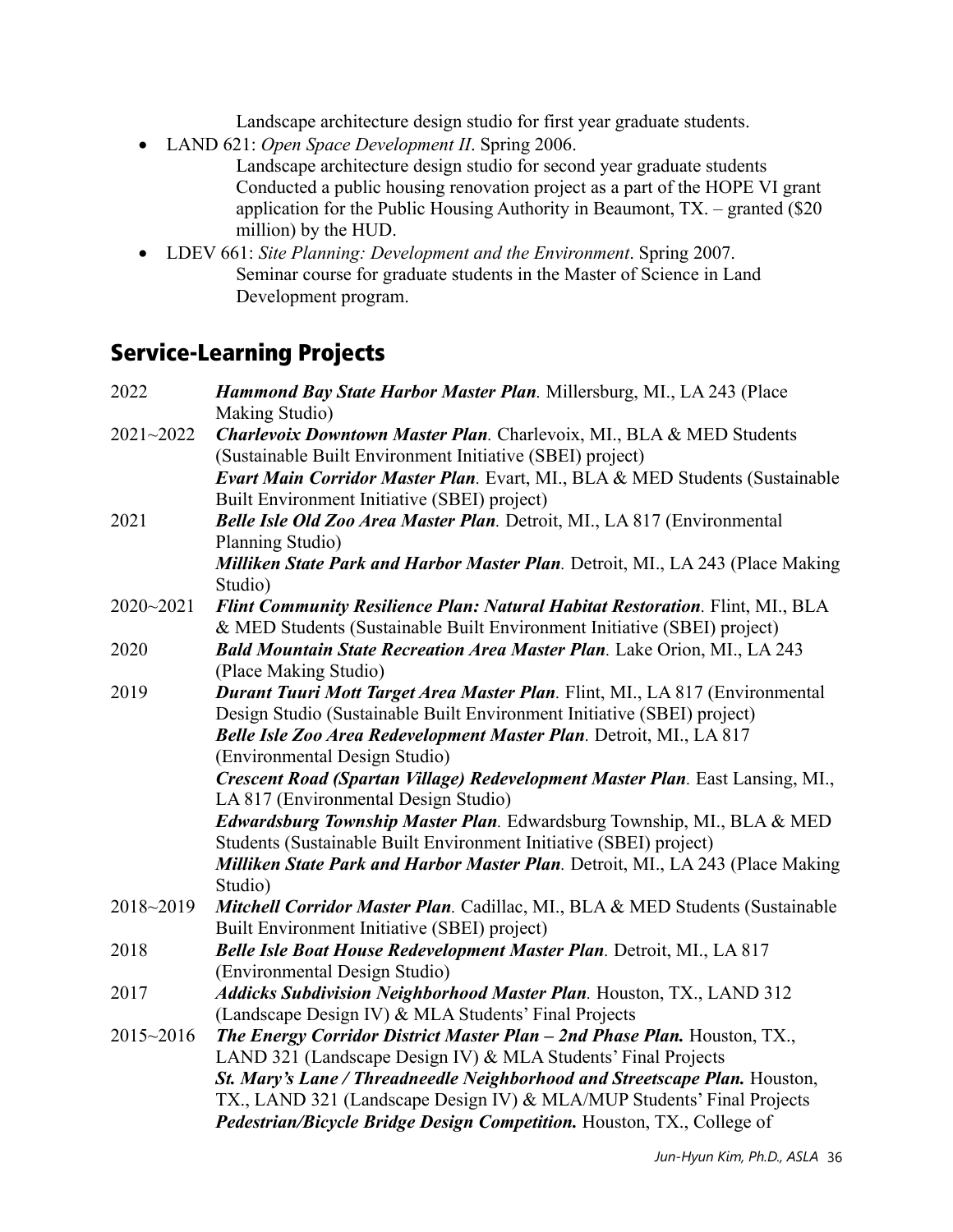Landscape architecture design studio for first year graduate students.

- LAND 621: *Open Space Development II*. Spring 2006.
  Landscape architecture design studio for second year graduate students
  Conducted a public housing renovation project as a part of the HOPE VI grant application for the Public Housing Authority in Beaumont, TX. – granted ($20 million) by the HUD.
- LDEV 661: *Site Planning: Development and the Environment*. Spring 2007.
  Seminar course for graduate students in the Master of Science in Land Development program.

## Service-Learning Projects

2022 ***Hammond Bay State Harbor Master Plan***. Millersburg, MI., LA 243 (Place Making Studio)

2021~2022 ***Charlevoix Downtown Master Plan***. Charlevoix, MI., BLA & MED Students (Sustainable Built Environment Initiative (SBEI) project)
***Evart Main Corridor Master Plan***. Evart, MI., BLA & MED Students (Sustainable Built Environment Initiative (SBEI) project)

2021 ***Belle Isle Old Zoo Area Master Plan***. Detroit, MI., LA 817 (Environmental Planning Studio)
***Milliken State Park and Harbor Master Plan***. Detroit, MI., LA 243 (Place Making Studio)

2020~2021 ***Flint Community Resilience Plan: Natural Habitat Restoration***. Flint, MI., BLA & MED Students (Sustainable Built Environment Initiative (SBEI) project)

2020 ***Bald Mountain State Recreation Area Master Plan***. Lake Orion, MI., LA 243 (Place Making Studio)

2019 ***Durant Tuuri Mott Target Area Master Plan***. Flint, MI., LA 817 (Environmental Design Studio (Sustainable Built Environment Initiative (SBEI) project)
***Belle Isle Zoo Area Redevelopment Master Plan***. Detroit, MI., LA 817 (Environmental Design Studio)
***Crescent Road (Spartan Village) Redevelopment Master Plan***. East Lansing, MI., LA 817 (Environmental Design Studio)
***Edwardsburg Township Master Plan***. Edwardsburg Township, MI., BLA & MED Students (Sustainable Built Environment Initiative (SBEI) project)
***Milliken State Park and Harbor Master Plan***. Detroit, MI., LA 243 (Place Making Studio)

2018~2019 ***Mitchell Corridor Master Plan***. Cadillac, MI., BLA & MED Students (Sustainable Built Environment Initiative (SBEI) project)

2018 ***Belle Isle Boat House Redevelopment Master Plan***. Detroit, MI., LA 817 (Environmental Design Studio)

2017 ***Addicks Subdivision Neighborhood Master Plan***. Houston, TX., LAND 312 (Landscape Design IV) & MLA Students' Final Projects

2015~2016 ***The Energy Corridor District Master Plan – 2nd Phase Plan.*** Houston, TX., LAND 321 (Landscape Design IV) & MLA Students' Final Projects
***St. Mary's Lane / Threadneedle Neighborhood and Streetscape Plan.*** Houston, TX., LAND 321 (Landscape Design IV) & MLA/MUP Students' Final Projects
***Pedestrian/Bicycle Bridge Design Competition.*** Houston, TX., College of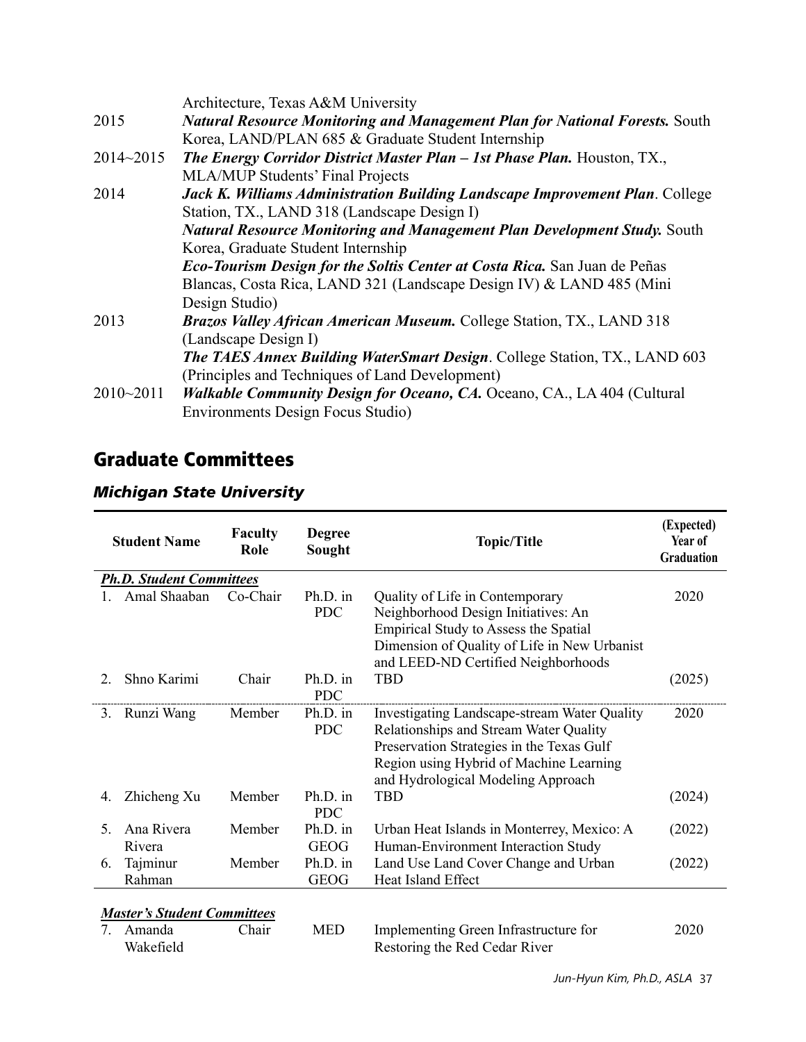| | |
|---|---|
| | Architecture, Texas A&M University |
| 2015 | ***Natural Resource Monitoring and Management Plan for National Forests.*** South Korea, LAND/PLAN 685 & Graduate Student Internship |
| 2014~2015 | ***The Energy Corridor District Master Plan – 1st Phase Plan.*** Houston, TX., MLA/MUP Students' Final Projects |
| 2014 | ***Jack K. Williams Administration Building Landscape Improvement Plan***. College Station, TX., LAND 318 (Landscape Design I) |
| | ***Natural Resource Monitoring and Management Plan Development Study.*** South Korea, Graduate Student Internship |
| | ***Eco-Tourism Design for the Soltis Center at Costa Rica.*** San Juan de Peñas Blancas, Costa Rica, LAND 321 (Landscape Design IV) & LAND 485 (Mini Design Studio) |
| 2013 | ***Brazos Valley African American Museum.*** College Station, TX., LAND 318 (Landscape Design I) |
| | ***The TAES Annex Building WaterSmart Design***. College Station, TX., LAND 603 (Principles and Techniques of Land Development) |
| 2010~2011 | ***Walkable Community Design for Oceano, CA.*** Oceano, CA., LA 404 (Cultural Environments Design Focus Studio) |

## Graduate Committees

### *Michigan State University*

| | Student Name | Faculty Role | Degree Sought | Topic/Title | (Expected) Year of Graduation |
|---|---|---|---|---|---|
| ***Ph.D. Student Committees*** | | | | | |
| 1. | Amal Shaaban | Co-Chair | Ph.D. in PDC | Quality of Life in Contemporary Neighborhood Design Initiatives: An Empirical Study to Assess the Spatial Dimension of Quality of Life in New Urbanist and LEED-ND Certified Neighborhoods | 2020 |
| 2. | Shno Karimi | Chair | Ph.D. in PDC | TBD | (2025) |
| 3. | Runzi Wang | Member | Ph.D. in PDC | Investigating Landscape-stream Water Quality Relationships and Stream Water Quality Preservation Strategies in the Texas Gulf Region using Hybrid of Machine Learning and Hydrological Modeling Approach | 2020 |
| 4. | Zhicheng Xu | Member | Ph.D. in PDC | TBD | (2024) |
| 5. | Ana Rivera Rivera | Member | Ph.D. in GEOG | Urban Heat Islands in Monterrey, Mexico: A Human-Environment Interaction Study | (2022) |
| 6. | Tajminur Rahman | Member | Ph.D. in GEOG | Land Use Land Cover Change and Urban Heat Island Effect | (2022) |
| ***Master's Student Committees*** | | | | | |
| 7. | Amanda Wakefield | Chair | MED | Implementing Green Infrastructure for Restoring the Red Cedar River | 2020 |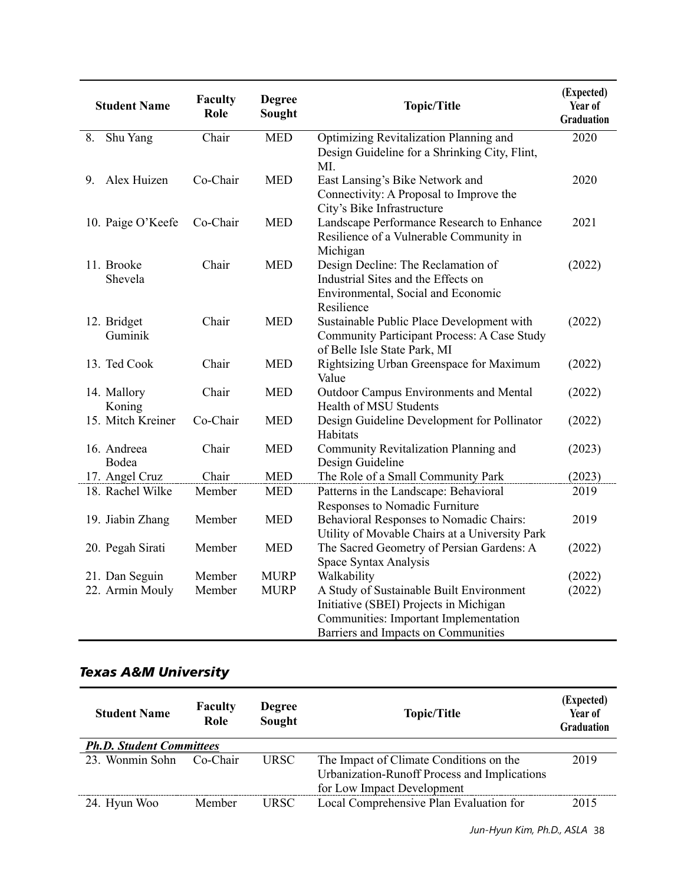| Student Name | Faculty Role | Degree Sought | Topic/Title | (Expected) Year of Graduation |
|---|---|---|---|---|
| 8. Shu Yang | Chair | MED | Optimizing Revitalization Planning and Design Guideline for a Shrinking City, Flint, MI. | 2020 |
| 9. Alex Huizen | Co-Chair | MED | East Lansing's Bike Network and Connectivity: A Proposal to Improve the City's Bike Infrastructure | 2020 |
| 10. Paige O'Keefe | Co-Chair | MED | Landscape Performance Research to Enhance Resilience of a Vulnerable Community in Michigan | 2021 |
| 11. Brooke Shevela | Chair | MED | Design Decline: The Reclamation of Industrial Sites and the Effects on Environmental, Social and Economic Resilience | (2022) |
| 12. Bridget Guminik | Chair | MED | Sustainable Public Place Development with Community Participant Process: A Case Study of Belle Isle State Park, MI | (2022) |
| 13. Ted Cook | Chair | MED | Rightsizing Urban Greenspace for Maximum Value | (2022) |
| 14. Mallory Koning | Chair | MED | Outdoor Campus Environments and Mental Health of MSU Students | (2022) |
| 15. Mitch Kreiner | Co-Chair | MED | Design Guideline Development for Pollinator Habitats | (2022) |
| 16. Andreea Bodea | Chair | MED | Community Revitalization Planning and Design Guideline | (2023) |
| 17. Angel Cruz | Chair | MED | The Role of a Small Community Park | (2023) |
| 18. Rachel Wilke | Member | MED | Patterns in the Landscape: Behavioral Responses to Nomadic Furniture | 2019 |
| 19. Jiabin Zhang | Member | MED | Behavioral Responses to Nomadic Chairs: Utility of Movable Chairs at a University Park | 2019 |
| 20. Pegah Sirati | Member | MED | The Sacred Geometry of Persian Gardens: A Space Syntax Analysis | (2022) |
| 21. Dan Seguin | Member | MURP | Walkability | (2022) |
| 22. Armin Mouly | Member | MURP | A Study of Sustainable Built Environment Initiative (SBEI) Projects in Michigan Communities: Important Implementation Barriers and Impacts on Communities | (2022) |

### *Texas A&M University*

| Student Name | Faculty Role | Degree Sought | Topic/Title | (Expected) Year of Graduation |
|---|---|---|---|---|
| ***Ph.D. Student Committees*** | | | | |
| 23. Wonmin Sohn | Co-Chair | URSC | The Impact of Climate Conditions on the Urbanization-Runoff Process and Implications for Low Impact Development | 2019 |
| 24. Hyun Woo | Member | URSC | Local Comprehensive Plan Evaluation for | 2015 |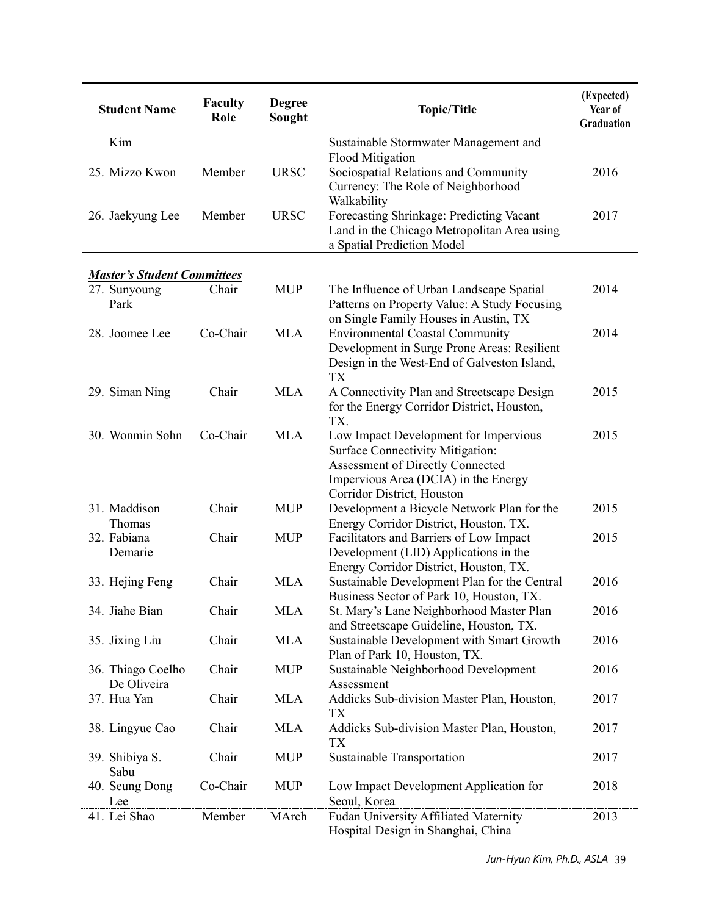| Student Name | Faculty Role | Degree Sought | Topic/Title | (Expected) Year of Graduation |
|---|---|---|---|---|
| Kim | | | Sustainable Stormwater Management and Flood Mitigation | |
| 25. Mizzo Kwon | Member | URSC | Sociospatial Relations and Community Currency: The Role of Neighborhood Walkability | 2016 |
| 26. Jaekyung Lee | Member | URSC | Forecasting Shrinkage: Predicting Vacant Land in the Chicago Metropolitan Area using a Spatial Prediction Model | 2017 |
| ***Master's Student Committees*** | | | | |
| 27. Sunyoung Park | Chair | MUP | The Influence of Urban Landscape Spatial Patterns on Property Value: A Study Focusing on Single Family Houses in Austin, TX | 2014 |
| 28. Joomee Lee | Co-Chair | MLA | Environmental Coastal Community Development in Surge Prone Areas: Resilient Design in the West-End of Galveston Island, TX | 2014 |
| 29. Siman Ning | Chair | MLA | A Connectivity Plan and Streetscape Design for the Energy Corridor District, Houston, TX. | 2015 |
| 30. Wonmin Sohn | Co-Chair | MLA | Low Impact Development for Impervious Surface Connectivity Mitigation: Assessment of Directly Connected Impervious Area (DCIA) in the Energy Corridor District, Houston | 2015 |
| 31. Maddison Thomas | Chair | MUP | Development a Bicycle Network Plan for the Energy Corridor District, Houston, TX. | 2015 |
| 32. Fabiana Demarie | Chair | MUP | Facilitators and Barriers of Low Impact Development (LID) Applications in the Energy Corridor District, Houston, TX. | 2015 |
| 33. Hejing Feng | Chair | MLA | Sustainable Development Plan for the Central Business Sector of Park 10, Houston, TX. | 2016 |
| 34. Jiahe Bian | Chair | MLA | St. Mary's Lane Neighborhood Master Plan and Streetscape Guideline, Houston, TX. | 2016 |
| 35. Jixing Liu | Chair | MLA | Sustainable Development with Smart Growth Plan of Park 10, Houston, TX. | 2016 |
| 36. Thiago Coelho De Oliveira | Chair | MUP | Sustainable Neighborhood Development Assessment | 2016 |
| 37. Hua Yan | Chair | MLA | Addicks Sub-division Master Plan, Houston, TX | 2017 |
| 38. Lingyue Cao | Chair | MLA | Addicks Sub-division Master Plan, Houston, TX | 2017 |
| 39. Shibiya S. Sabu | Chair | MUP | Sustainable Transportation | 2017 |
| 40. Seung Dong Lee | Co-Chair | MUP | Low Impact Development Application for Seoul, Korea | 2018 |
| 41. Lei Shao | Member | MArch | Fudan University Affiliated Maternity Hospital Design in Shanghai, China | 2013 |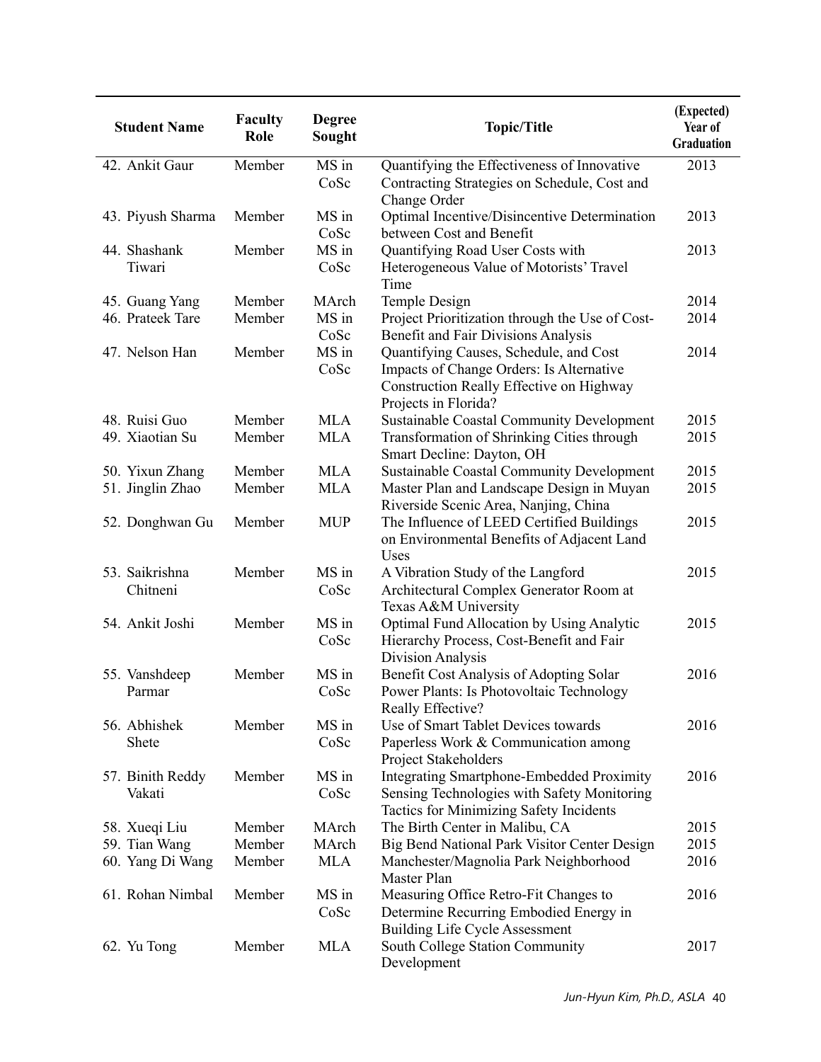| Student Name | Faculty Role | Degree Sought | Topic/Title | (Expected) Year of Graduation |
|---|---|---|---|---|
| 42. Ankit Gaur | Member | MS in CoSc | Quantifying the Effectiveness of Innovative Contracting Strategies on Schedule, Cost and Change Order | 2013 |
| 43. Piyush Sharma | Member | MS in CoSc | Optimal Incentive/Disincentive Determination between Cost and Benefit | 2013 |
| 44. Shashank Tiwari | Member | MS in CoSc | Quantifying Road User Costs with Heterogeneous Value of Motorists' Travel Time | 2013 |
| 45. Guang Yang | Member | MArch | Temple Design | 2014 |
| 46. Prateek Tare | Member | MS in CoSc | Project Prioritization through the Use of Cost-Benefit and Fair Divisions Analysis | 2014 |
| 47. Nelson Han | Member | MS in CoSc | Quantifying Causes, Schedule, and Cost Impacts of Change Orders: Is Alternative Construction Really Effective on Highway Projects in Florida? | 2014 |
| 48. Ruisi Guo | Member | MLA | Sustainable Coastal Community Development | 2015 |
| 49. Xiaotian Su | Member | MLA | Transformation of Shrinking Cities through Smart Decline: Dayton, OH | 2015 |
| 50. Yixun Zhang | Member | MLA | Sustainable Coastal Community Development | 2015 |
| 51. Jinglin Zhao | Member | MLA | Master Plan and Landscape Design in Muyan Riverside Scenic Area, Nanjing, China | 2015 |
| 52. Donghwan Gu | Member | MUP | The Influence of LEED Certified Buildings on Environmental Benefits of Adjacent Land Uses | 2015 |
| 53. Saikrishna Chitneni | Member | MS in CoSc | A Vibration Study of the Langford Architectural Complex Generator Room at Texas A&M University | 2015 |
| 54. Ankit Joshi | Member | MS in CoSc | Optimal Fund Allocation by Using Analytic Hierarchy Process, Cost-Benefit and Fair Division Analysis | 2015 |
| 55. Vanshdeep Parmar | Member | MS in CoSc | Benefit Cost Analysis of Adopting Solar Power Plants: Is Photovoltaic Technology Really Effective? | 2016 |
| 56. Abhishek Shete | Member | MS in CoSc | Use of Smart Tablet Devices towards Paperless Work & Communication among Project Stakeholders | 2016 |
| 57. Binith Reddy Vakati | Member | MS in CoSc | Integrating Smartphone-Embedded Proximity Sensing Technologies with Safety Monitoring Tactics for Minimizing Safety Incidents | 2016 |
| 58. Xueqi Liu | Member | MArch | The Birth Center in Malibu, CA | 2015 |
| 59. Tian Wang | Member | MArch | Big Bend National Park Visitor Center Design | 2015 |
| 60. Yang Di Wang | Member | MLA | Manchester/Magnolia Park Neighborhood Master Plan | 2016 |
| 61. Rohan Nimbal | Member | MS in CoSc | Measuring Office Retro-Fit Changes to Determine Recurring Embodied Energy in Building Life Cycle Assessment | 2016 |
| 62. Yu Tong | Member | MLA | South College Station Community Development | 2017 |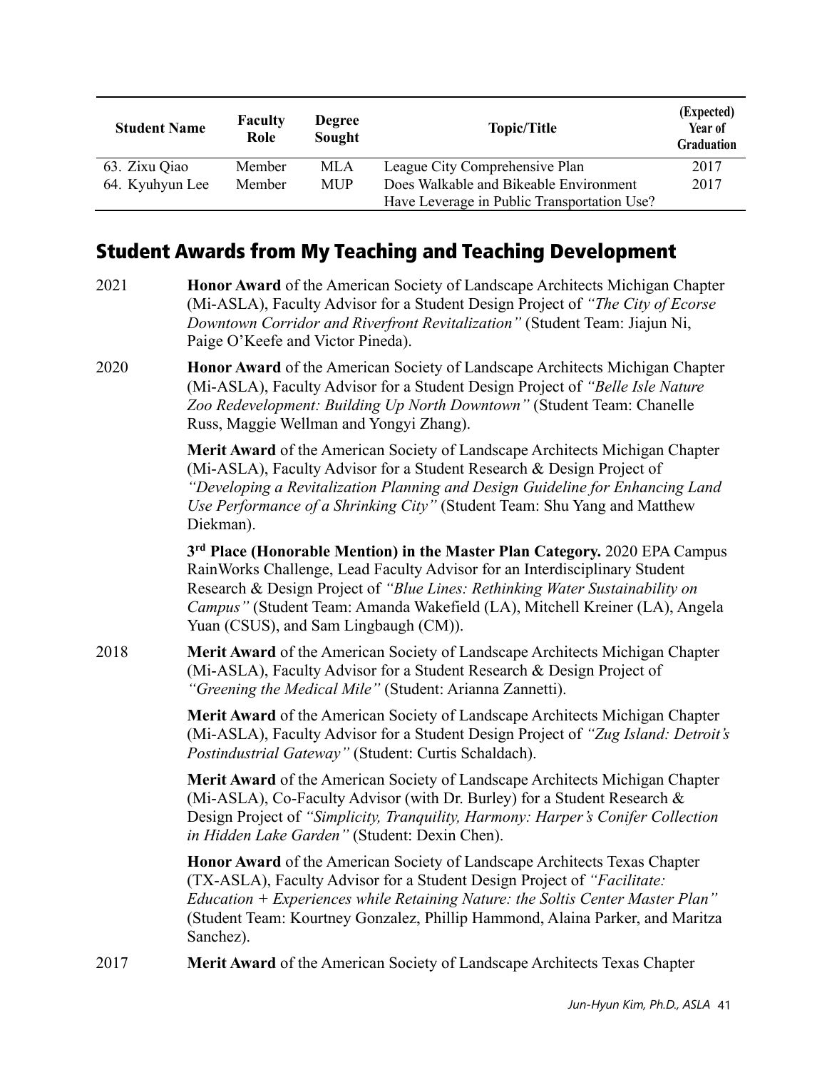| Student Name | Faculty Role | Degree Sought | Topic/Title | (Expected) Year of Graduation |
|---|---|---|---|---|
| 63. Zixu Qiao | Member | MLA | League City Comprehensive Plan | 2017 |
| 64. Kyuhyun Lee | Member | MUP | Does Walkable and Bikeable Environment Have Leverage in Public Transportation Use? | 2017 |

## Student Awards from My Teaching and Teaching Development

2021 **Honor Award** of the American Society of Landscape Architects Michigan Chapter (Mi-ASLA), Faculty Advisor for a Student Design Project of *"The City of Ecorse Downtown Corridor and Riverfront Revitalization"* (Student Team: Jiajun Ni, Paige O'Keefe and Victor Pineda).

2020 **Honor Award** of the American Society of Landscape Architects Michigan Chapter (Mi-ASLA), Faculty Advisor for a Student Design Project of *"Belle Isle Nature Zoo Redevelopment: Building Up North Downtown"* (Student Team: Chanelle Russ, Maggie Wellman and Yongyi Zhang).

**Merit Award** of the American Society of Landscape Architects Michigan Chapter (Mi-ASLA), Faculty Advisor for a Student Research & Design Project of *"Developing a Revitalization Planning and Design Guideline for Enhancing Land Use Performance of a Shrinking City"* (Student Team: Shu Yang and Matthew Diekman).

**3rd Place (Honorable Mention) in the Master Plan Category.** 2020 EPA Campus RainWorks Challenge, Lead Faculty Advisor for an Interdisciplinary Student Research & Design Project of *"Blue Lines: Rethinking Water Sustainability on Campus"* (Student Team: Amanda Wakefield (LA), Mitchell Kreiner (LA), Angela Yuan (CSUS), and Sam Lingbaugh (CM)).

2018 **Merit Award** of the American Society of Landscape Architects Michigan Chapter (Mi-ASLA), Faculty Advisor for a Student Research & Design Project of *"Greening the Medical Mile"* (Student: Arianna Zannetti).

**Merit Award** of the American Society of Landscape Architects Michigan Chapter (Mi-ASLA), Faculty Advisor for a Student Design Project of *"Zug Island: Detroit's Postindustrial Gateway"* (Student: Curtis Schaldach).

**Merit Award** of the American Society of Landscape Architects Michigan Chapter (Mi-ASLA), Co-Faculty Advisor (with Dr. Burley) for a Student Research & Design Project of *"Simplicity, Tranquility, Harmony: Harper's Conifer Collection in Hidden Lake Garden"* (Student: Dexin Chen).

**Honor Award** of the American Society of Landscape Architects Texas Chapter (TX-ASLA), Faculty Advisor for a Student Design Project of *"Facilitate: Education + Experiences while Retaining Nature: the Soltis Center Master Plan"* (Student Team: Kourtney Gonzalez, Phillip Hammond, Alaina Parker, and Maritza Sanchez).

2017 **Merit Award** of the American Society of Landscape Architects Texas Chapter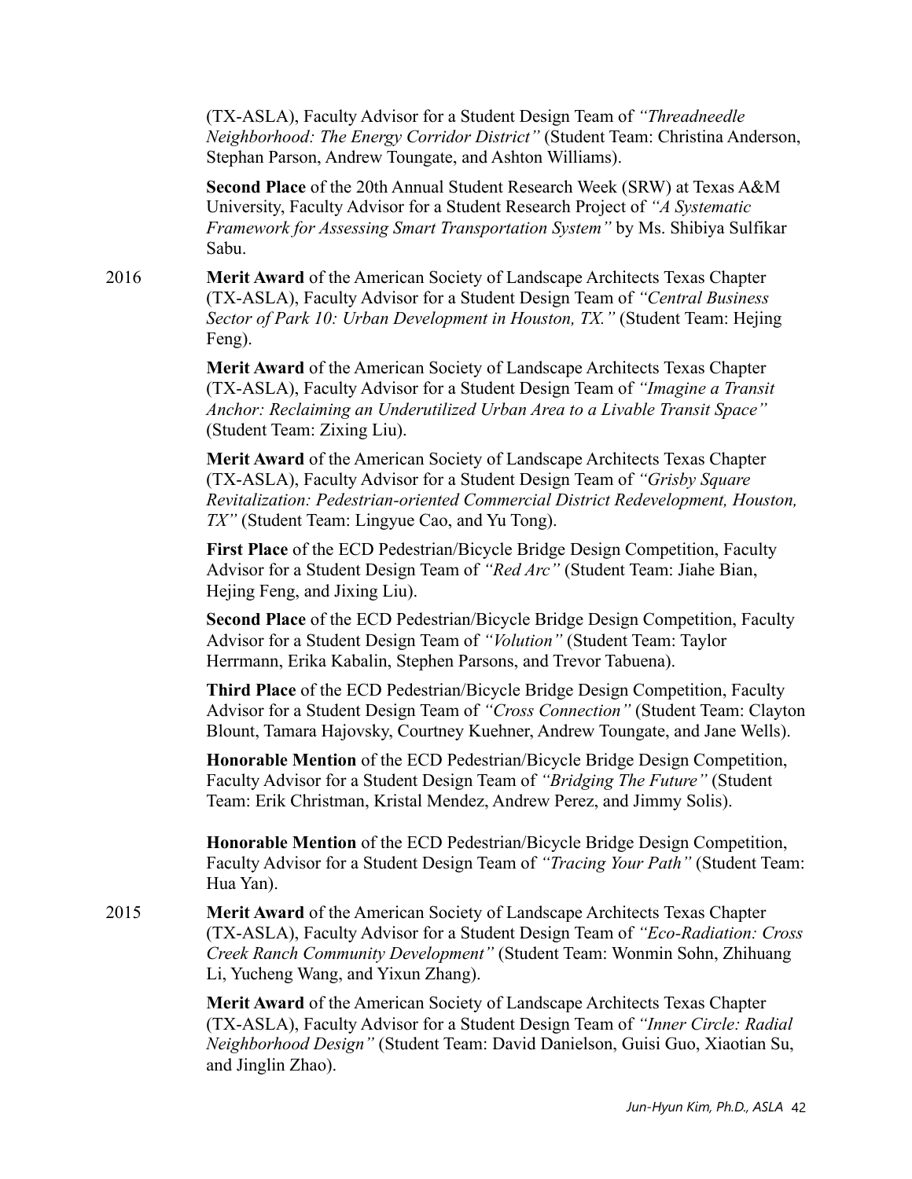(TX-ASLA), Faculty Advisor for a Student Design Team of *"Threadneedle Neighborhood: The Energy Corridor District"* (Student Team: Christina Anderson, Stephan Parson, Andrew Toungate, and Ashton Williams).

**Second Place** of the 20th Annual Student Research Week (SRW) at Texas A&M University, Faculty Advisor for a Student Research Project of *"A Systematic Framework for Assessing Smart Transportation System"* by Ms. Shibiya Sulfikar Sabu.

2016 **Merit Award** of the American Society of Landscape Architects Texas Chapter (TX-ASLA), Faculty Advisor for a Student Design Team of *"Central Business Sector of Park 10: Urban Development in Houston, TX."* (Student Team: Hejing Feng).

**Merit Award** of the American Society of Landscape Architects Texas Chapter (TX-ASLA), Faculty Advisor for a Student Design Team of *"Imagine a Transit Anchor: Reclaiming an Underutilized Urban Area to a Livable Transit Space"* (Student Team: Zixing Liu).

**Merit Award** of the American Society of Landscape Architects Texas Chapter (TX-ASLA), Faculty Advisor for a Student Design Team of *"Grisby Square Revitalization: Pedestrian-oriented Commercial District Redevelopment, Houston, TX"* (Student Team: Lingyue Cao, and Yu Tong).

**First Place** of the ECD Pedestrian/Bicycle Bridge Design Competition, Faculty Advisor for a Student Design Team of *"Red Arc"* (Student Team: Jiahe Bian, Hejing Feng, and Jixing Liu).

**Second Place** of the ECD Pedestrian/Bicycle Bridge Design Competition, Faculty Advisor for a Student Design Team of *"Volution"* (Student Team: Taylor Herrmann, Erika Kabalin, Stephen Parsons, and Trevor Tabuena).

**Third Place** of the ECD Pedestrian/Bicycle Bridge Design Competition, Faculty Advisor for a Student Design Team of *"Cross Connection"* (Student Team: Clayton Blount, Tamara Hajovsky, Courtney Kuehner, Andrew Toungate, and Jane Wells).

**Honorable Mention** of the ECD Pedestrian/Bicycle Bridge Design Competition, Faculty Advisor for a Student Design Team of *"Bridging The Future"* (Student Team: Erik Christman, Kristal Mendez, Andrew Perez, and Jimmy Solis).

**Honorable Mention** of the ECD Pedestrian/Bicycle Bridge Design Competition, Faculty Advisor for a Student Design Team of *"Tracing Your Path"* (Student Team: Hua Yan).

2015 **Merit Award** of the American Society of Landscape Architects Texas Chapter (TX-ASLA), Faculty Advisor for a Student Design Team of *"Eco-Radiation: Cross Creek Ranch Community Development"* (Student Team: Wonmin Sohn, Zhihuang Li, Yucheng Wang, and Yixun Zhang).

**Merit Award** of the American Society of Landscape Architects Texas Chapter (TX-ASLA), Faculty Advisor for a Student Design Team of *"Inner Circle: Radial Neighborhood Design"* (Student Team: David Danielson, Guisi Guo, Xiaotian Su, and Jinglin Zhao).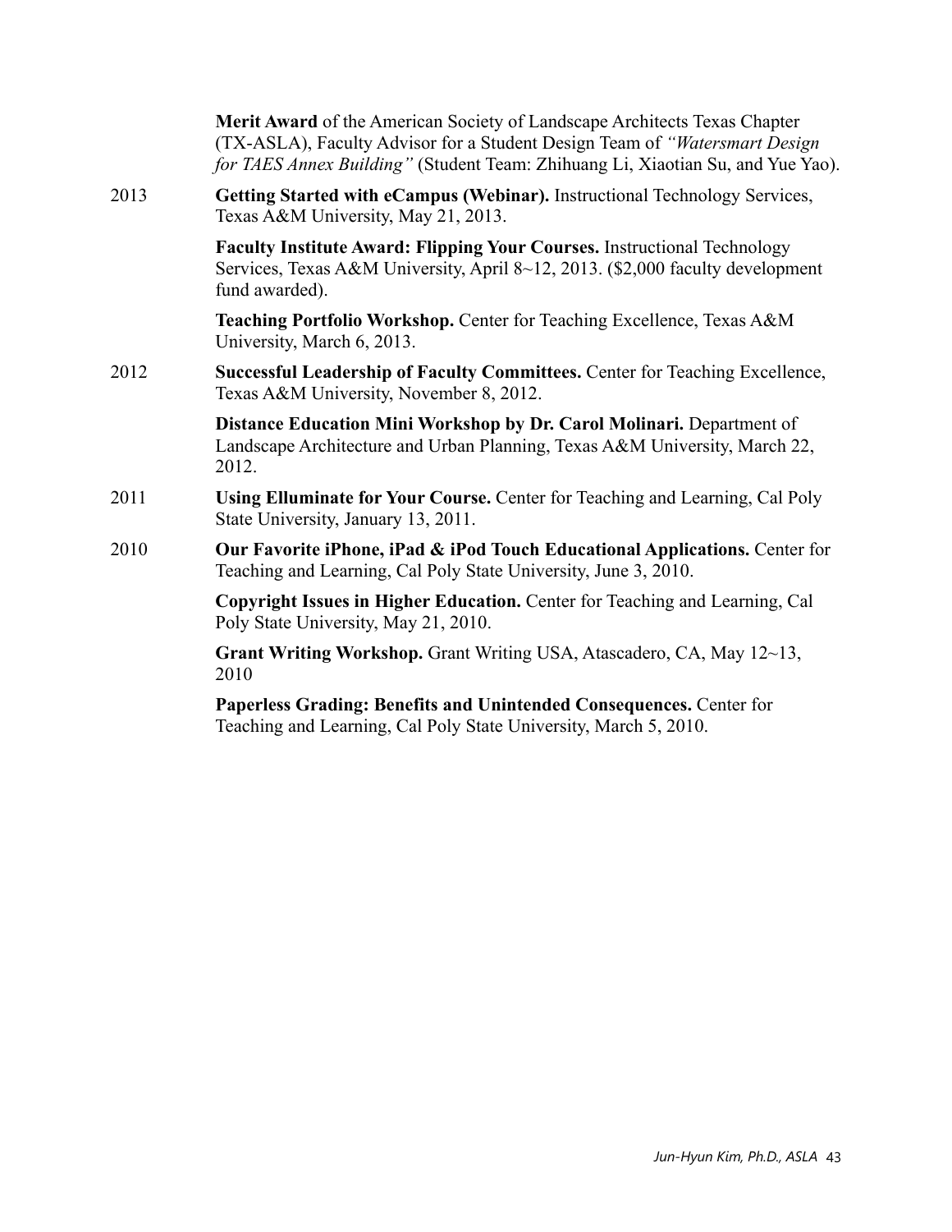**Merit Award** of the American Society of Landscape Architects Texas Chapter (TX-ASLA), Faculty Advisor for a Student Design Team of *"Watersmart Design for TAES Annex Building"* (Student Team: Zhihuang Li, Xiaotian Su, and Yue Yao).

2013 **Getting Started with eCampus (Webinar).** Instructional Technology Services, Texas A&M University, May 21, 2013.

**Faculty Institute Award: Flipping Your Courses.** Instructional Technology Services, Texas A&M University, April 8~12, 2013. ($2,000 faculty development fund awarded).

**Teaching Portfolio Workshop.** Center for Teaching Excellence, Texas A&M University, March 6, 2013.

2012 **Successful Leadership of Faculty Committees.** Center for Teaching Excellence, Texas A&M University, November 8, 2012.

**Distance Education Mini Workshop by Dr. Carol Molinari.** Department of Landscape Architecture and Urban Planning, Texas A&M University, March 22, 2012.

2011 **Using Elluminate for Your Course.** Center for Teaching and Learning, Cal Poly State University, January 13, 2011.

2010 **Our Favorite iPhone, iPad & iPod Touch Educational Applications.** Center for Teaching and Learning, Cal Poly State University, June 3, 2010.

**Copyright Issues in Higher Education.** Center for Teaching and Learning, Cal Poly State University, May 21, 2010.

**Grant Writing Workshop.** Grant Writing USA, Atascadero, CA, May 12~13, 2010

**Paperless Grading: Benefits and Unintended Consequences.** Center for Teaching and Learning, Cal Poly State University, March 5, 2010.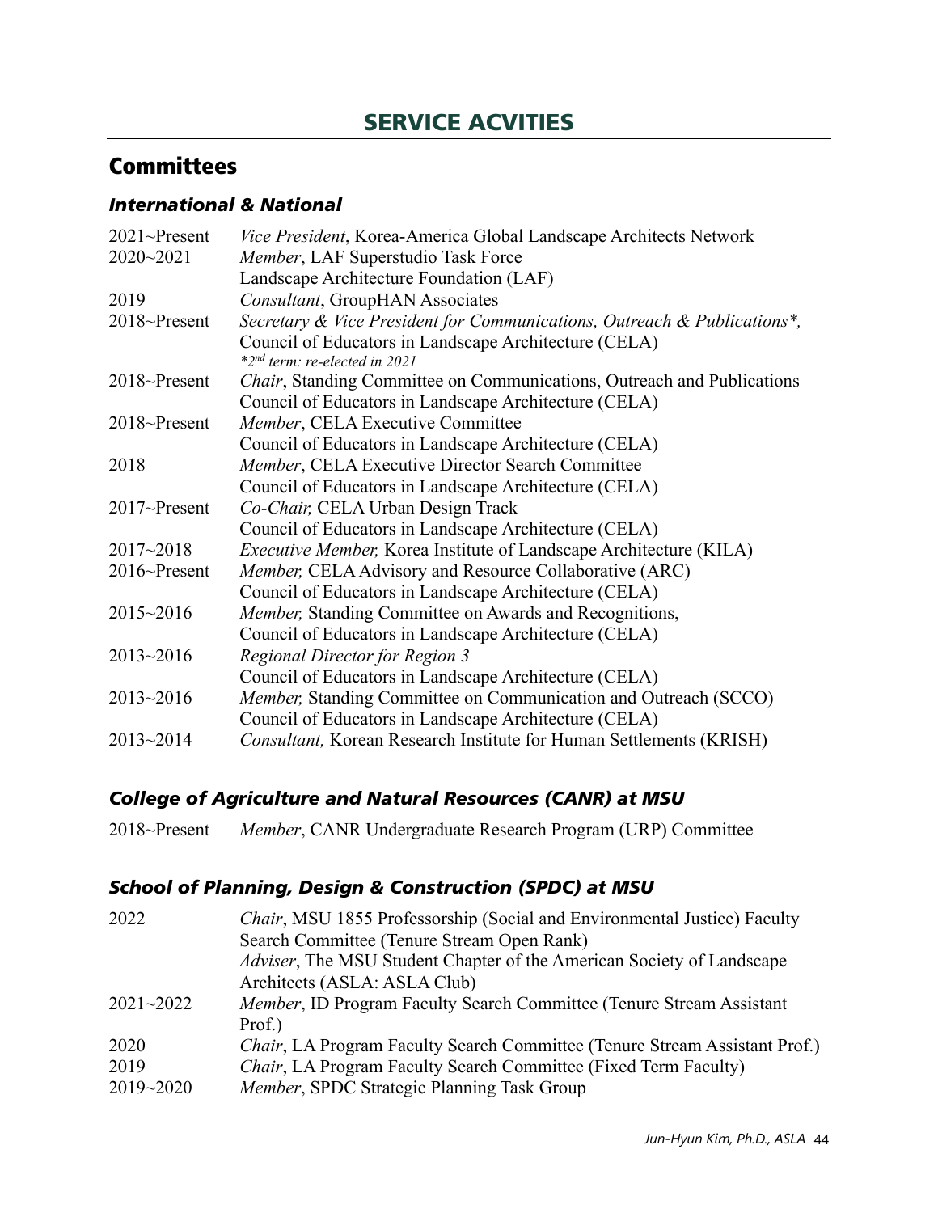# SERVICE ACVITIES

## Committees

### *International & National*

2021~Present *Vice President*, Korea-America Global Landscape Architects Network

2020~2021 *Member*, LAF Superstudio Task Force
Landscape Architecture Foundation (LAF)

2019 *Consultant*, GroupHAN Associates

2018~Present *Secretary & Vice President for Communications, Outreach & Publications\**,
Council of Educators in Landscape Architecture (CELA)
*\*2nd term: re-elected in 2021*

2018~Present *Chair*, Standing Committee on Communications, Outreach and Publications
Council of Educators in Landscape Architecture (CELA)

2018~Present *Member*, CELA Executive Committee
Council of Educators in Landscape Architecture (CELA)

2018 *Member*, CELA Executive Director Search Committee
Council of Educators in Landscape Architecture (CELA)

2017~Present *Co-Chair,* CELA Urban Design Track
Council of Educators in Landscape Architecture (CELA)

2017~2018 *Executive Member,* Korea Institute of Landscape Architecture (KILA)

2016~Present *Member,* CELA Advisory and Resource Collaborative (ARC)
Council of Educators in Landscape Architecture (CELA)

2015~2016 *Member,* Standing Committee on Awards and Recognitions,
Council of Educators in Landscape Architecture (CELA)

2013~2016 *Regional Director for Region 3*
Council of Educators in Landscape Architecture (CELA)

2013~2016 *Member,* Standing Committee on Communication and Outreach (SCCO)
Council of Educators in Landscape Architecture (CELA)

2013~2014 *Consultant,* Korean Research Institute for Human Settlements (KRISH)

### *College of Agriculture and Natural Resources (CANR) at MSU*

2018~Present *Member*, CANR Undergraduate Research Program (URP) Committee

### *School of Planning, Design & Construction (SPDC) at MSU*

2022 *Chair*, MSU 1855 Professorship (Social and Environmental Justice) Faculty Search Committee (Tenure Stream Open Rank)
*Adviser*, The MSU Student Chapter of the American Society of Landscape Architects (ASLA: ASLA Club)

2021~2022 *Member*, ID Program Faculty Search Committee (Tenure Stream Assistant Prof.)

2020 *Chair*, LA Program Faculty Search Committee (Tenure Stream Assistant Prof.)

2019 *Chair*, LA Program Faculty Search Committee (Fixed Term Faculty)

2019~2020 *Member*, SPDC Strategic Planning Task Group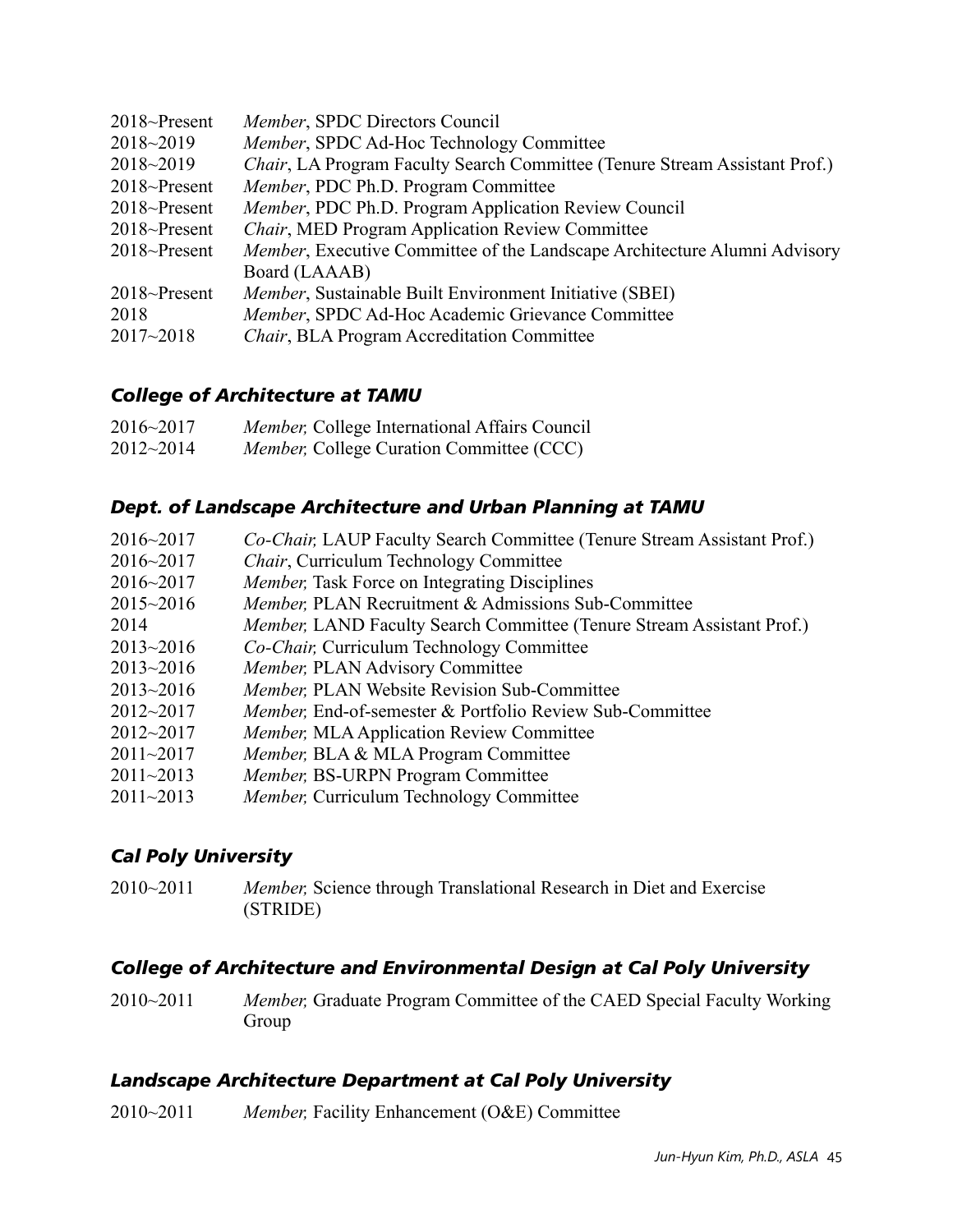2018~Present *Member*, SPDC Directors Council
2018~2019 *Member*, SPDC Ad-Hoc Technology Committee
2018~2019 *Chair*, LA Program Faculty Search Committee (Tenure Stream Assistant Prof.)
2018~Present *Member*, PDC Ph.D. Program Committee
2018~Present *Member*, PDC Ph.D. Program Application Review Council
2018~Present *Chair*, MED Program Application Review Committee
2018~Present *Member*, Executive Committee of the Landscape Architecture Alumni Advisory Board (LAAAB)
2018~Present *Member*, Sustainable Built Environment Initiative (SBEI)
2018 *Member*, SPDC Ad-Hoc Academic Grievance Committee
2017~2018 *Chair*, BLA Program Accreditation Committee

### *College of Architecture at TAMU*

2016~2017 *Member,* College International Affairs Council
2012~2014 *Member,* College Curation Committee (CCC)

### *Dept. of Landscape Architecture and Urban Planning at TAMU*

2016~2017 *Co-Chair,* LAUP Faculty Search Committee (Tenure Stream Assistant Prof.)
2016~2017 *Chair*, Curriculum Technology Committee
2016~2017 *Member,* Task Force on Integrating Disciplines
2015~2016 *Member,* PLAN Recruitment & Admissions Sub-Committee
2014 *Member,* LAND Faculty Search Committee (Tenure Stream Assistant Prof.)
2013~2016 *Co-Chair,* Curriculum Technology Committee
2013~2016 *Member,* PLAN Advisory Committee
2013~2016 *Member,* PLAN Website Revision Sub-Committee
2012~2017 *Member,* End-of-semester & Portfolio Review Sub-Committee
2012~2017 *Member,* MLA Application Review Committee
2011~2017 *Member,* BLA & MLA Program Committee
2011~2013 *Member,* BS-URPN Program Committee
2011~2013 *Member,* Curriculum Technology Committee

### *Cal Poly University*

2010~2011 *Member,* Science through Translational Research in Diet and Exercise (STRIDE)

### *College of Architecture and Environmental Design at Cal Poly University*

2010~2011 *Member,* Graduate Program Committee of the CAED Special Faculty Working Group

### *Landscape Architecture Department at Cal Poly University*

2010~2011 *Member,* Facility Enhancement (O&E) Committee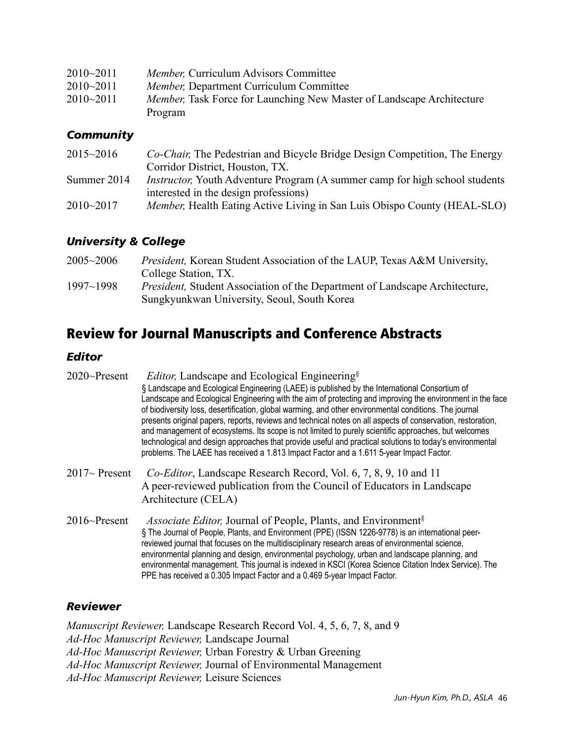2010~2011 *Member,* Curriculum Advisors Committee
2010~2011 *Member,* Department Curriculum Committee
2010~2011 *Member,* Task Force for Launching New Master of Landscape Architecture Program

### *Community*

2015~2016 *Co-Chair,* The Pedestrian and Bicycle Bridge Design Competition, The Energy Corridor District, Houston, TX.
Summer 2014 *Instructor,* Youth Adventure Program (A summer camp for high school students interested in the design professions)
2010~2017 *Member,* Health Eating Active Living in San Luis Obispo County (HEAL-SLO)

### *University & College*

2005~2006 *President,* Korean Student Association of the LAUP, Texas A&M University, College Station, TX.
1997~1998 *President,* Student Association of the Department of Landscape Architecture, Sungkyunkwan University, Seoul, South Korea

## Review for Journal Manuscripts and Conference Abstracts

### *Editor*

2020~Present *Editor,* Landscape and Ecological Engineering[§]
§ Landscape and Ecological Engineering (LAEE) is published by the International Consortium of Landscape and Ecological Engineering with the aim of protecting and improving the environment in the face of biodiversity loss, desertification, global warming, and other environmental conditions. The journal presents original papers, reports, reviews and technical notes on all aspects of conservation, restoration, and management of ecosystems. Its scope is not limited to purely scientific approaches, but welcomes technological and design approaches that provide useful and practical solutions to today's environmental problems. The LAEE has received a 1.813 Impact Factor and a 1.611 5-year Impact Factor.

2017~ Present *Co-Editor*, Landscape Research Record, Vol. 6, 7, 8, 9, 10 and 11
A peer-reviewed publication from the Council of Educators in Landscape Architecture (CELA)

2016~Present *Associate Editor,* Journal of People, Plants, and Environment[§]
§ The Journal of People, Plants, and Environment (PPE) (ISSN 1226-9778) is an international peer-reviewed journal that focuses on the multidisciplinary research areas of environmental science, environmental planning and design, environmental psychology, urban and landscape planning, and environmental management. This journal is indexed in KSCI (Korea Science Citation Index Service). The PPE has received a 0.305 Impact Factor and a 0.469 5-year Impact Factor.

### *Reviewer*

*Manuscript Reviewer,* Landscape Research Record Vol. 4, 5, 6, 7, 8, and 9
*Ad-Hoc Manuscript Reviewer,* Landscape Journal
*Ad-Hoc Manuscript Reviewer,* Urban Forestry & Urban Greening
*Ad-Hoc Manuscript Reviewer,* Journal of Environmental Management
*Ad-Hoc Manuscript Reviewer,* Leisure Sciences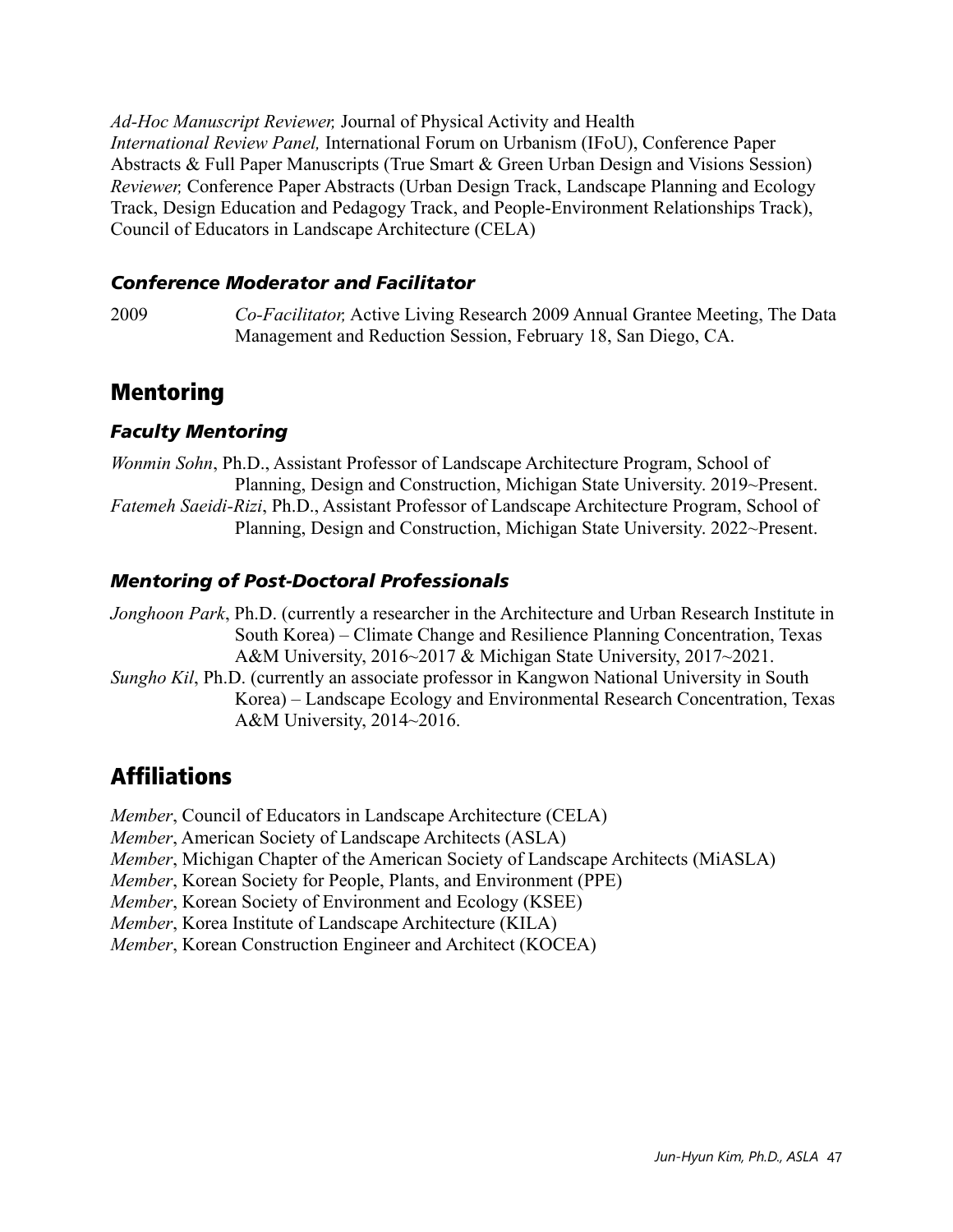*Ad-Hoc Manuscript Reviewer,* Journal of Physical Activity and Health
*International Review Panel,* International Forum on Urbanism (IFoU), Conference Paper Abstracts & Full Paper Manuscripts (True Smart & Green Urban Design and Visions Session)
*Reviewer,* Conference Paper Abstracts (Urban Design Track, Landscape Planning and Ecology Track, Design Education and Pedagogy Track, and People-Environment Relationships Track), Council of Educators in Landscape Architecture (CELA)

### *Conference Moderator and Facilitator*

2009 *Co-Facilitator,* Active Living Research 2009 Annual Grantee Meeting, The Data Management and Reduction Session, February 18, San Diego, CA.

## Mentoring

### *Faculty Mentoring*

*Wonmin Sohn*, Ph.D., Assistant Professor of Landscape Architecture Program, School of Planning, Design and Construction, Michigan State University. 2019~Present.
*Fatemeh Saeidi-Rizi*, Ph.D., Assistant Professor of Landscape Architecture Program, School of Planning, Design and Construction, Michigan State University. 2022~Present.

### *Mentoring of Post-Doctoral Professionals*

*Jonghoon Park*, Ph.D. (currently a researcher in the Architecture and Urban Research Institute in South Korea) – Climate Change and Resilience Planning Concentration, Texas A&M University, 2016~2017 & Michigan State University, 2017~2021.
*Sungho Kil*, Ph.D. (currently an associate professor in Kangwon National University in South Korea) – Landscape Ecology and Environmental Research Concentration, Texas A&M University, 2014~2016.

## Affiliations

*Member*, Council of Educators in Landscape Architecture (CELA)
*Member*, American Society of Landscape Architects (ASLA)
*Member*, Michigan Chapter of the American Society of Landscape Architects (MiASLA)
*Member*, Korean Society for People, Plants, and Environment (PPE)
*Member*, Korean Society of Environment and Ecology (KSEE)
*Member*, Korea Institute of Landscape Architecture (KILA)
*Member*, Korean Construction Engineer and Architect (KOCEA)